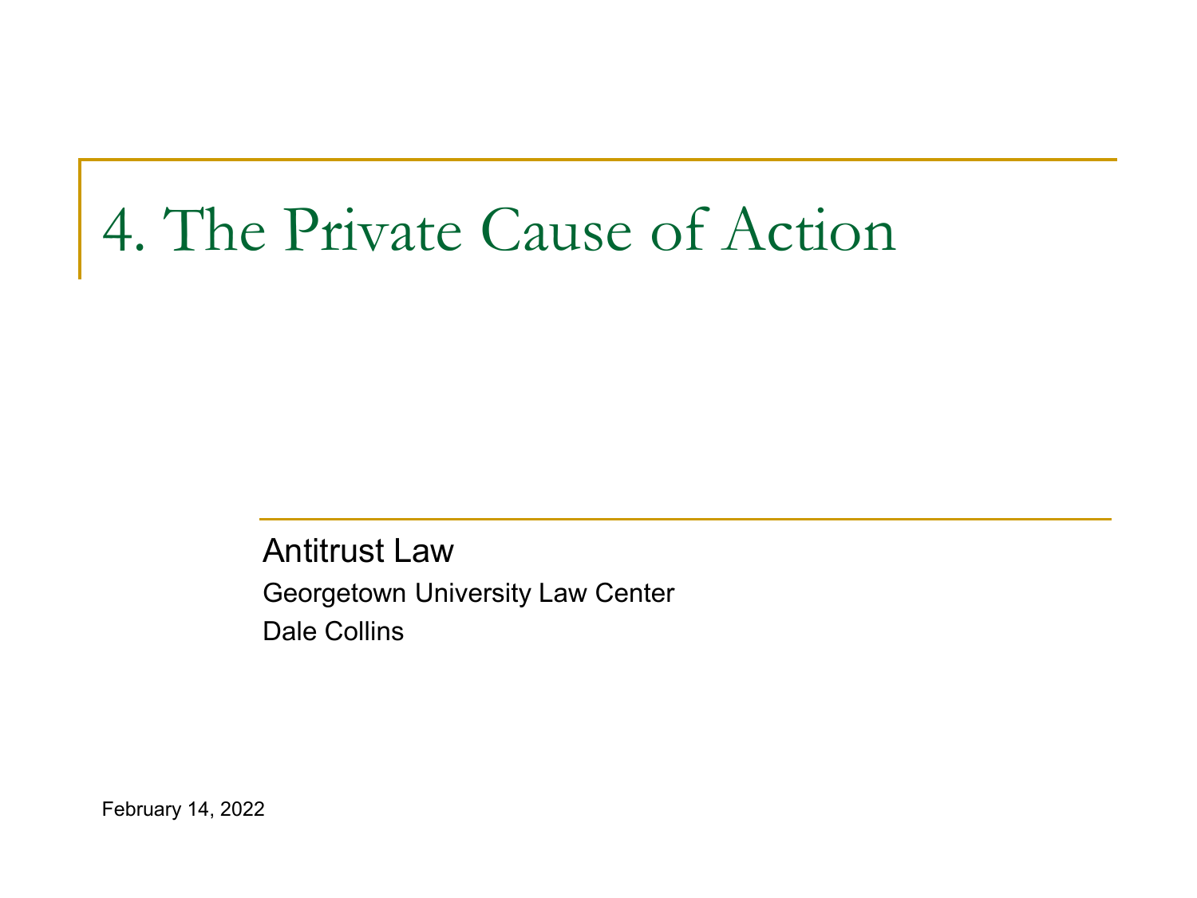# 4. The Private Cause of Action

Antitrust Law

Georgetown University Law Center

Dale Collins

February 14, 2022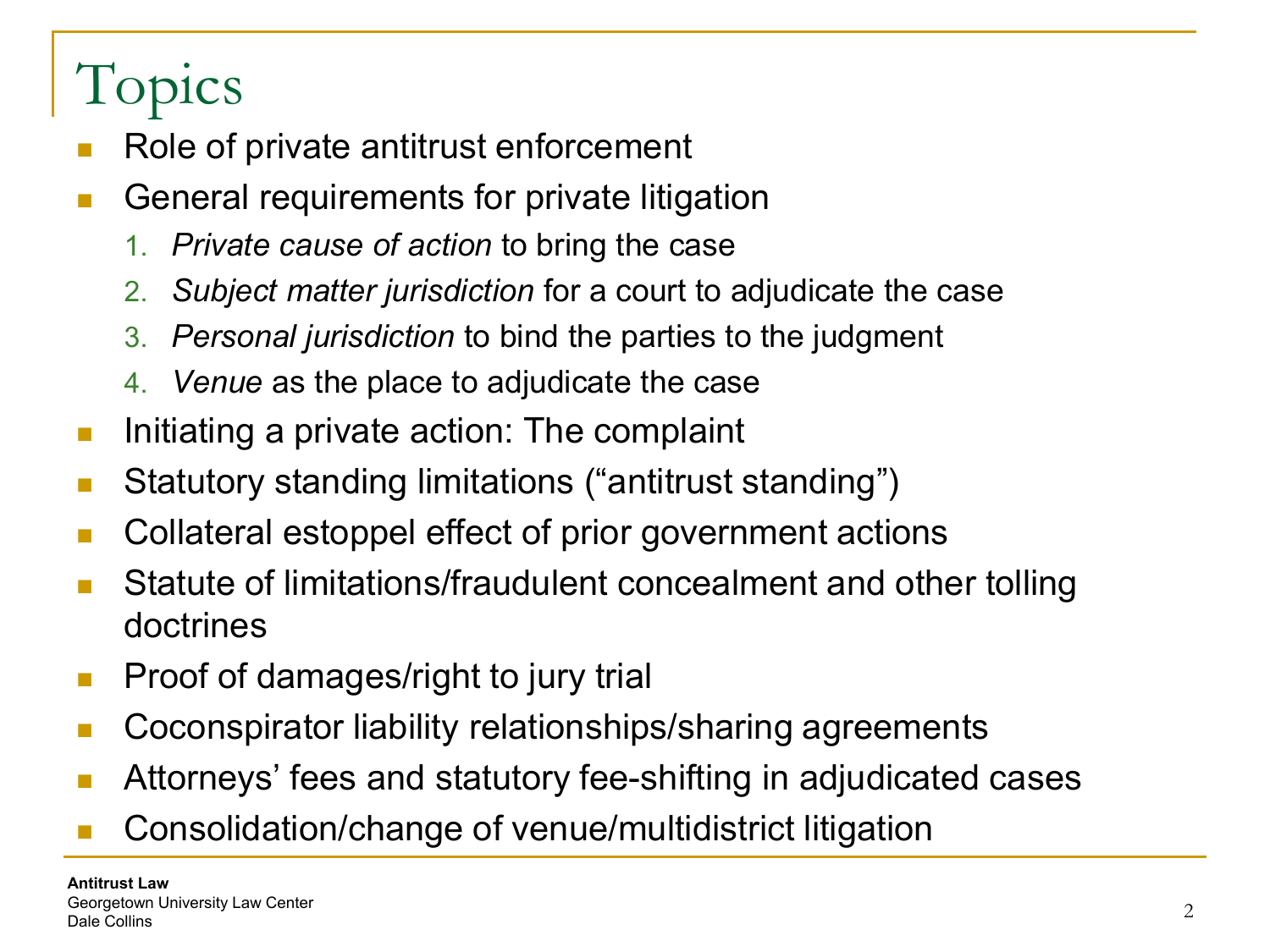# Topics

- Role of private antitrust enforcement
- General requirements for private litigation
  1. *Private cause of action* to bring the case
  2. *Subject matter jurisdiction* for a court to adjudicate the case
  3. *Personal jurisdiction* to bind the parties to the judgment
  4. *Venue* as the place to adjudicate the case
- Initiating a private action: The complaint
- Statutory standing limitations ("antitrust standing")
- Collateral estoppel effect of prior government actions
- Statute of limitations/fraudulent concealment and other tolling doctrines
- Proof of damages/right to jury trial
- Coconspirator liability relationships/sharing agreements
- Attorneys' fees and statutory fee-shifting in adjudicated cases
- Consolidation/change of venue/multidistrict litigation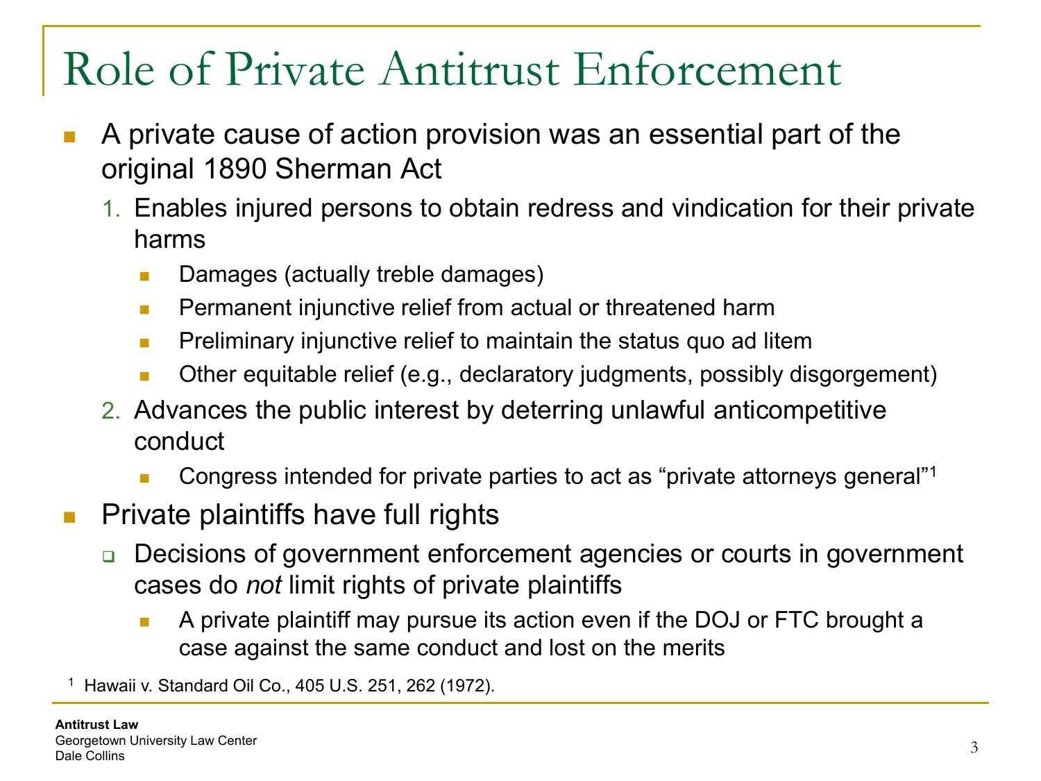# Role of Private Antitrust Enforcement

- A private cause of action provision was an essential part of the original 1890 Sherman Act
  1. Enables injured persons to obtain redress and vindication for their private harms
     - Damages (actually treble damages)
     - Permanent injunctive relief from actual or threatened harm
     - Preliminary injunctive relief to maintain the status quo ad litem
     - Other equitable relief (e.g., declaratory judgments, possibly disgorgement)
  2. Advances the public interest by deterring unlawful anticompetitive conduct
     - Congress intended for private parties to act as "private attorneys general"[1]
- Private plaintiffs have full rights
  - Decisions of government enforcement agencies or courts in government cases do *not* limit rights of private plaintiffs
    - A private plaintiff may pursue its action even if the DOJ or FTC brought a case against the same conduct and lost on the merits

[1] Hawaii v. Standard Oil Co., 405 U.S. 251, 262 (1972).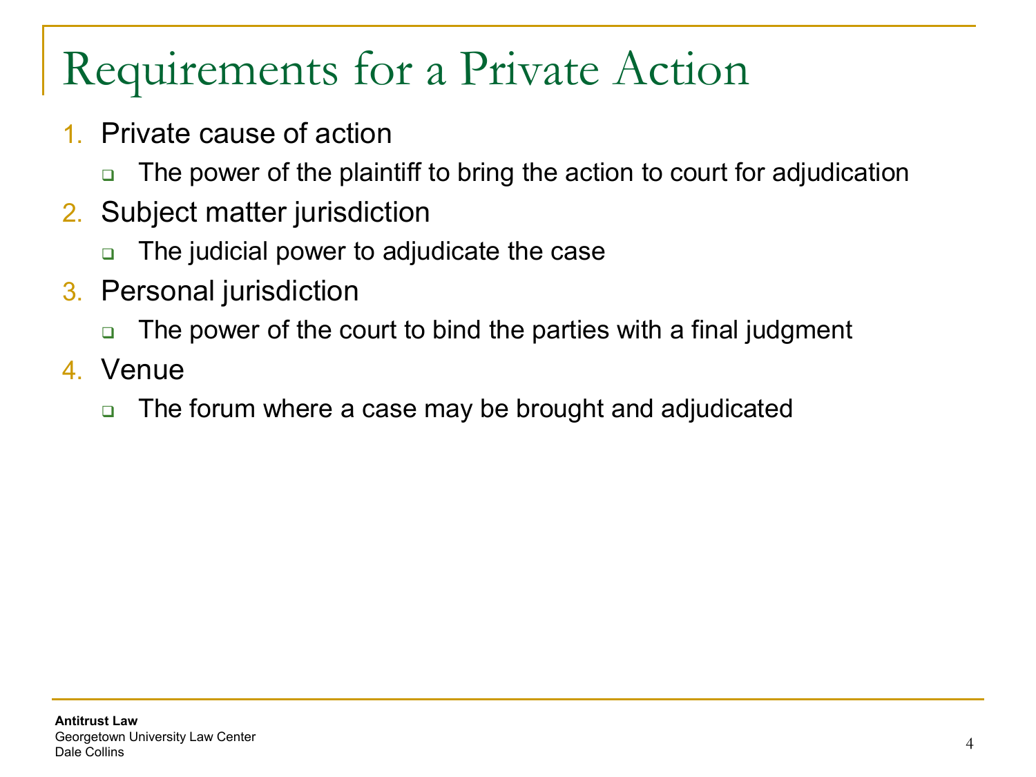# Requirements for a Private Action

1. Private cause of action
   - The power of the plaintiff to bring the action to court for adjudication
2. Subject matter jurisdiction
   - The judicial power to adjudicate the case
3. Personal jurisdiction
   - The power of the court to bind the parties with a final judgment
4. Venue
   - The forum where a case may be brought and adjudicated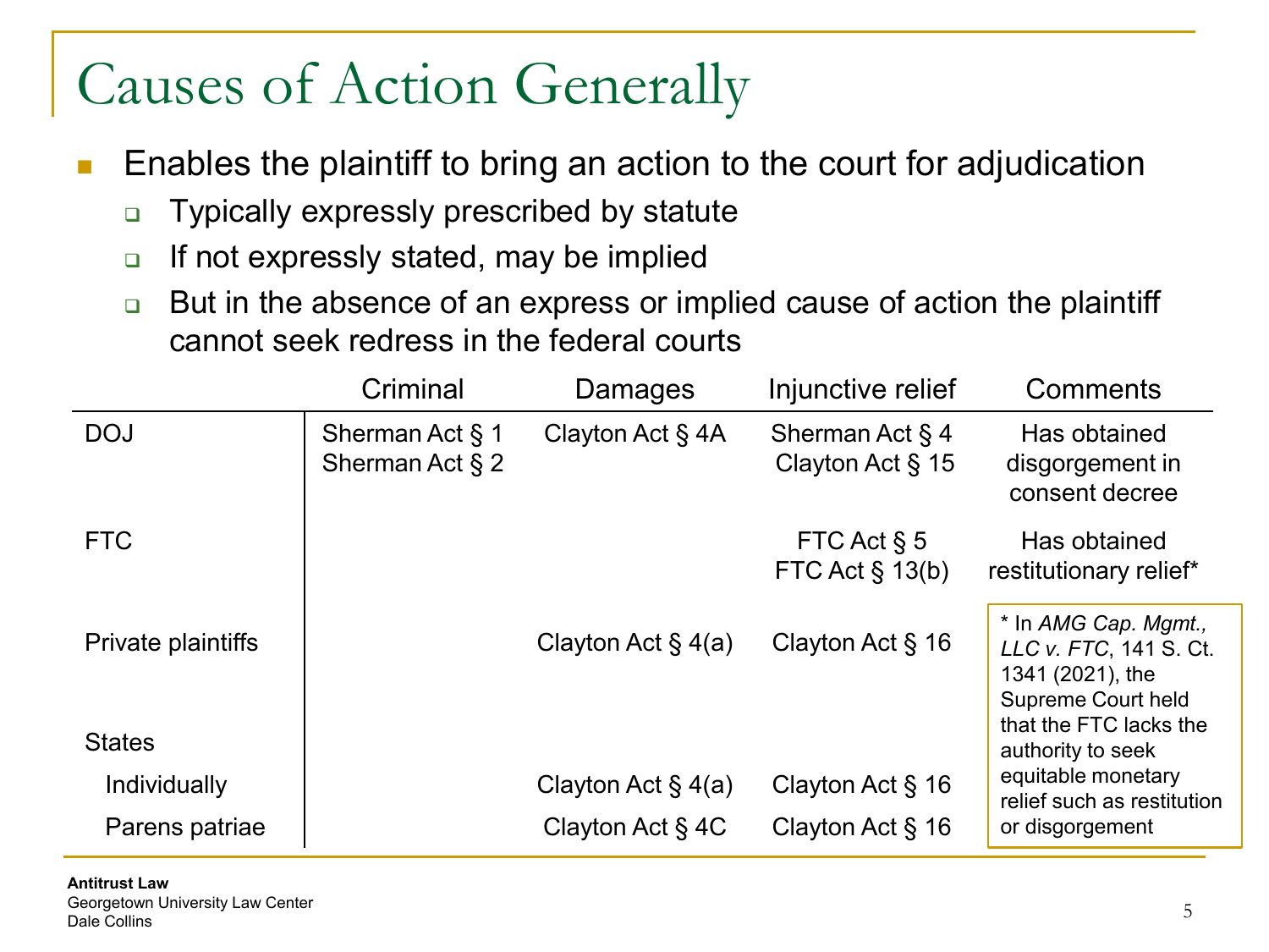# Causes of Action Generally

- Enables the plaintiff to bring an action to the court for adjudication
  - Typically expressly prescribed by statute
  - If not expressly stated, may be implied
  - But in the absence of an express or implied cause of action the plaintiff cannot seek redress in the federal courts

| | Criminal | Damages | Injunctive relief | Comments |
|---|---|---|---|---|
| DOJ | Sherman Act § 1<br>Sherman Act § 2 | Clayton Act § 4A | Sherman Act § 4<br>Clayton Act § 15 | Has obtained disgorgement in consent decree |
| FTC | | | FTC Act § 5<br>FTC Act § 13(b) | Has obtained restitutionary relief* |
| Private plaintiffs | | Clayton Act § 4(a) | Clayton Act § 16 | |
| States | | | | |
| Individually | | Clayton Act § 4(a) | Clayton Act § 16 | |
| Parens patriae | | Clayton Act § 4C | Clayton Act § 16 | |

\* In *AMG Cap. Mgmt., LLC v. FTC*, 141 S. Ct. 1341 (2021), the Supreme Court held that the FTC lacks the authority to seek equitable monetary relief such as restitution or disgorgement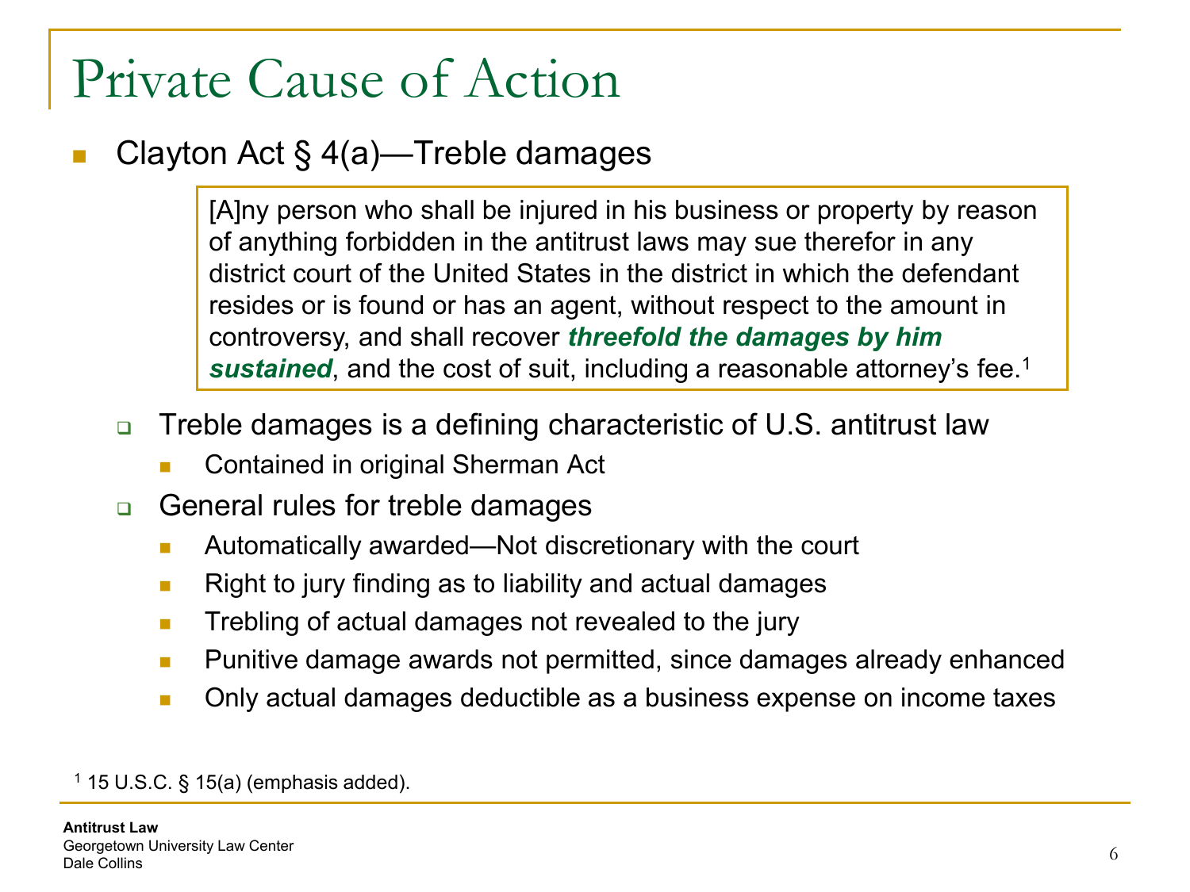# Private Cause of Action

- Clayton Act § 4(a)—Treble damages

> [A]ny person who shall be injured in his business or property by reason of anything forbidden in the antitrust laws may sue therefor in any district court of the United States in the district in which the defendant resides or is found or has an agent, without respect to the amount in controversy, and shall recover ***threefold the damages by him sustained***, and the cost of suit, including a reasonable attorney's fee.[1]

  - Treble damages is a defining characteristic of U.S. antitrust law
    - Contained in original Sherman Act
  - General rules for treble damages
    - Automatically awarded—Not discretionary with the court
    - Right to jury finding as to liability and actual damages
    - Trebling of actual damages not revealed to the jury
    - Punitive damage awards not permitted, since damages already enhanced
    - Only actual damages deductible as a business expense on income taxes

[1] 15 U.S.C. § 15(a) (emphasis added).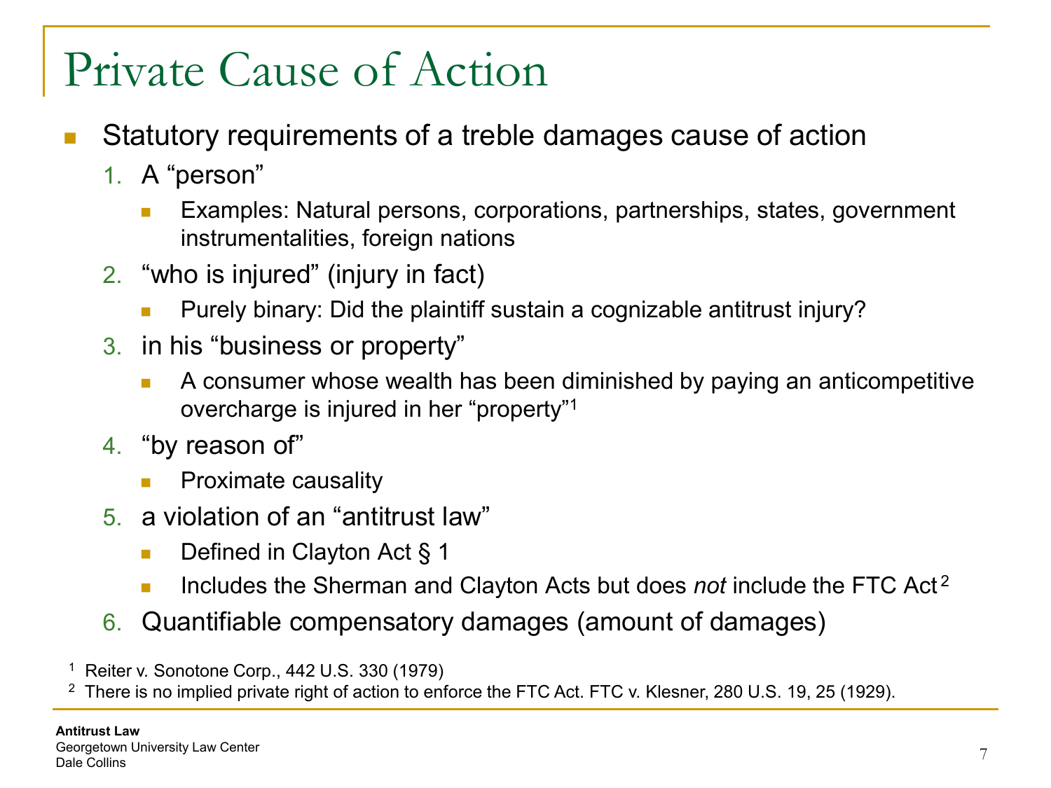# Private Cause of Action

- Statutory requirements of a treble damages cause of action
  1. A “person”
     - Examples: Natural persons, corporations, partnerships, states, government instrumentalities, foreign nations
  2. “who is injured” (injury in fact)
     - Purely binary: Did the plaintiff sustain a cognizable antitrust injury?
  3. in his “business or property”
     - A consumer whose wealth has been diminished by paying an anticompetitive overcharge is injured in her “property”[1]
  4. “by reason of”
     - Proximate causality
  5. a violation of an “antitrust law”
     - Defined in Clayton Act § 1
     - Includes the Sherman and Clayton Acts but does *not* include the FTC Act[2]
  6. Quantifiable compensatory damages (amount of damages)

[1] Reiter v. Sonotone Corp., 442 U.S. 330 (1979)

[2] There is no implied private right of action to enforce the FTC Act. FTC v. Klesner, 280 U.S. 19, 25 (1929).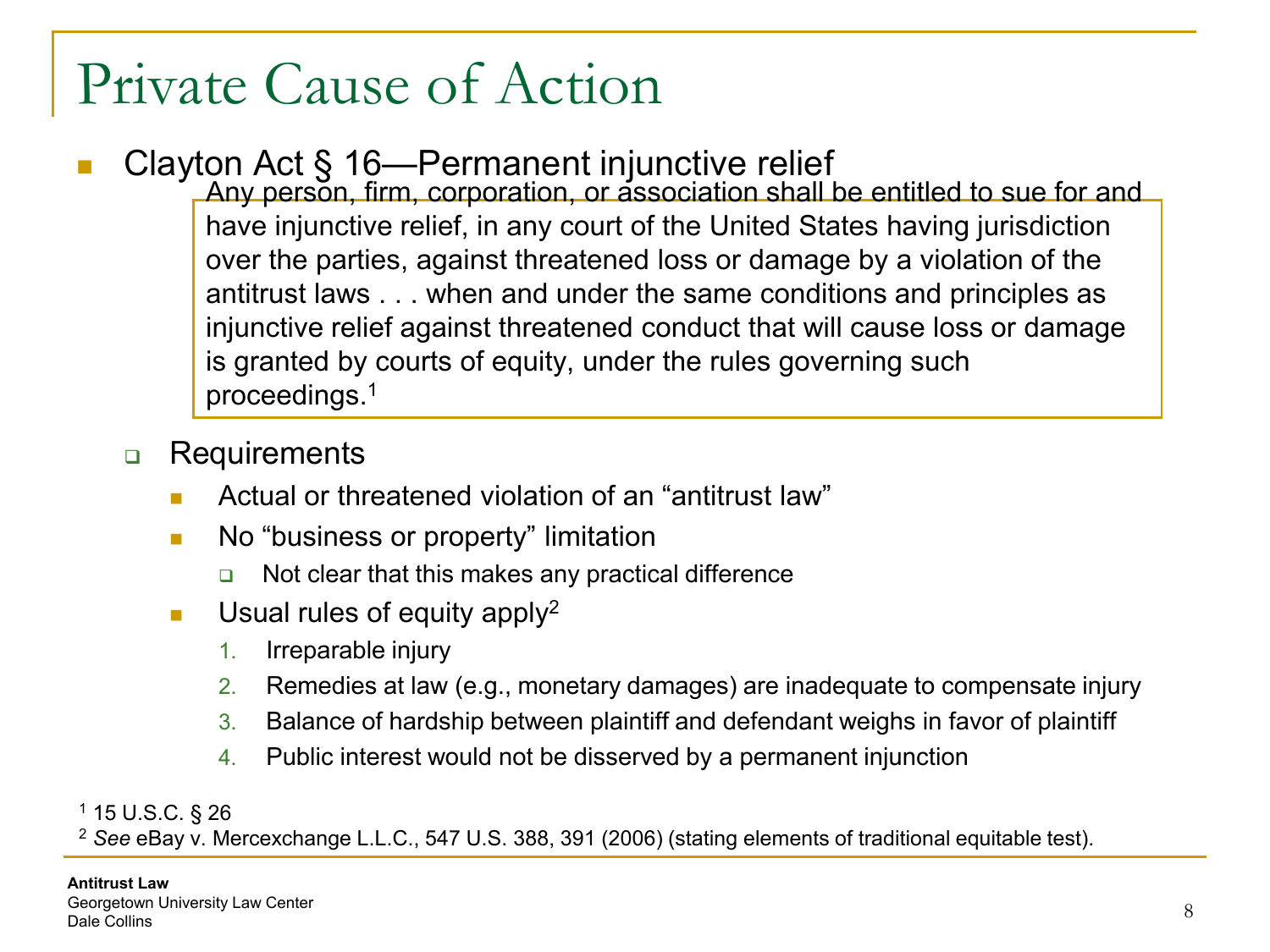# Private Cause of Action

- Clayton Act § 16—Permanent injunctive relief

> Any person, firm, corporation, or association shall be entitled to sue for and have injunctive relief, in any court of the United States having jurisdiction over the parties, against threatened loss or damage by a violation of the antitrust laws . . . when and under the same conditions and principles as injunctive relief against threatened conduct that will cause loss or damage is granted by courts of equity, under the rules governing such proceedings.[1]

- Requirements
  - Actual or threatened violation of an "antitrust law"
  - No "business or property" limitation
    - Not clear that this makes any practical difference
  - Usual rules of equity apply[2]
    1. Irreparable injury
    2. Remedies at law (e.g., monetary damages) are inadequate to compensate injury
    3. Balance of hardship between plaintiff and defendant weighs in favor of plaintiff
    4. Public interest would not be disserved by a permanent injunction

[1] 15 U.S.C. § 26

[2] *See* eBay v. Mercexchange L.L.C., 547 U.S. 388, 391 (2006) (stating elements of traditional equitable test).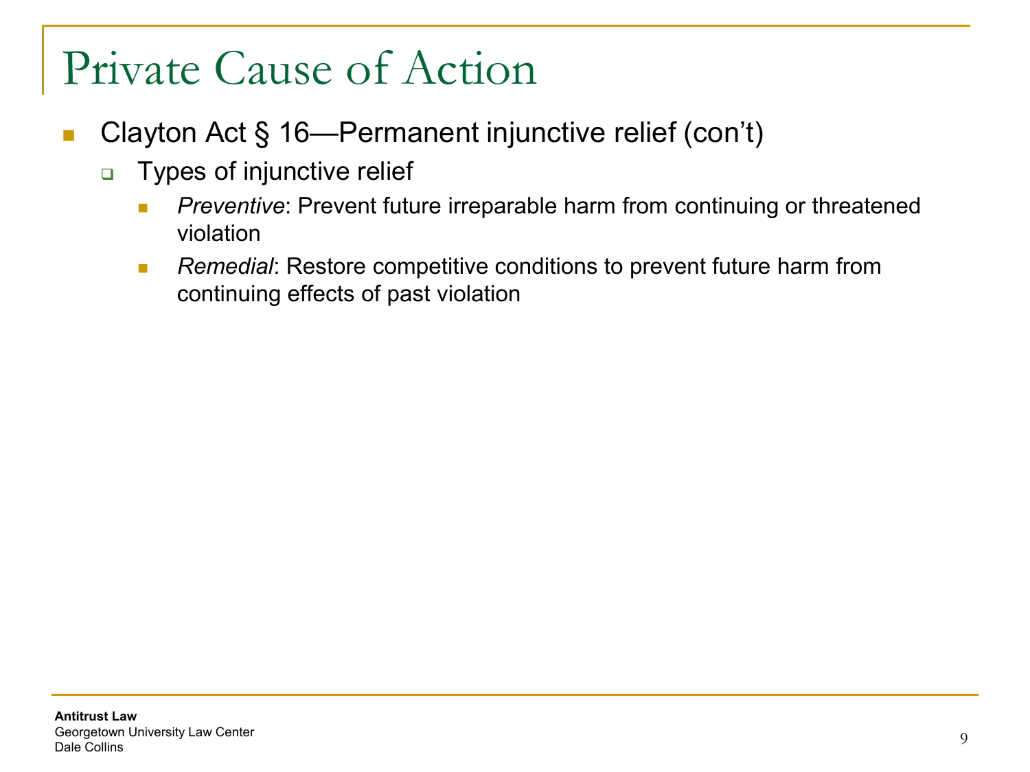# Private Cause of Action

- Clayton Act § 16—Permanent injunctive relief (con't)
  - Types of injunctive relief
    - *Preventive*: Prevent future irreparable harm from continuing or threatened violation
    - *Remedial*: Restore competitive conditions to prevent future harm from continuing effects of past violation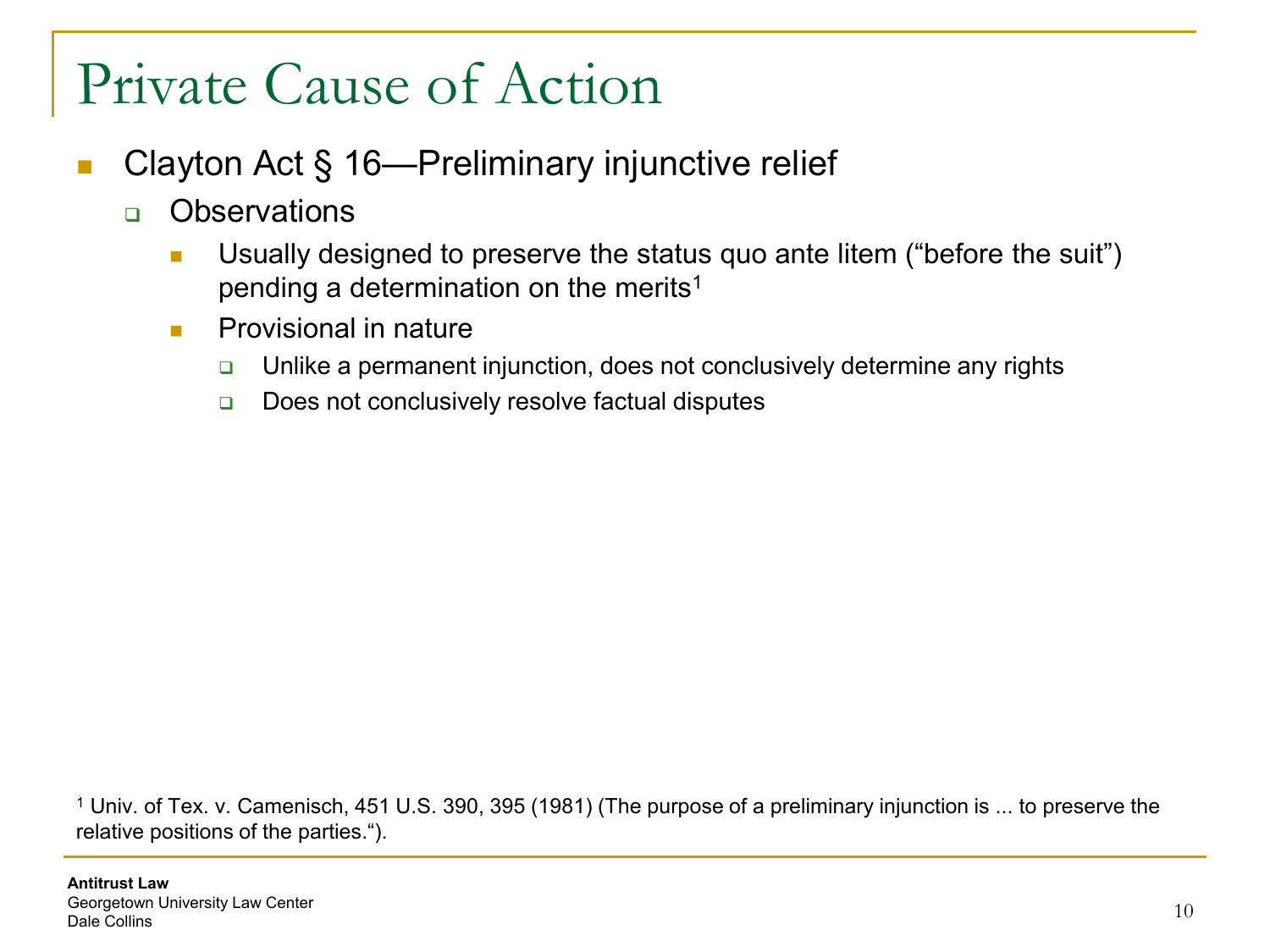# Private Cause of Action

- Clayton Act § 16—Preliminary injunctive relief
  - Observations
    - Usually designed to preserve the status quo ante litem ("before the suit") pending a determination on the merits[1]
    - Provisional in nature
      - Unlike a permanent injunction, does not conclusively determine any rights
      - Does not conclusively resolve factual disputes

[1] Univ. of Tex. v. Camenisch, 451 U.S. 390, 395 (1981) (The purpose of a preliminary injunction is ... to preserve the relative positions of the parties.").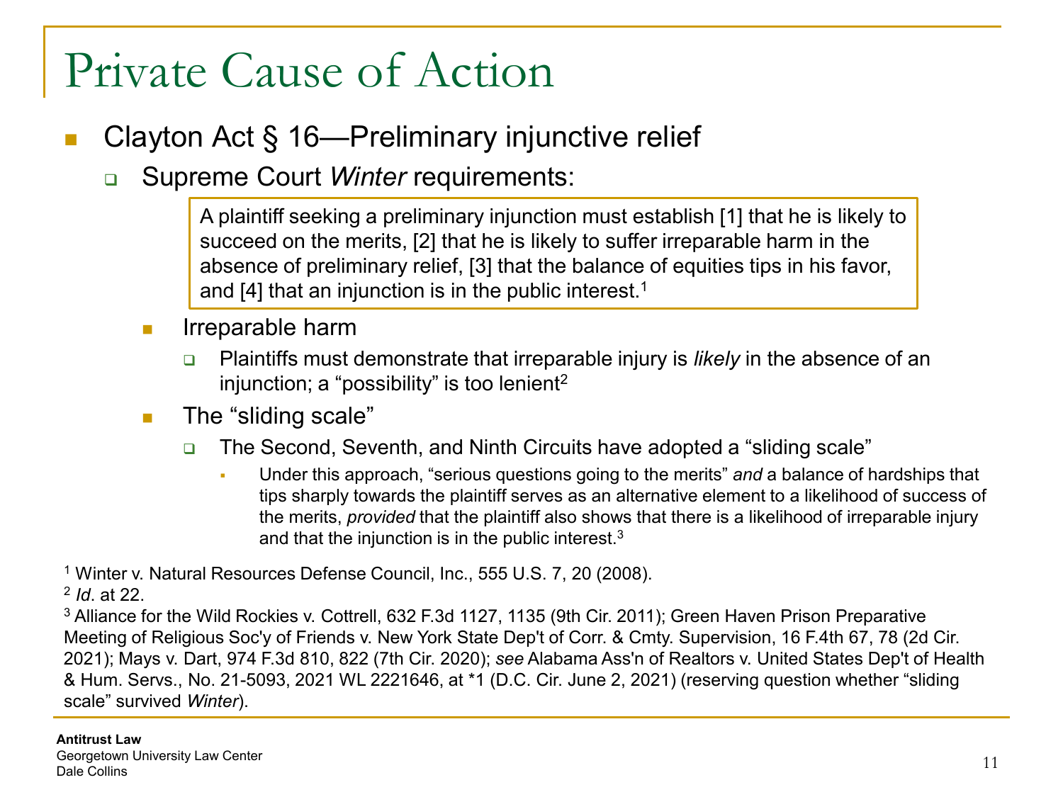# Private Cause of Action

- Clayton Act § 16—Preliminary injunctive relief
  - Supreme Court *Winter* requirements:

    > A plaintiff seeking a preliminary injunction must establish [1] that he is likely to succeed on the merits, [2] that he is likely to suffer irreparable harm in the absence of preliminary relief, [3] that the balance of equities tips in his favor, and [4] that an injunction is in the public interest.[1]

  - Irreparable harm
    - Plaintiffs must demonstrate that irreparable injury is *likely* in the absence of an injunction; a "possibility" is too lenient[2]
  - The "sliding scale"
    - The Second, Seventh, and Ninth Circuits have adopted a "sliding scale"
      - Under this approach, "serious questions going to the merits" *and* a balance of hardships that tips sharply towards the plaintiff serves as an alternative element to a likelihood of success of the merits, *provided* that the plaintiff also shows that there is a likelihood of irreparable injury and that the injunction is in the public interest.[3]

---

[1] Winter v. Natural Resources Defense Council, Inc., 555 U.S. 7, 20 (2008).

[2] *Id*. at 22.

[3] Alliance for the Wild Rockies v. Cottrell, 632 F.3d 1127, 1135 (9th Cir. 2011); Green Haven Prison Preparative Meeting of Religious Soc'y of Friends v. New York State Dep't of Corr. & Cmty. Supervision, 16 F.4th 67, 78 (2d Cir. 2021); Mays v. Dart, 974 F.3d 810, 822 (7th Cir. 2020); *see* Alabama Ass'n of Realtors v. United States Dep't of Health & Hum. Servs., No. 21-5093, 2021 WL 2221646, at *1 (D.C. Cir. June 2, 2021) (reserving question whether "sliding scale" survived *Winter*).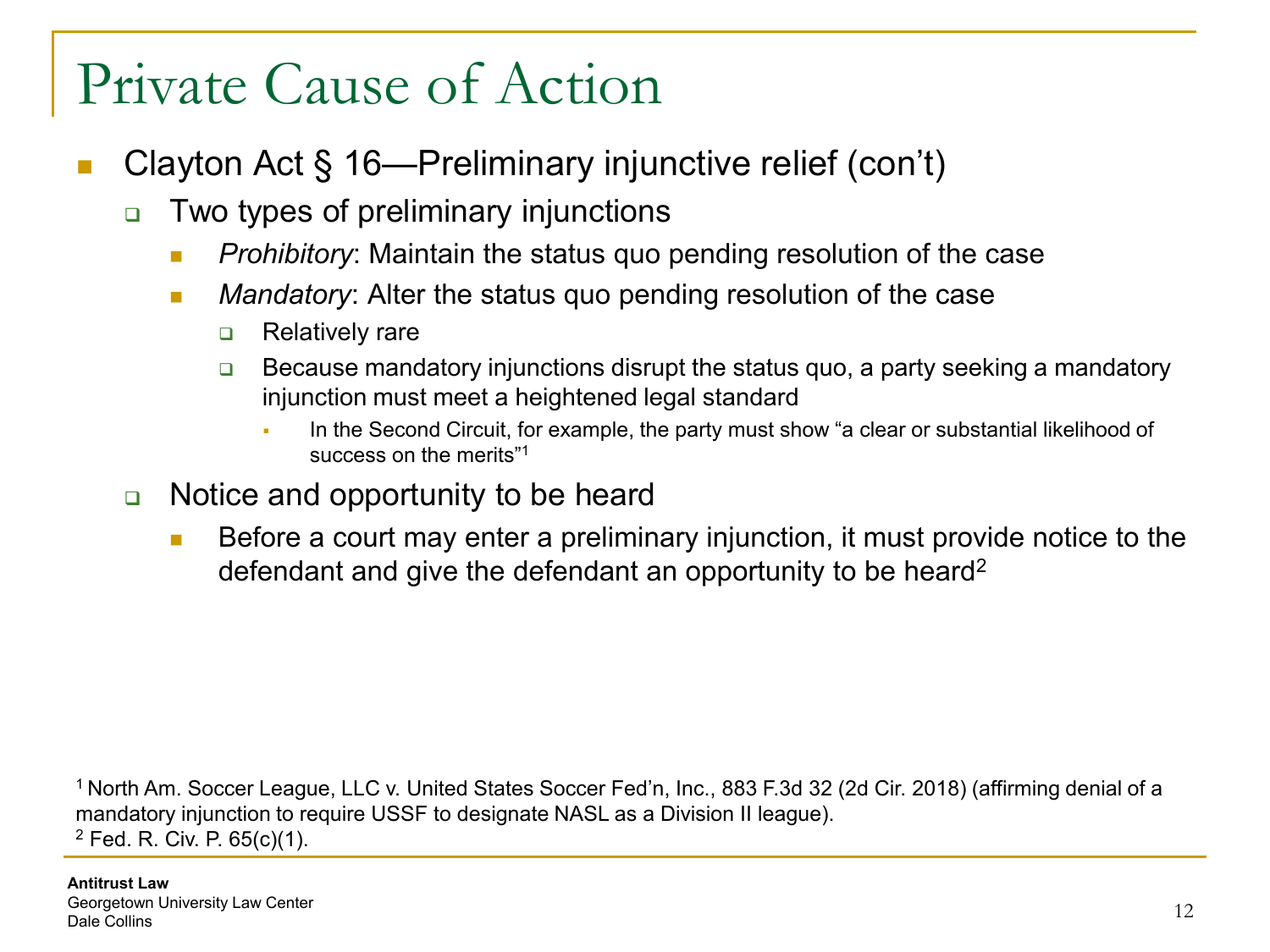# Private Cause of Action

- Clayton Act § 16—Preliminary injunctive relief (con't)
  - Two types of preliminary injunctions
    - *Prohibitory*: Maintain the status quo pending resolution of the case
    - *Mandatory*: Alter the status quo pending resolution of the case
      - Relatively rare
      - Because mandatory injunctions disrupt the status quo, a party seeking a mandatory injunction must meet a heightened legal standard
        - In the Second Circuit, for example, the party must show "a clear or substantial likelihood of success on the merits"[1]
  - Notice and opportunity to be heard
    - Before a court may enter a preliminary injunction, it must provide notice to the defendant and give the defendant an opportunity to be heard[2]

[1] North Am. Soccer League, LLC v. United States Soccer Fed'n, Inc., 883 F.3d 32 (2d Cir. 2018) (affirming denial of a mandatory injunction to require USSF to designate NASL as a Division II league).
[2] Fed. R. Civ. P. 65(c)(1).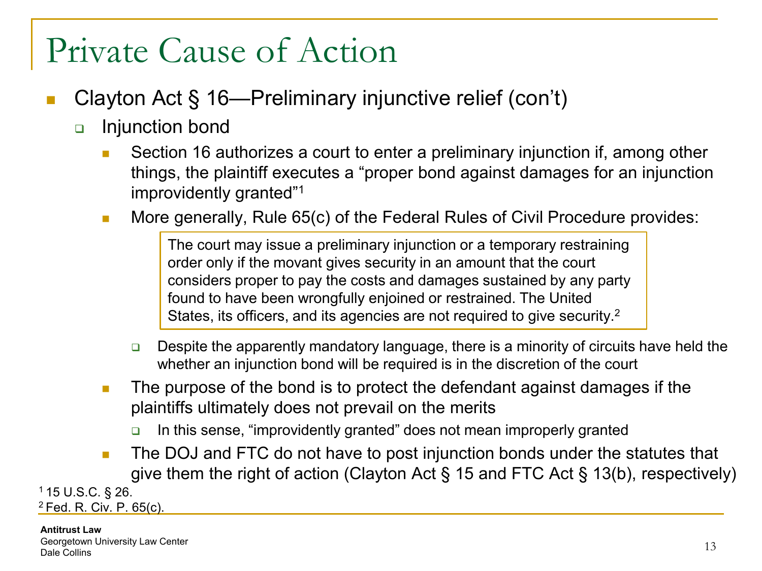# Private Cause of Action

- Clayton Act § 16—Preliminary injunctive relief (con't)
  - Injunction bond
    - Section 16 authorizes a court to enter a preliminary injunction if, among other things, the plaintiff executes a "proper bond against damages for an injunction improvidently granted"[1]
    - More generally, Rule 65(c) of the Federal Rules of Civil Procedure provides:

      > The court may issue a preliminary injunction or a temporary restraining order only if the movant gives security in an amount that the court considers proper to pay the costs and damages sustained by any party found to have been wrongfully enjoined or restrained. The United States, its officers, and its agencies are not required to give security.[2]

      - Despite the apparently mandatory language, there is a minority of circuits have held the whether an injunction bond will be required is in the discretion of the court
    - The purpose of the bond is to protect the defendant against damages if the plaintiffs ultimately does not prevail on the merits
      - In this sense, "improvidently granted" does not mean improperly granted
    - The DOJ and FTC do not have to post injunction bonds under the statutes that give them the right of action (Clayton Act § 15 and FTC Act § 13(b), respectively)

[1] 15 U.S.C. § 26.
[2] Fed. R. Civ. P. 65(c).

**Antitrust Law**
Georgetown University Law Center
Dale Collins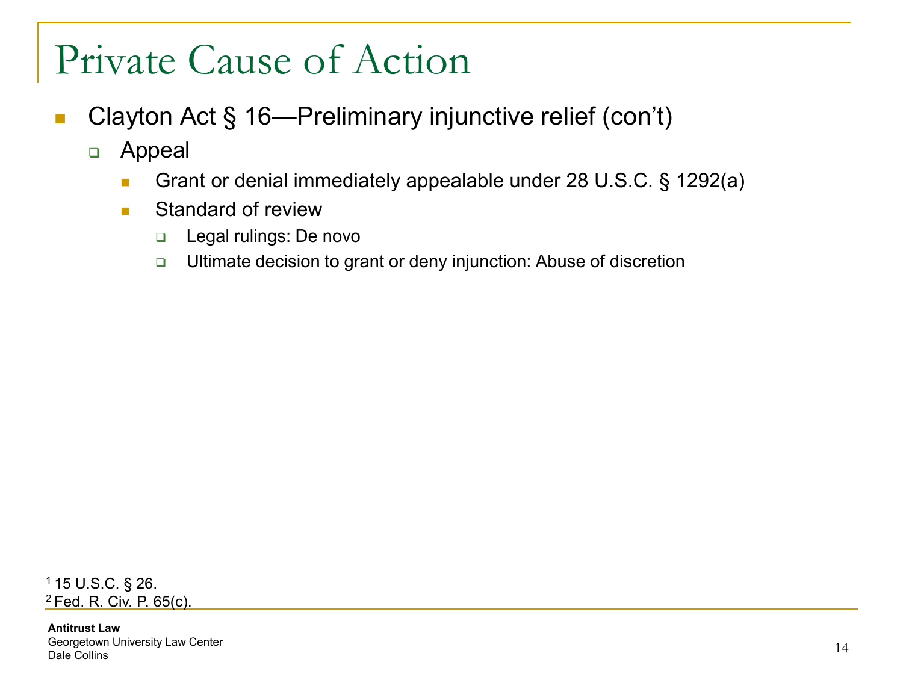# Private Cause of Action

- Clayton Act § 16—Preliminary injunctive relief (con't)
  - Appeal
    - Grant or denial immediately appealable under 28 U.S.C. § 1292(a)
    - Standard of review
      - Legal rulings: De novo
      - Ultimate decision to grant or deny injunction: Abuse of discretion

[1] 15 U.S.C. § 26.
[2] Fed. R. Civ. P. 65(c).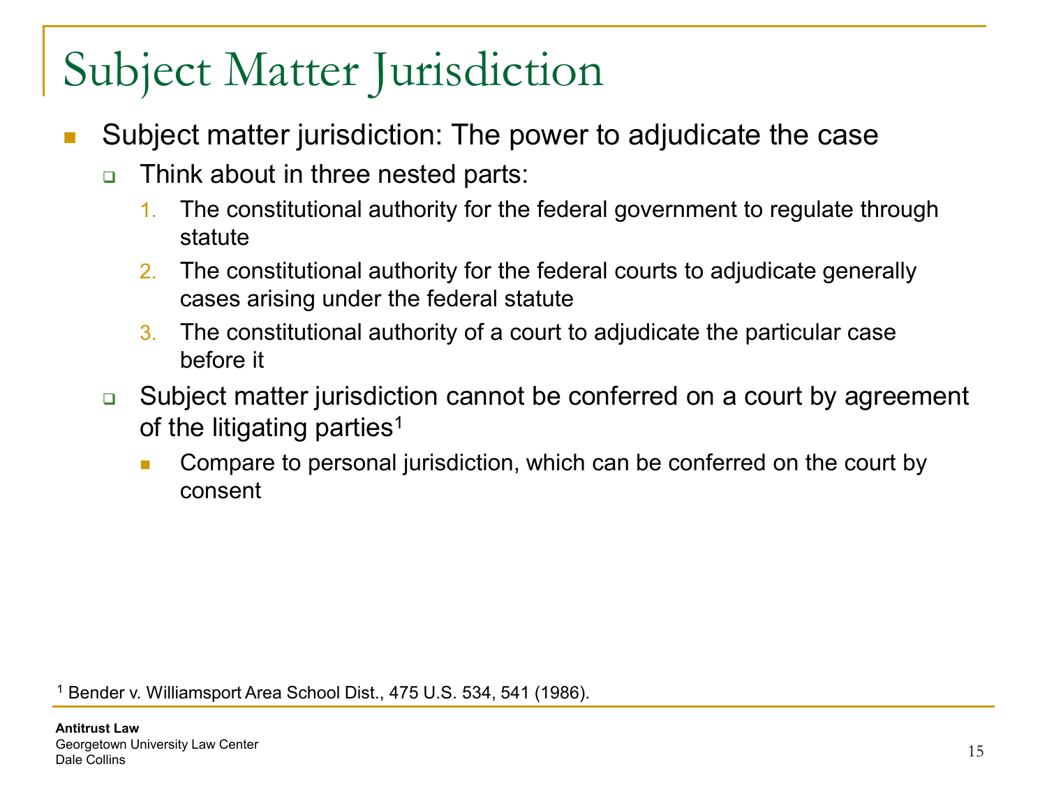# Subject Matter Jurisdiction

- Subject matter jurisdiction: The power to adjudicate the case
  - Think about in three nested parts:
    1. The constitutional authority for the federal government to regulate through statute
    2. The constitutional authority for the federal courts to adjudicate generally cases arising under the federal statute
    3. The constitutional authority of a court to adjudicate the particular case before it
  - Subject matter jurisdiction cannot be conferred on a court by agreement of the litigating parties[1]
    - Compare to personal jurisdiction, which can be conferred on the court by consent

[1] Bender v. Williamsport Area School Dist., 475 U.S. 534, 541 (1986).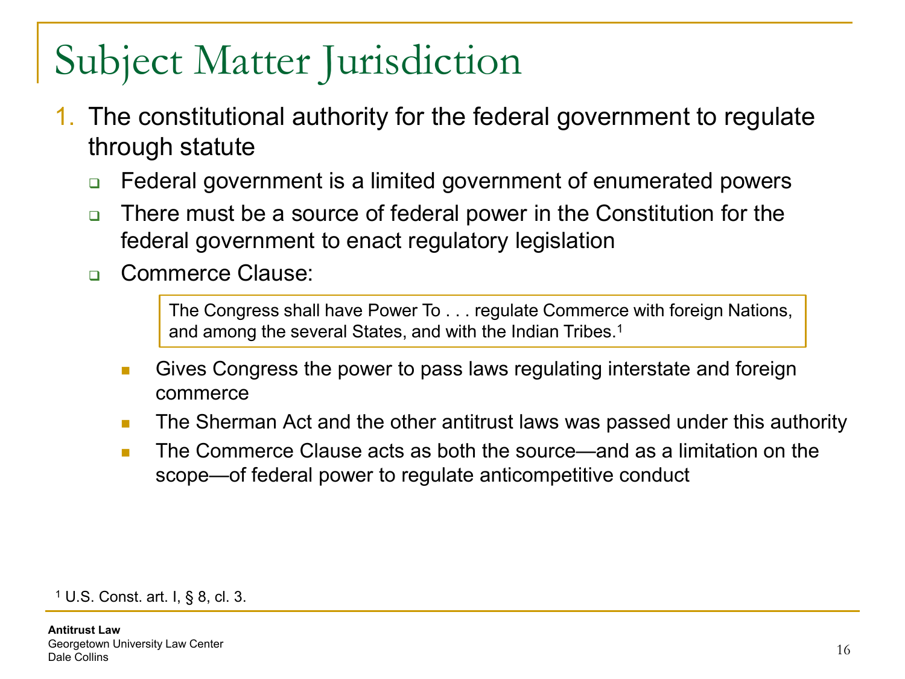# Subject Matter Jurisdiction

1. The constitutional authority for the federal government to regulate through statute
   - Federal government is a limited government of enumerated powers
   - There must be a source of federal power in the Constitution for the federal government to enact regulatory legislation
   - Commerce Clause:

     > The Congress shall have Power To . . . regulate Commerce with foreign Nations, and among the several States, and with the Indian Tribes.[1]

     - Gives Congress the power to pass laws regulating interstate and foreign commerce
     - The Sherman Act and the other antitrust laws was passed under this authority
     - The Commerce Clause acts as both the source—and as a limitation on the scope—of federal power to regulate anticompetitive conduct

[1] U.S. Const. art. I, § 8, cl. 3.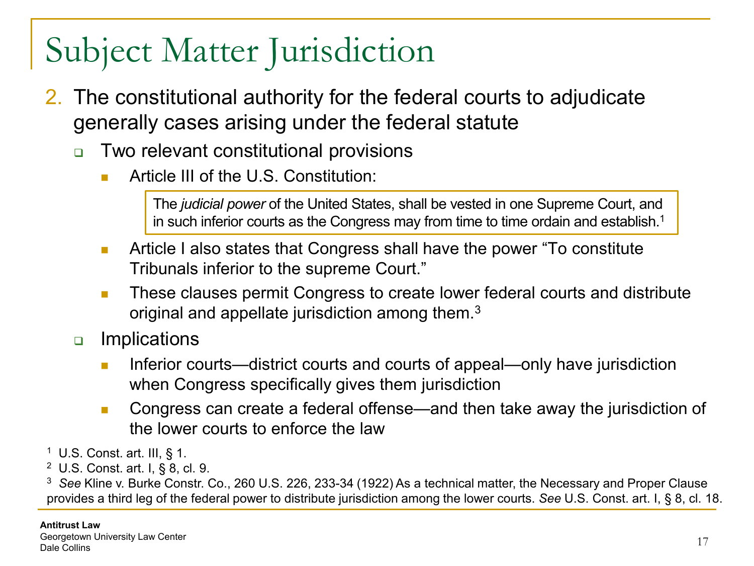# Subject Matter Jurisdiction

2. The constitutional authority for the federal courts to adjudicate generally cases arising under the federal statute
   - Two relevant constitutional provisions
     - Article III of the U.S. Constitution:

       > The *judicial power* of the United States, shall be vested in one Supreme Court, and in such inferior courts as the Congress may from time to time ordain and establish.[1]

     - Article I also states that Congress shall have the power "To constitute Tribunals inferior to the supreme Court."
     - These clauses permit Congress to create lower federal courts and distribute original and appellate jurisdiction among them.[3]
   - Implications
     - Inferior courts—district courts and courts of appeal—only have jurisdiction when Congress specifically gives them jurisdiction
     - Congress can create a federal offense—and then take away the jurisdiction of the lower courts to enforce the law

[1] U.S. Const. art. III, § 1.

[2] U.S. Const. art. I, § 8, cl. 9.

[3] *See* Kline v. Burke Constr. Co., 260 U.S. 226, 233-34 (1922) As a technical matter, the Necessary and Proper Clause provides a third leg of the federal power to distribute jurisdiction among the lower courts. *See* U.S. Const. art. I, § 8, cl. 18.

**Antitrust Law**
Georgetown University Law Center
Dale Collins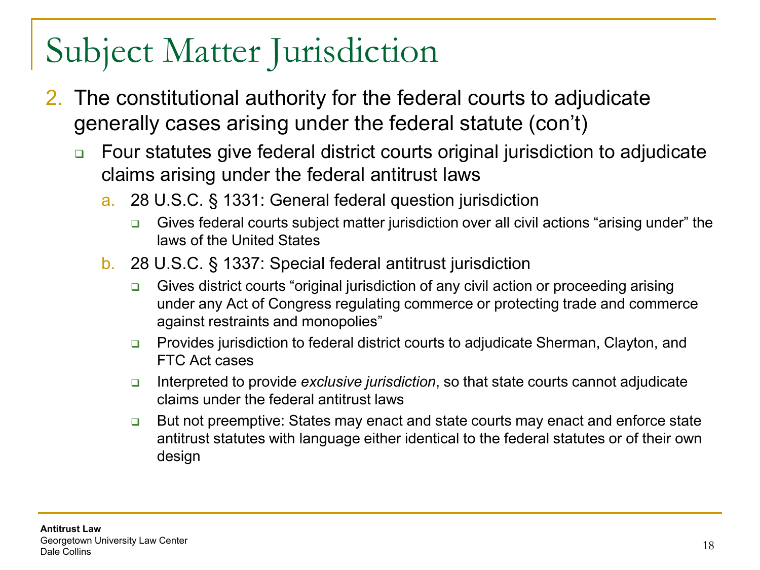# Subject Matter Jurisdiction

2. The constitutional authority for the federal courts to adjudicate generally cases arising under the federal statute (con't)
   - Four statutes give federal district courts original jurisdiction to adjudicate claims arising under the federal antitrust laws
     a. 28 U.S.C. § 1331: General federal question jurisdiction
        - Gives federal courts subject matter jurisdiction over all civil actions "arising under" the laws of the United States
     b. 28 U.S.C. § 1337: Special federal antitrust jurisdiction
        - Gives district courts "original jurisdiction of any civil action or proceeding arising under any Act of Congress regulating commerce or protecting trade and commerce against restraints and monopolies"
        - Provides jurisdiction to federal district courts to adjudicate Sherman, Clayton, and FTC Act cases
        - Interpreted to provide *exclusive jurisdiction*, so that state courts cannot adjudicate claims under the federal antitrust laws
        - But not preemptive: States may enact and state courts may enact and enforce state antitrust statutes with language either identical to the federal statutes or of their own design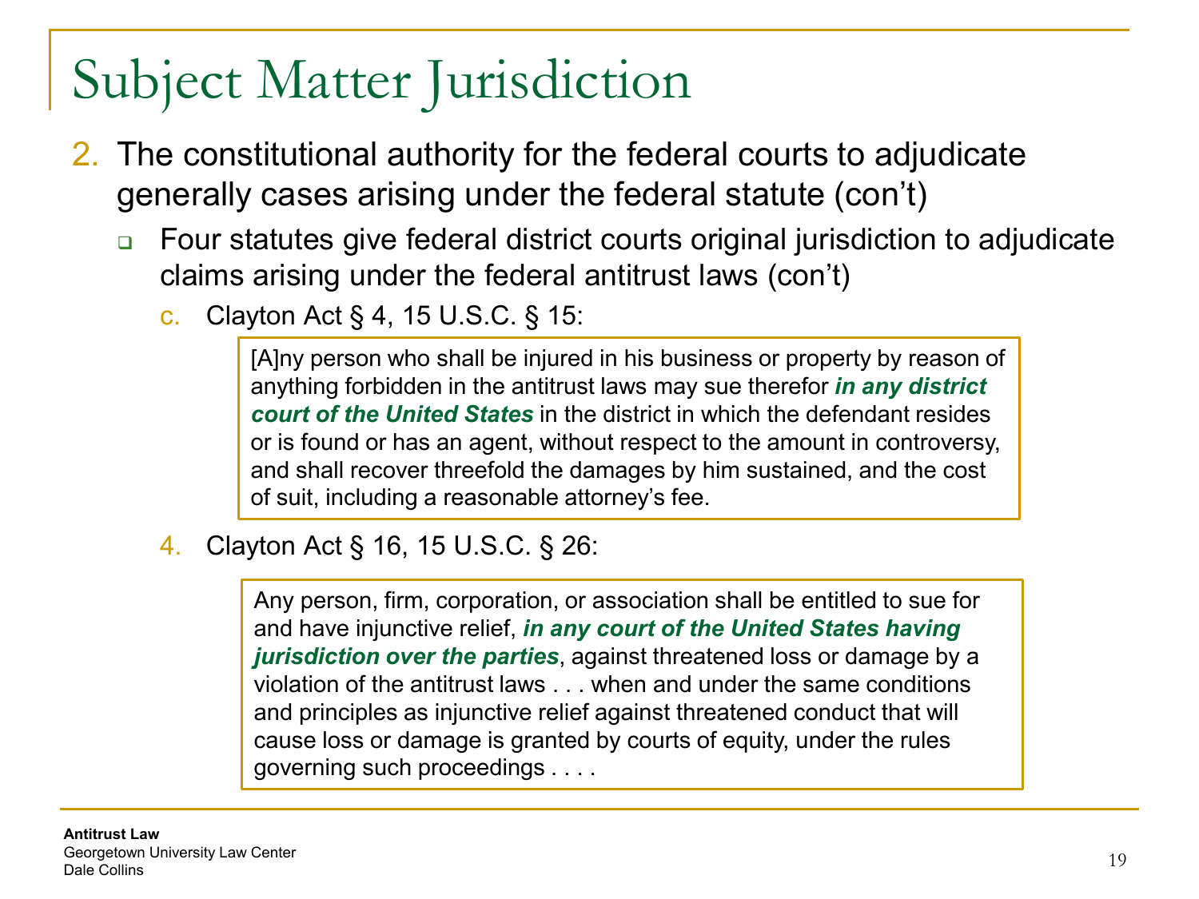# Subject Matter Jurisdiction

2. The constitutional authority for the federal courts to adjudicate generally cases arising under the federal statute (con't)
   - Four statutes give federal district courts original jurisdiction to adjudicate claims arising under the federal antitrust laws (con't)
     c. Clayton Act § 4, 15 U.S.C. § 15:

     > [A]ny person who shall be injured in his business or property by reason of anything forbidden in the antitrust laws may sue therefor ***in any district court of the United States*** in the district in which the defendant resides or is found or has an agent, without respect to the amount in controversy, and shall recover threefold the damages by him sustained, and the cost of suit, including a reasonable attorney's fee.

     4. Clayton Act § 16, 15 U.S.C. § 26:

     > Any person, firm, corporation, or association shall be entitled to sue for and have injunctive relief, ***in any court of the United States having jurisdiction over the parties***, against threatened loss or damage by a violation of the antitrust laws . . . when and under the same conditions and principles as injunctive relief against threatened conduct that will cause loss or damage is granted by courts of equity, under the rules governing such proceedings . . . .

**Antitrust Law**
Georgetown University Law Center
Dale Collins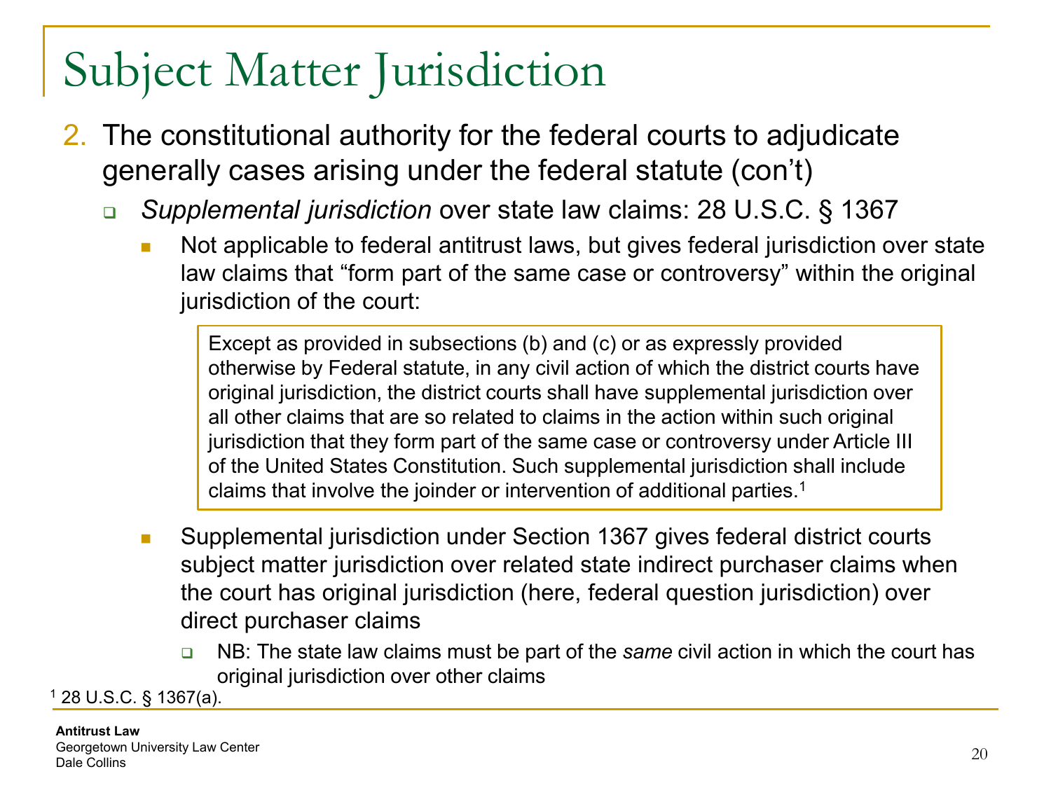# Subject Matter Jurisdiction

2. The constitutional authority for the federal courts to adjudicate generally cases arising under the federal statute (con't)
   - *Supplemental jurisdiction* over state law claims: 28 U.S.C. § 1367
     - Not applicable to federal antitrust laws, but gives federal jurisdiction over state law claims that "form part of the same case or controversy" within the original jurisdiction of the court:

       > Except as provided in subsections (b) and (c) or as expressly provided otherwise by Federal statute, in any civil action of which the district courts have original jurisdiction, the district courts shall have supplemental jurisdiction over all other claims that are so related to claims in the action within such original jurisdiction that they form part of the same case or controversy under Article III of the United States Constitution. Such supplemental jurisdiction shall include claims that involve the joinder or intervention of additional parties.[1]

     - Supplemental jurisdiction under Section 1367 gives federal district courts subject matter jurisdiction over related state indirect purchaser claims when the court has original jurisdiction (here, federal question jurisdiction) over direct purchaser claims
       - NB: The state law claims must be part of the *same* civil action in which the court has original jurisdiction over other claims

[1] 28 U.S.C. § 1367(a).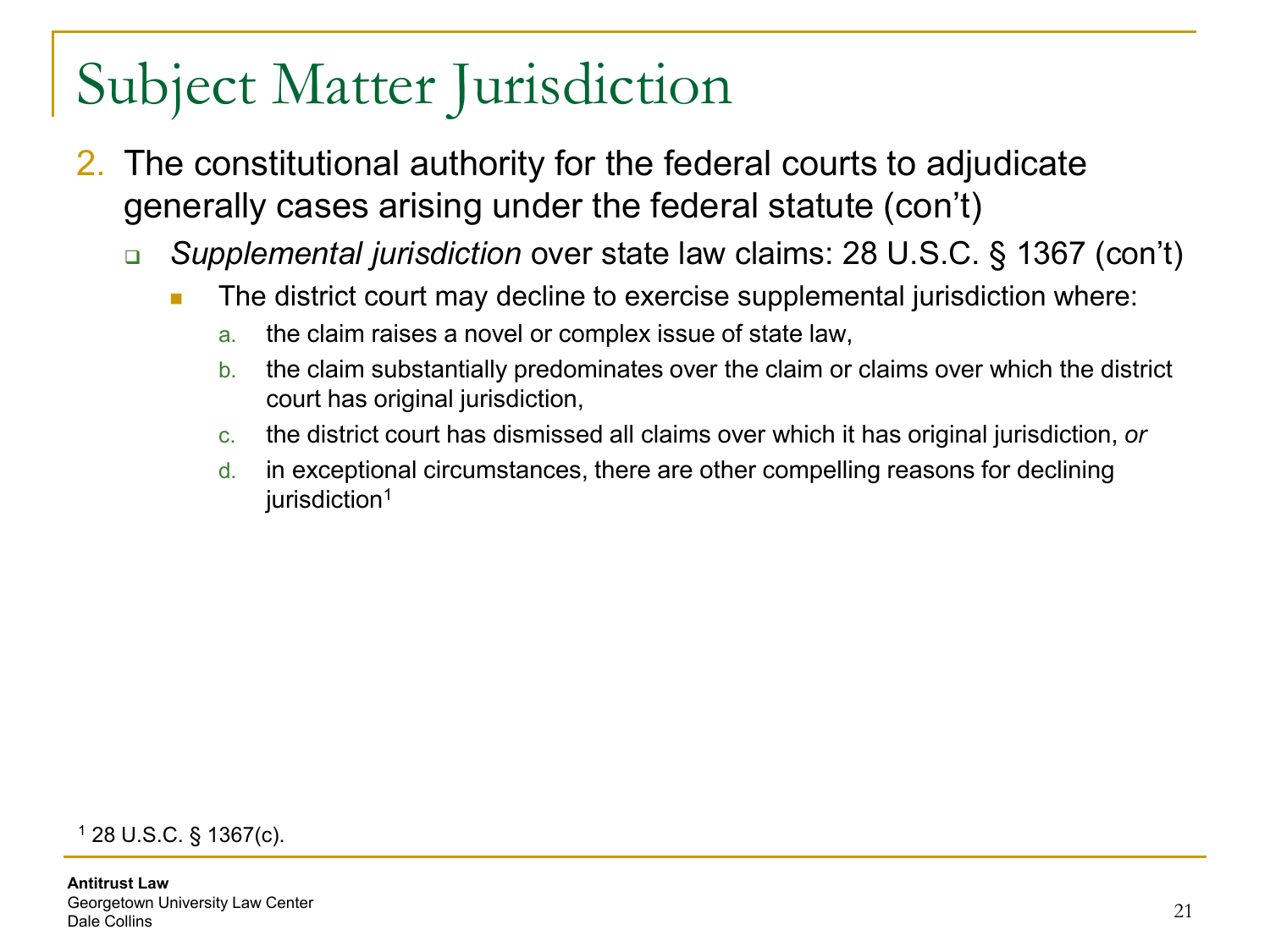# Subject Matter Jurisdiction

2. The constitutional authority for the federal courts to adjudicate generally cases arising under the federal statute (con't)
   - *Supplemental jurisdiction* over state law claims: 28 U.S.C. § 1367 (con't)
     - The district court may decline to exercise supplemental jurisdiction where:
       a. the claim raises a novel or complex issue of state law,
       b. the claim substantially predominates over the claim or claims over which the district court has original jurisdiction,
       c. the district court has dismissed all claims over which it has original jurisdiction, *or*
       d. in exceptional circumstances, there are other compelling reasons for declining jurisdiction[1]

[1] 28 U.S.C. § 1367(c).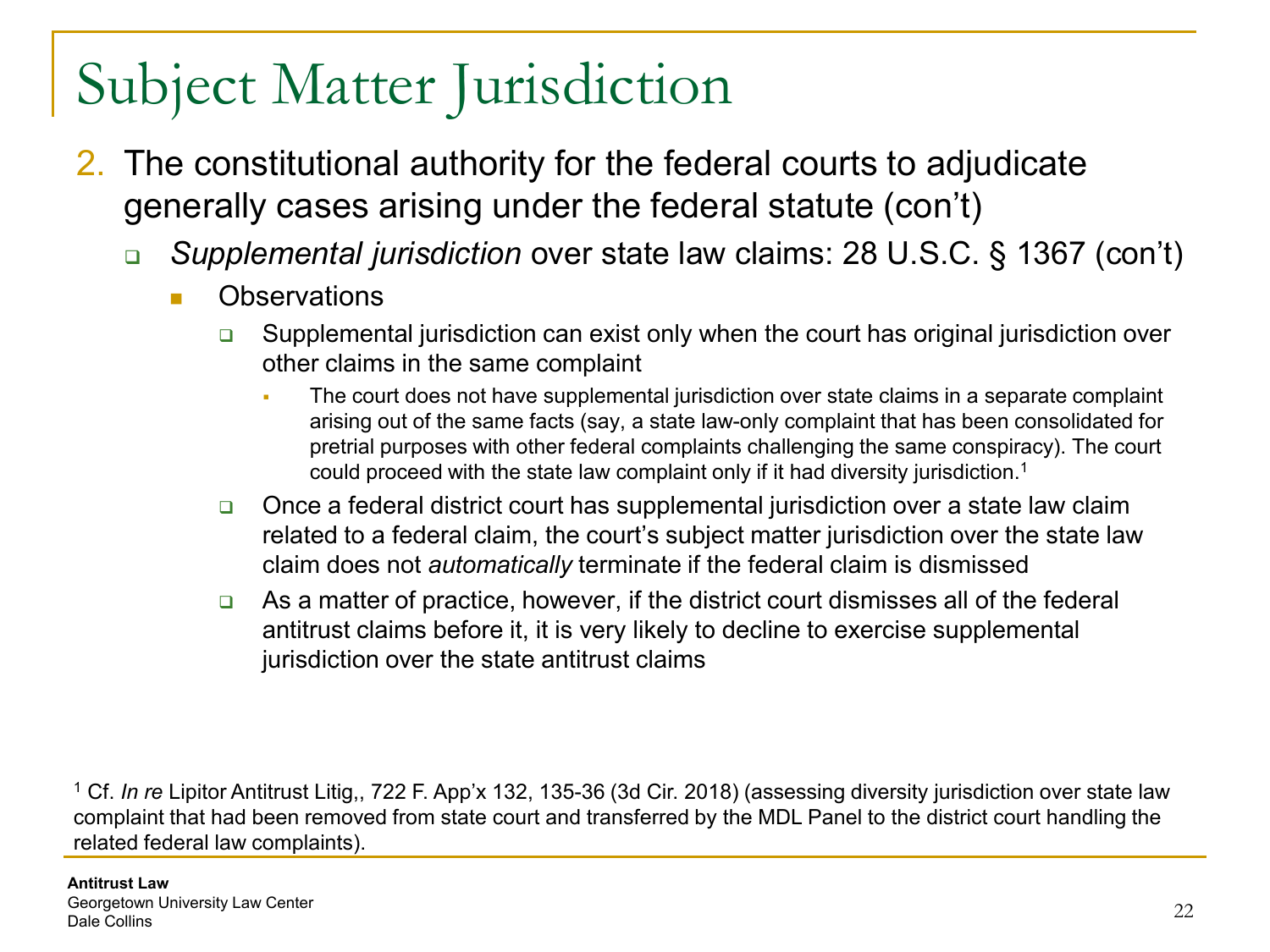# Subject Matter Jurisdiction

2. The constitutional authority for the federal courts to adjudicate generally cases arising under the federal statute (con't)
   - *Supplemental jurisdiction* over state law claims: 28 U.S.C. § 1367 (con't)
     - Observations
       - Supplemental jurisdiction can exist only when the court has original jurisdiction over other claims in the same complaint
         - The court does not have supplemental jurisdiction over state claims in a separate complaint arising out of the same facts (say, a state law-only complaint that has been consolidated for pretrial purposes with other federal complaints challenging the same conspiracy). The court could proceed with the state law complaint only if it had diversity jurisdiction.[1]
       - Once a federal district court has supplemental jurisdiction over a state law claim related to a federal claim, the court's subject matter jurisdiction over the state law claim does not *automatically* terminate if the federal claim is dismissed
       - As a matter of practice, however, if the district court dismisses all of the federal antitrust claims before it, it is very likely to decline to exercise supplemental jurisdiction over the state antitrust claims

[1] Cf. *In re* Lipitor Antitrust Litig,, 722 F. App'x 132, 135-36 (3d Cir. 2018) (assessing diversity jurisdiction over state law complaint that had been removed from state court and transferred by the MDL Panel to the district court handling the related federal law complaints).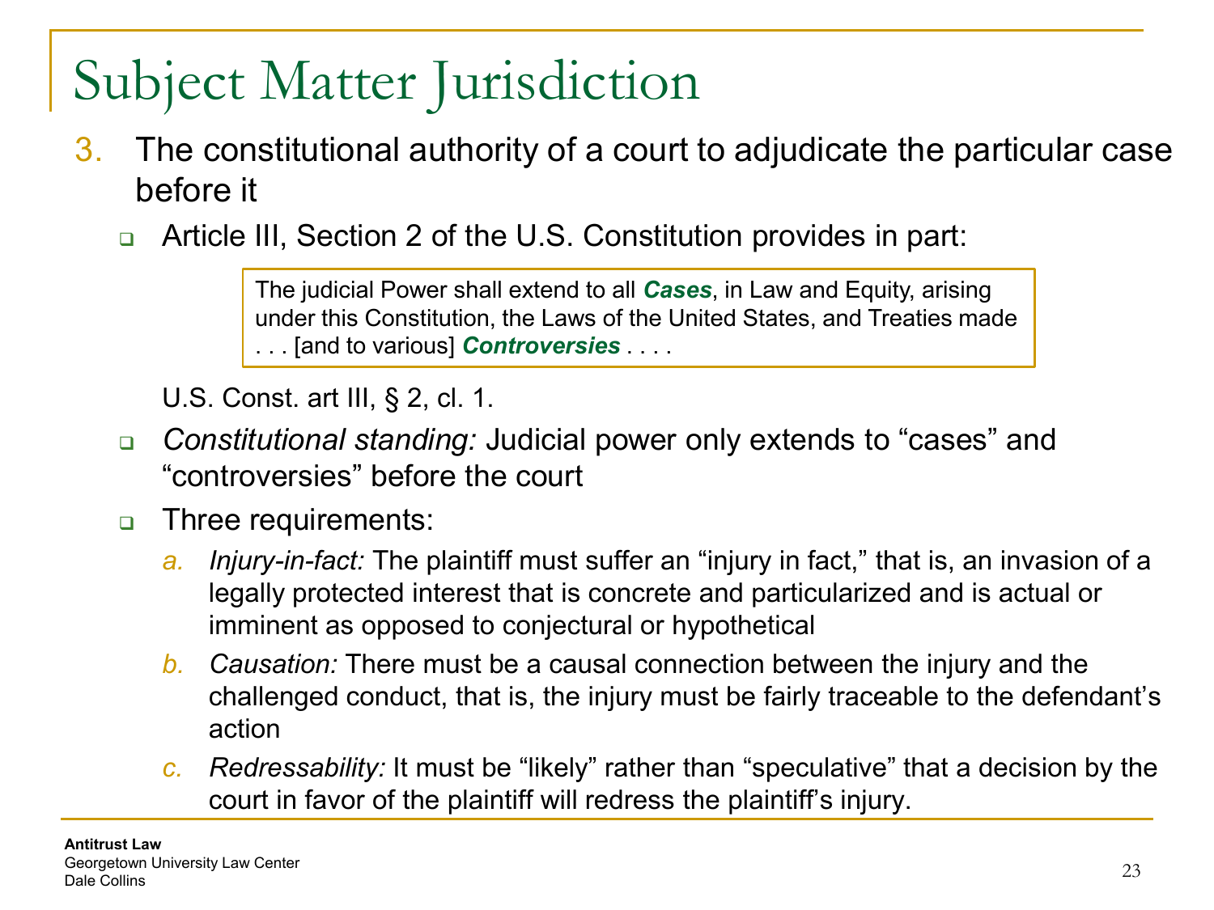# Subject Matter Jurisdiction

3. The constitutional authority of a court to adjudicate the particular case before it

   - Article III, Section 2 of the U.S. Constitution provides in part:

     > The judicial Power shall extend to all ***Cases***, in Law and Equity, arising under this Constitution, the Laws of the United States, and Treaties made . . . [and to various] ***Controversies*** . . . .

     U.S. Const. art III, § 2, cl. 1.

   - *Constitutional standing:* Judicial power only extends to "cases" and "controversies" before the court

   - Three requirements:

     a. *Injury-in-fact:* The plaintiff must suffer an "injury in fact," that is, an invasion of a legally protected interest that is concrete and particularized and is actual or imminent as opposed to conjectural or hypothetical

     b. *Causation:* There must be a causal connection between the injury and the challenged conduct, that is, the injury must be fairly traceable to the defendant's action

     c. *Redressability:* It must be "likely" rather than "speculative" that a decision by the court in favor of the plaintiff will redress the plaintiff's injury.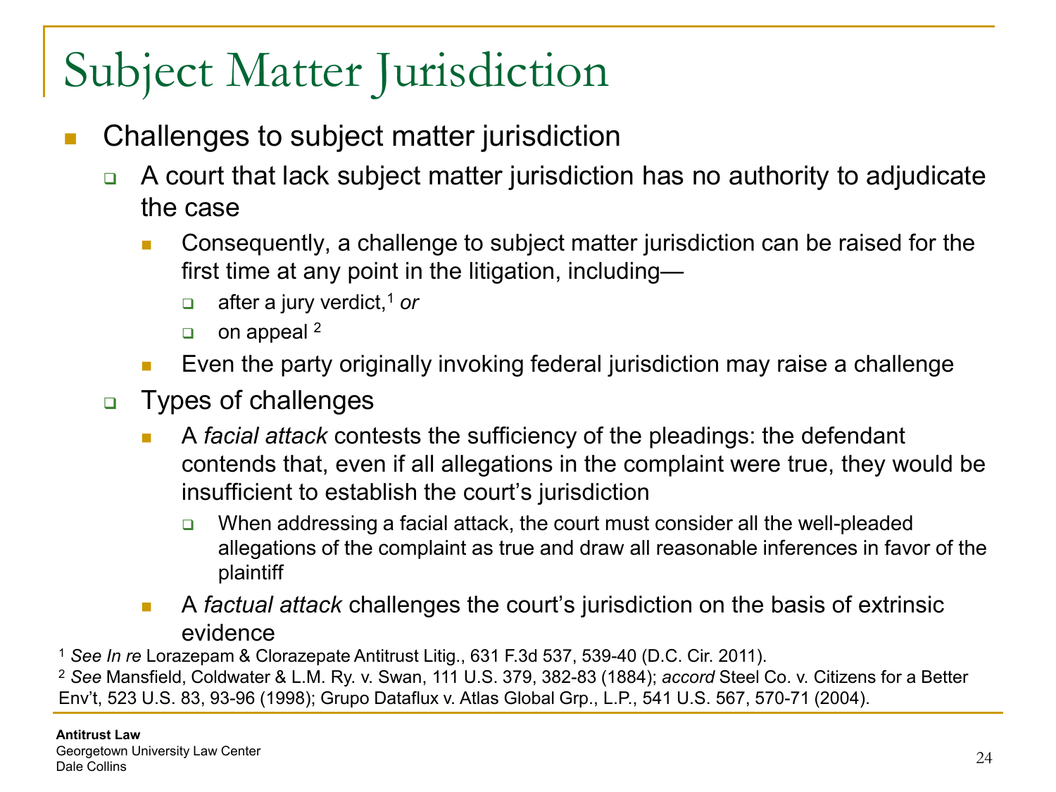# Subject Matter Jurisdiction

- Challenges to subject matter jurisdiction
  - A court that lack subject matter jurisdiction has no authority to adjudicate the case
    - Consequently, a challenge to subject matter jurisdiction can be raised for the first time at any point in the litigation, including—
      - after a jury verdict,[1] *or*
      - on appeal [2]
    - Even the party originally invoking federal jurisdiction may raise a challenge
  - Types of challenges
    - A *facial attack* contests the sufficiency of the pleadings: the defendant contends that, even if all allegations in the complaint were true, they would be insufficient to establish the court's jurisdiction
      - When addressing a facial attack, the court must consider all the well-pleaded allegations of the complaint as true and draw all reasonable inferences in favor of the plaintiff
    - A *factual attack* challenges the court's jurisdiction on the basis of extrinsic evidence

[1] *See In re* Lorazepam & Clorazepate Antitrust Litig., 631 F.3d 537, 539-40 (D.C. Cir. 2011).

[2] *See* Mansfield, Coldwater & L.M. Ry. v. Swan, 111 U.S. 379, 382-83 (1884); *accord* Steel Co. v. Citizens for a Better Env't, 523 U.S. 83, 93-96 (1998); Grupo Dataflux v. Atlas Global Grp., L.P., 541 U.S. 567, 570-71 (2004).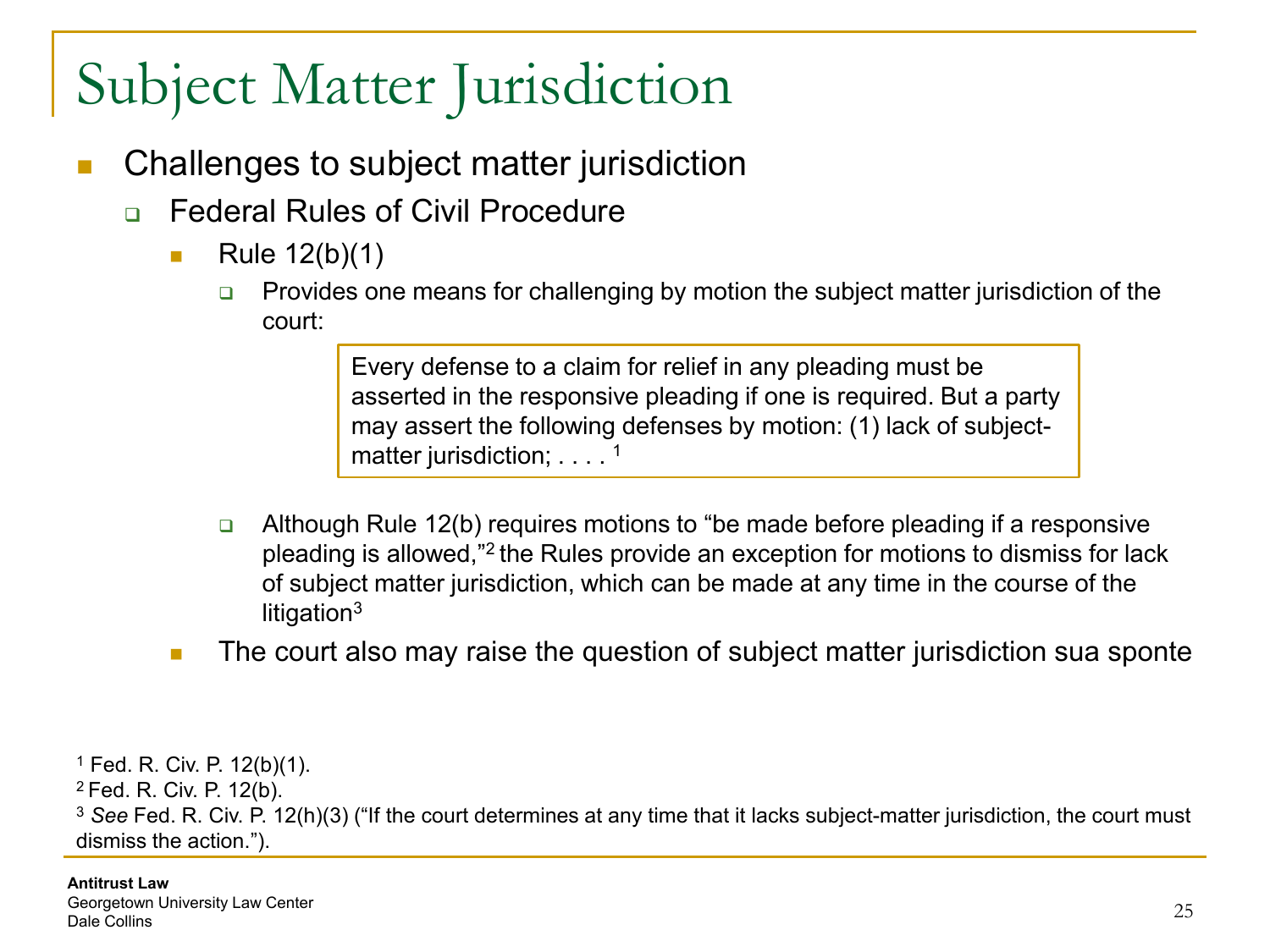# Subject Matter Jurisdiction

- Challenges to subject matter jurisdiction
  - Federal Rules of Civil Procedure
    - Rule 12(b)(1)
      - Provides one means for challenging by motion the subject matter jurisdiction of the court:

        > Every defense to a claim for relief in any pleading must be asserted in the responsive pleading if one is required. But a party may assert the following defenses by motion: (1) lack of subject-matter jurisdiction; . . . . [1]

      - Although Rule 12(b) requires motions to "be made before pleading if a responsive pleading is allowed,"[2] the Rules provide an exception for motions to dismiss for lack of subject matter jurisdiction, which can be made at any time in the course of the litigation[3]
    - The court also may raise the question of subject matter jurisdiction sua sponte

---

[1] Fed. R. Civ. P. 12(b)(1).
[2] Fed. R. Civ. P. 12(b).
[3] *See* Fed. R. Civ. P. 12(h)(3) ("If the court determines at any time that it lacks subject-matter jurisdiction, the court must dismiss the action.").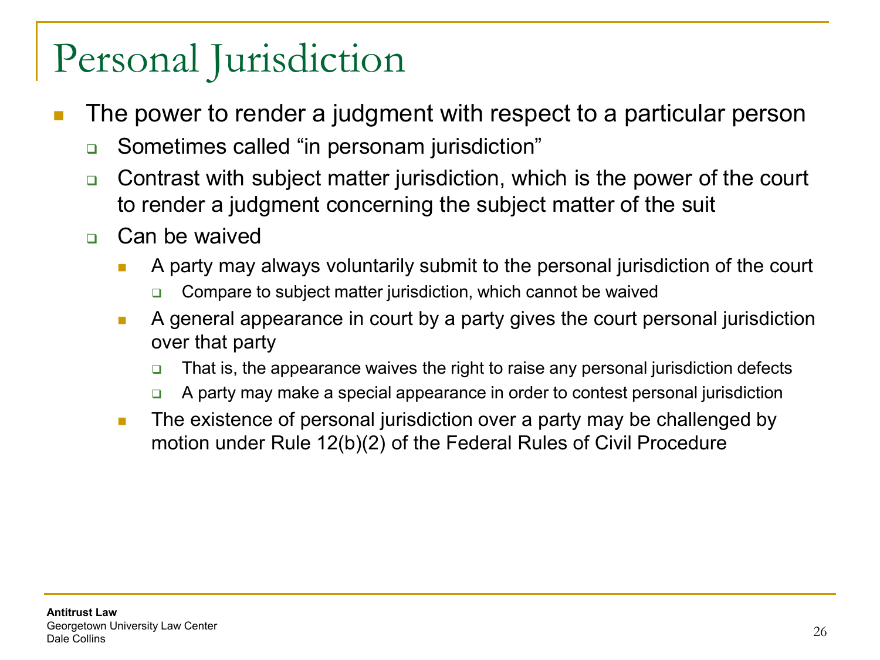# Personal Jurisdiction

- The power to render a judgment with respect to a particular person
  - Sometimes called “in personam jurisdiction”
  - Contrast with subject matter jurisdiction, which is the power of the court to render a judgment concerning the subject matter of the suit
  - Can be waived
    - A party may always voluntarily submit to the personal jurisdiction of the court
      - Compare to subject matter jurisdiction, which cannot be waived
    - A general appearance in court by a party gives the court personal jurisdiction over that party
      - That is, the appearance waives the right to raise any personal jurisdiction defects
      - A party may make a special appearance in order to contest personal jurisdiction
    - The existence of personal jurisdiction over a party may be challenged by motion under Rule 12(b)(2) of the Federal Rules of Civil Procedure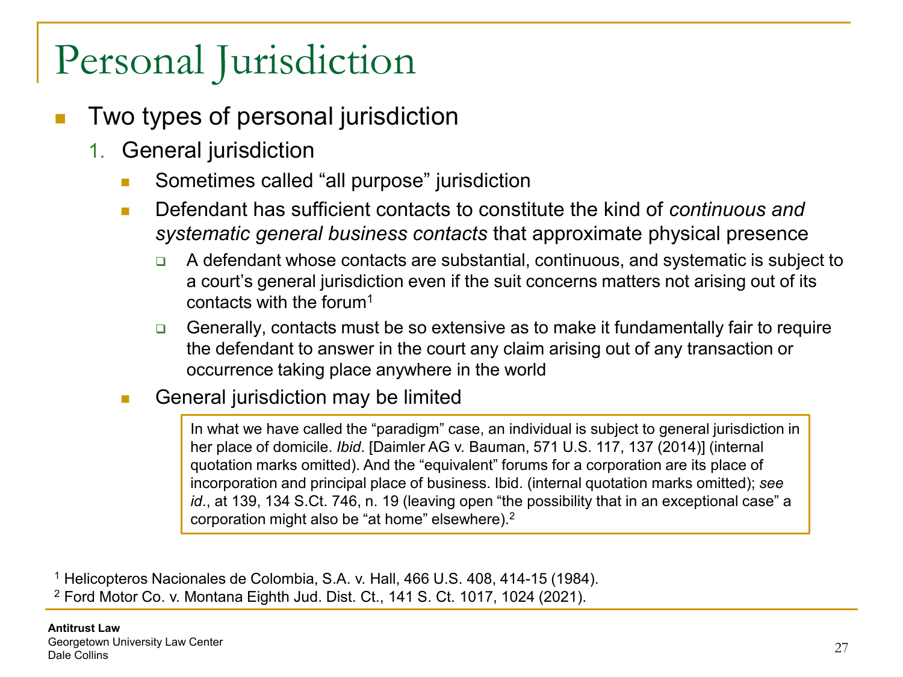# Personal Jurisdiction

- Two types of personal jurisdiction
  1. General jurisdiction
     - Sometimes called "all purpose" jurisdiction
     - Defendant has sufficient contacts to constitute the kind of *continuous and systematic general business contacts* that approximate physical presence
       - A defendant whose contacts are substantial, continuous, and systematic is subject to a court's general jurisdiction even if the suit concerns matters not arising out of its contacts with the forum[1]
       - Generally, contacts must be so extensive as to make it fundamentally fair to require the defendant to answer in the court any claim arising out of any transaction or occurrence taking place anywhere in the world
     - General jurisdiction may be limited

> In what we have called the "paradigm" case, an individual is subject to general jurisdiction in her place of domicile. *Ibid*. [Daimler AG v. Bauman, 571 U.S. 117, 137 (2014)] (internal quotation marks omitted). And the "equivalent" forums for a corporation are its place of incorporation and principal place of business. Ibid. (internal quotation marks omitted); *see id*., at 139, 134 S.Ct. 746, n. 19 (leaving open "the possibility that in an exceptional case" a corporation might also be "at home" elsewhere).[2]

[1] Helicopteros Nacionales de Colombia, S.A. v. Hall, 466 U.S. 408, 414-15 (1984).
[2] Ford Motor Co. v. Montana Eighth Jud. Dist. Ct., 141 S. Ct. 1017, 1024 (2021).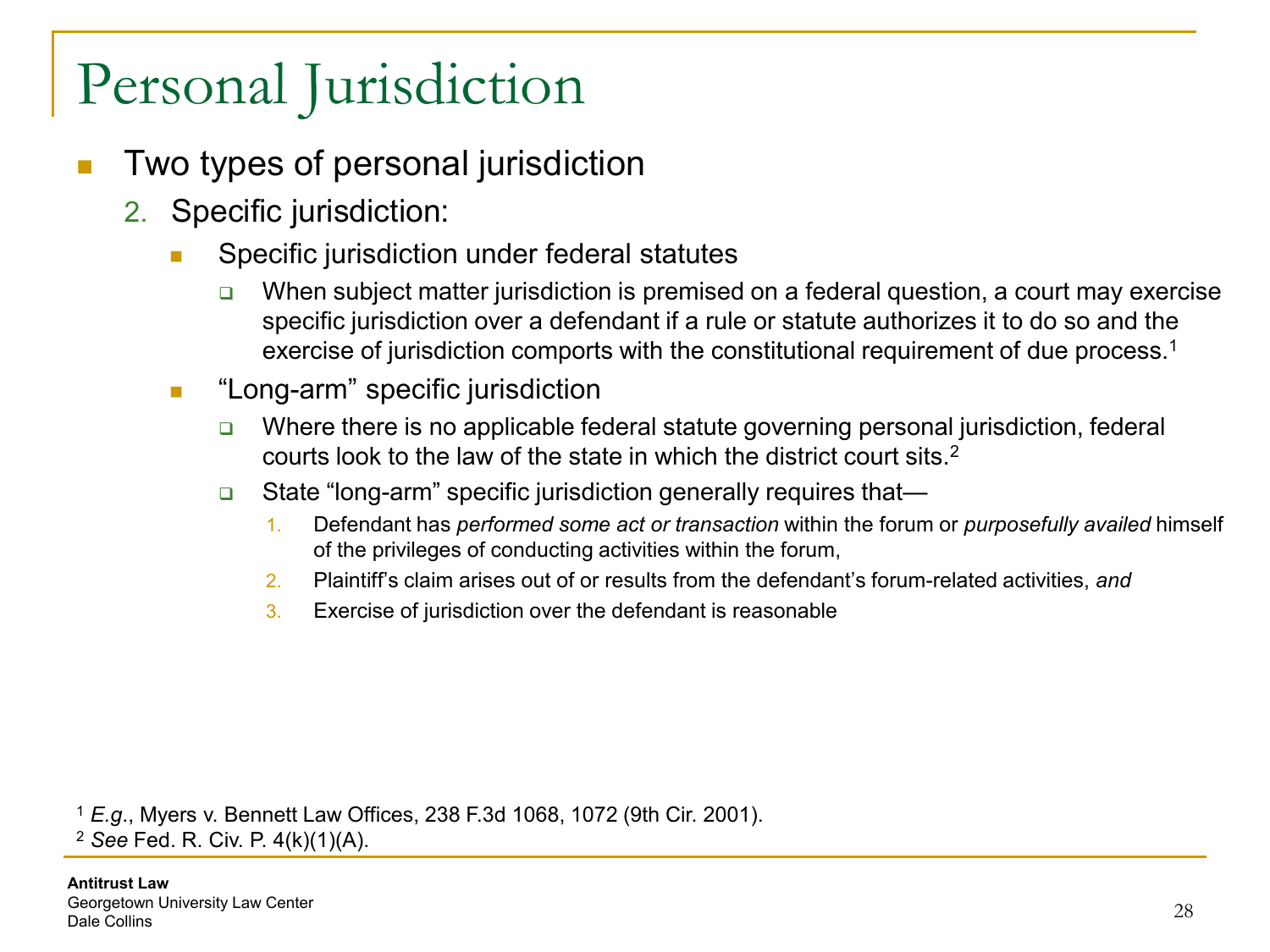# Personal Jurisdiction

- Two types of personal jurisdiction
  2. Specific jurisdiction:
     - Specific jurisdiction under federal statutes
       - When subject matter jurisdiction is premised on a federal question, a court may exercise specific jurisdiction over a defendant if a rule or statute authorizes it to do so and the exercise of jurisdiction comports with the constitutional requirement of due process.[1]
     - "Long-arm" specific jurisdiction
       - Where there is no applicable federal statute governing personal jurisdiction, federal courts look to the law of the state in which the district court sits.[2]
       - State "long-arm" specific jurisdiction generally requires that—
         1. Defendant has *performed some act or transaction* within the forum or *purposefully availed* himself of the privileges of conducting activities within the forum,
         2. Plaintiff's claim arises out of or results from the defendant's forum-related activities, *and*
         3. Exercise of jurisdiction over the defendant is reasonable

[1] *E.g.*, Myers v. Bennett Law Offices, 238 F.3d 1068, 1072 (9th Cir. 2001).
[2] *See* Fed. R. Civ. P. 4(k)(1)(A).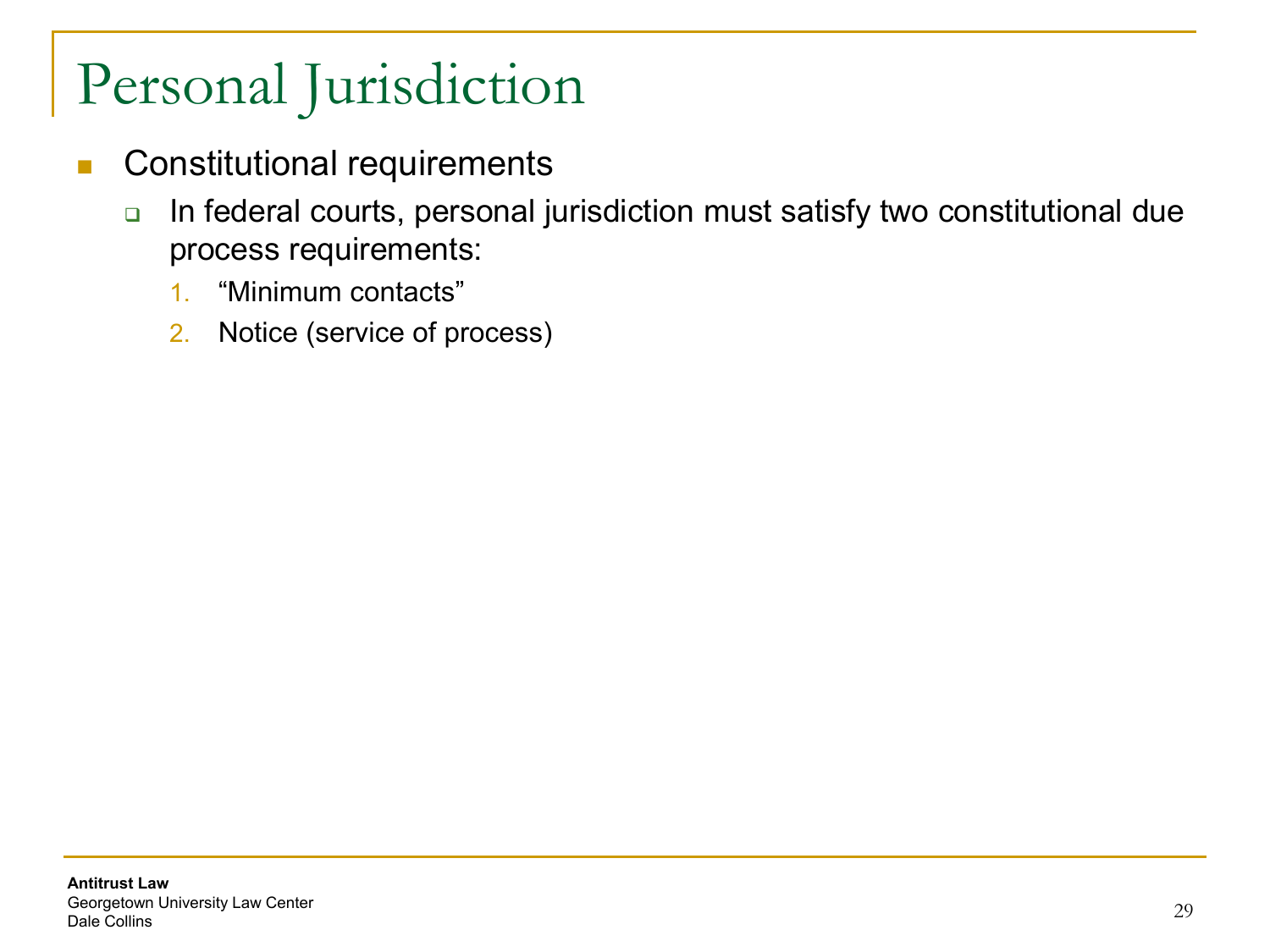# Personal Jurisdiction

- Constitutional requirements
  - In federal courts, personal jurisdiction must satisfy two constitutional due process requirements:
    1. "Minimum contacts"
    2. Notice (service of process)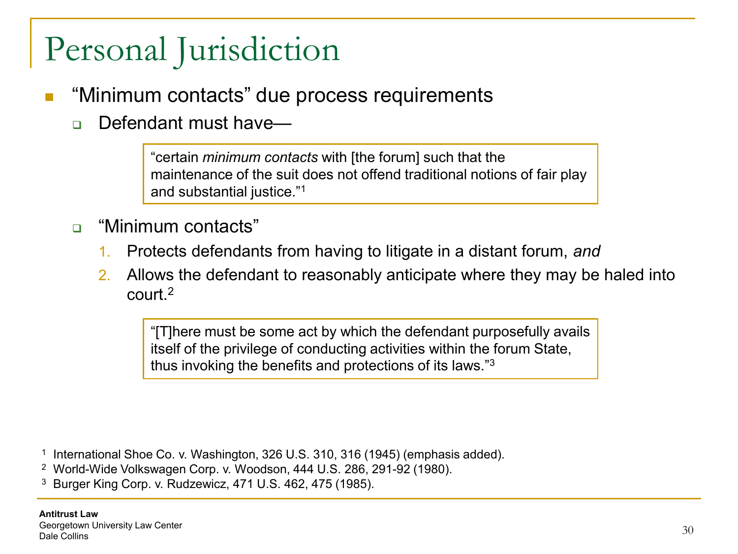# Personal Jurisdiction

- "Minimum contacts" due process requirements
  - Defendant must have—

    > "certain *minimum contacts* with [the forum] such that the maintenance of the suit does not offend traditional notions of fair play and substantial justice."[1]

  - "Minimum contacts"
    1. Protects defendants from having to litigate in a distant forum, *and*
    2. Allows the defendant to reasonably anticipate where they may be haled into court.[2]

    > "[T]here must be some act by which the defendant purposefully avails itself of the privilege of conducting activities within the forum State, thus invoking the benefits and protections of its laws."[3]

[1] International Shoe Co. v. Washington, 326 U.S. 310, 316 (1945) (emphasis added).

[2] World-Wide Volkswagen Corp. v. Woodson, 444 U.S. 286, 291-92 (1980).

[3] Burger King Corp. v. Rudzewicz, 471 U.S. 462, 475 (1985).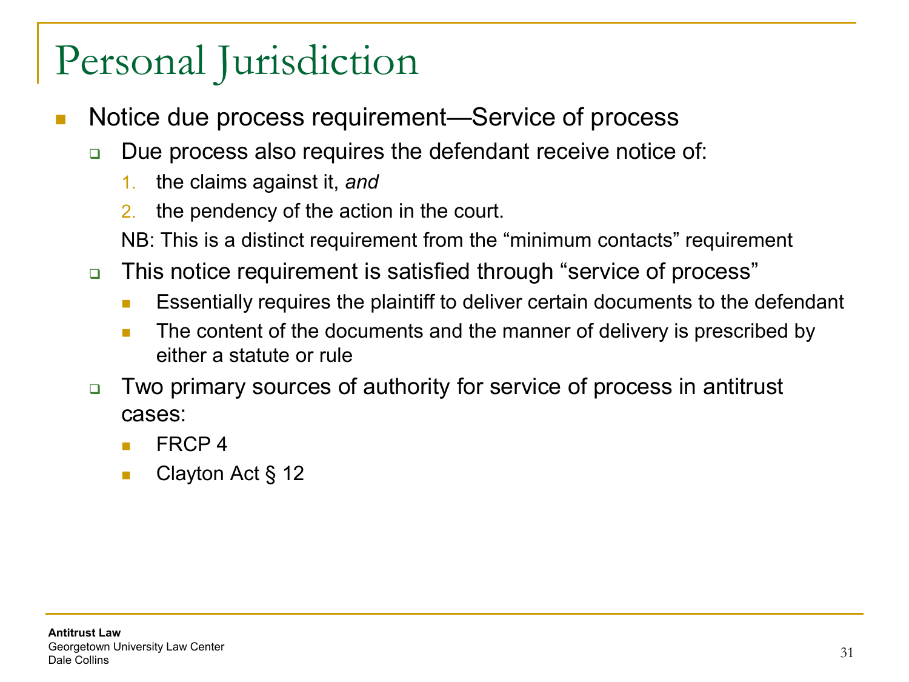# Personal Jurisdiction

- Notice due process requirement—Service of process
  - Due process also requires the defendant receive notice of:
    1. the claims against it, *and*
    2. the pendency of the action in the court.

    NB: This is a distinct requirement from the "minimum contacts" requirement
  - This notice requirement is satisfied through "service of process"
    - Essentially requires the plaintiff to deliver certain documents to the defendant
    - The content of the documents and the manner of delivery is prescribed by either a statute or rule
  - Two primary sources of authority for service of process in antitrust cases:
    - FRCP 4
    - Clayton Act § 12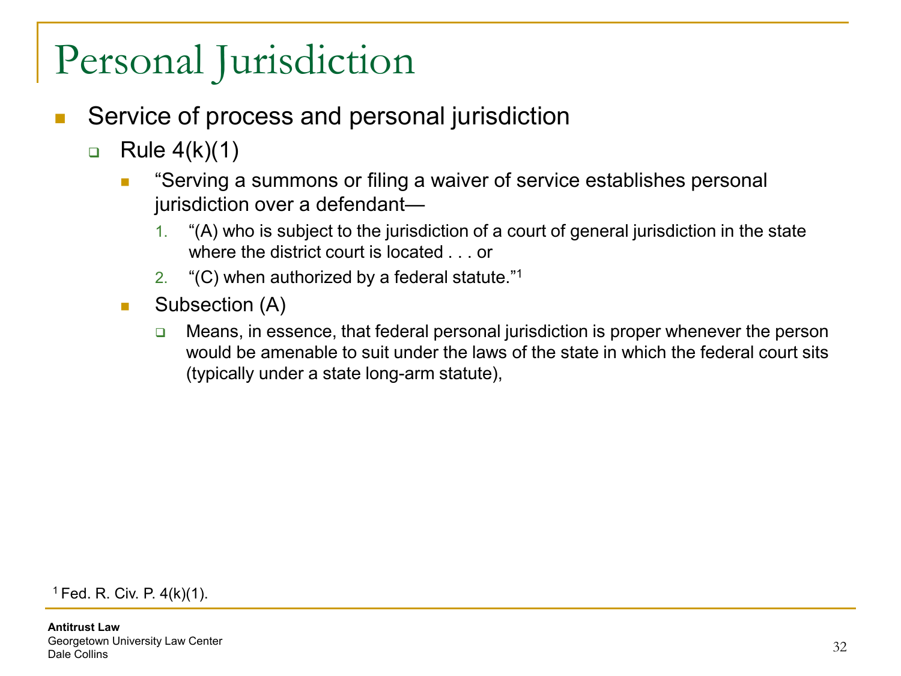# Personal Jurisdiction

- Service of process and personal jurisdiction
  - Rule 4(k)(1)
    - "Serving a summons or filing a waiver of service establishes personal jurisdiction over a defendant—
      1. "(A) who is subject to the jurisdiction of a court of general jurisdiction in the state where the district court is located . . . or
      2. "(C) when authorized by a federal statute."[1]
    - Subsection (A)
      - Means, in essence, that federal personal jurisdiction is proper whenever the person would be amenable to suit under the laws of the state in which the federal court sits (typically under a state long-arm statute),

[1] Fed. R. Civ. P. 4(k)(1).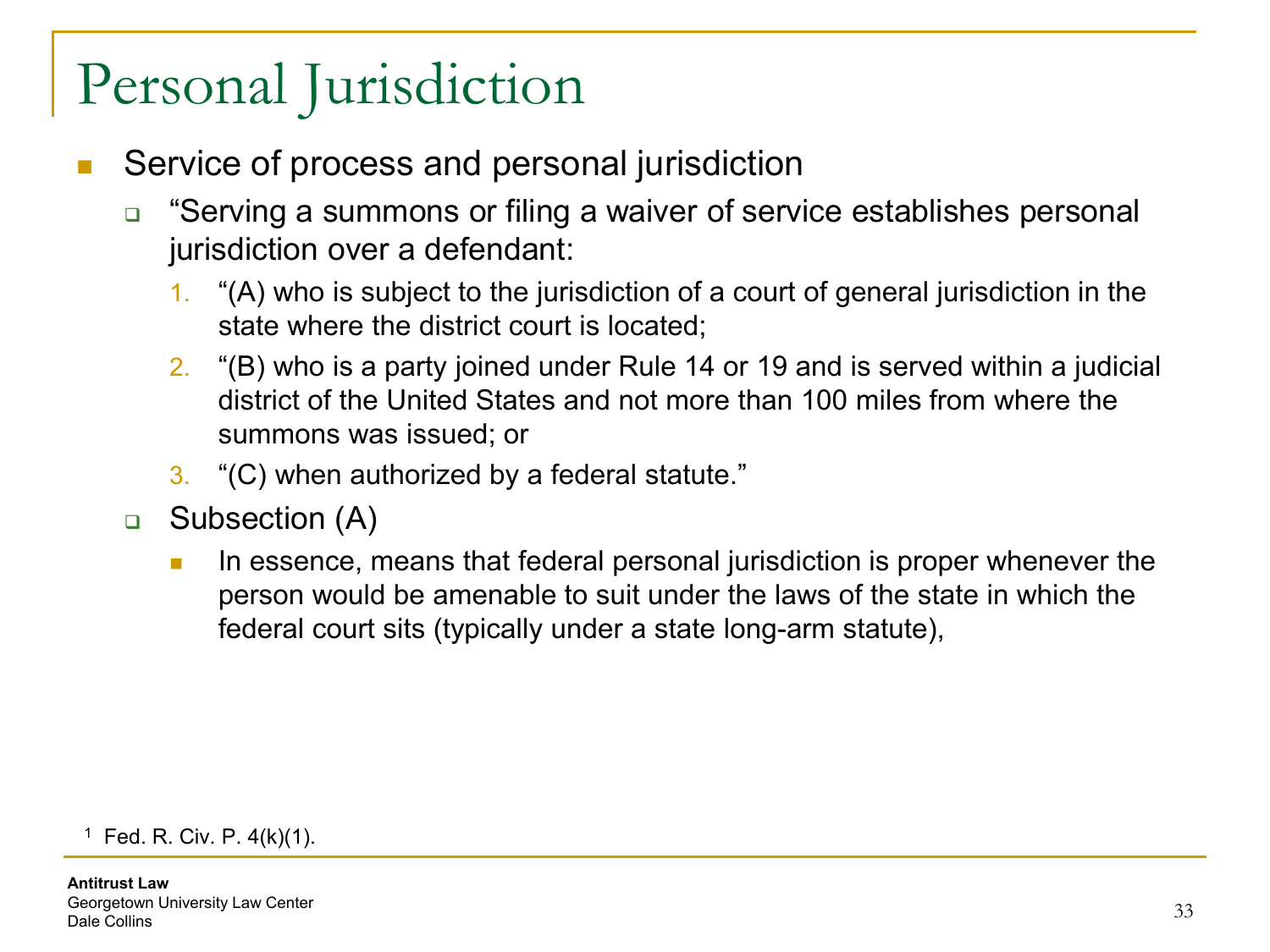# Personal Jurisdiction

- Service of process and personal jurisdiction
  - "Serving a summons or filing a waiver of service establishes personal jurisdiction over a defendant:
    1. "(A) who is subject to the jurisdiction of a court of general jurisdiction in the state where the district court is located;
    2. "(B) who is a party joined under Rule 14 or 19 and is served within a judicial district of the United States and not more than 100 miles from where the summons was issued; or
    3. "(C) when authorized by a federal statute."
  - Subsection (A)
    - In essence, means that federal personal jurisdiction is proper whenever the person would be amenable to suit under the laws of the state in which the federal court sits (typically under a state long-arm statute),

[1] Fed. R. Civ. P. 4(k)(1).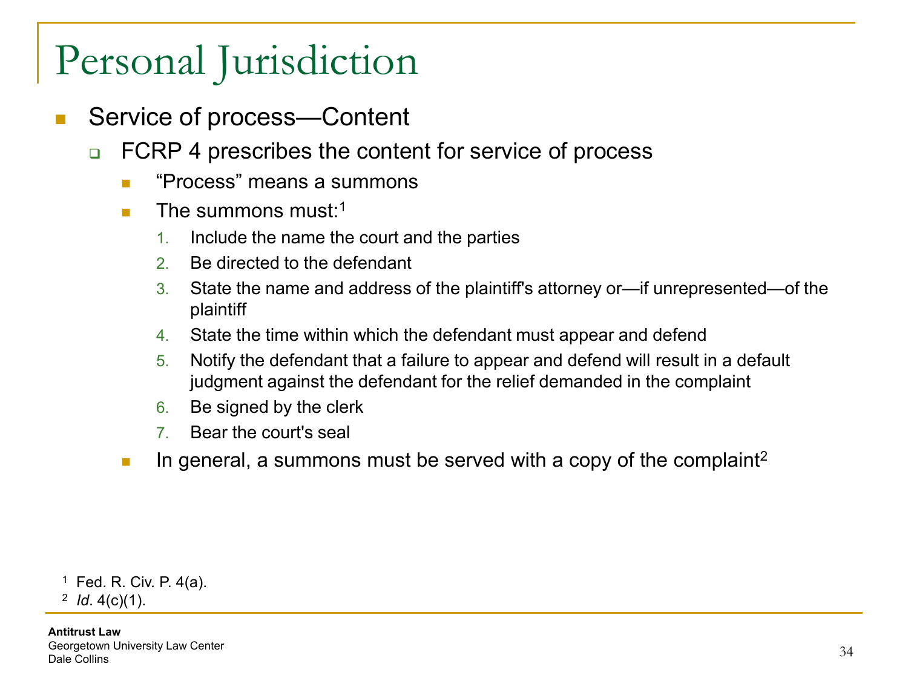# Personal Jurisdiction

- Service of process—Content
  - FCRP 4 prescribes the content for service of process
    - "Process" means a summons
    - The summons must:[1]
      1. Include the name the court and the parties
      2. Be directed to the defendant
      3. State the name and address of the plaintiff's attorney or—if unrepresented—of the plaintiff
      4. State the time within which the defendant must appear and defend
      5. Notify the defendant that a failure to appear and defend will result in a default judgment against the defendant for the relief demanded in the complaint
      6. Be signed by the clerk
      7. Bear the court's seal
    - In general, a summons must be served with a copy of the complaint[2]

[1] Fed. R. Civ. P. 4(a).
[2] *Id*. 4(c)(1).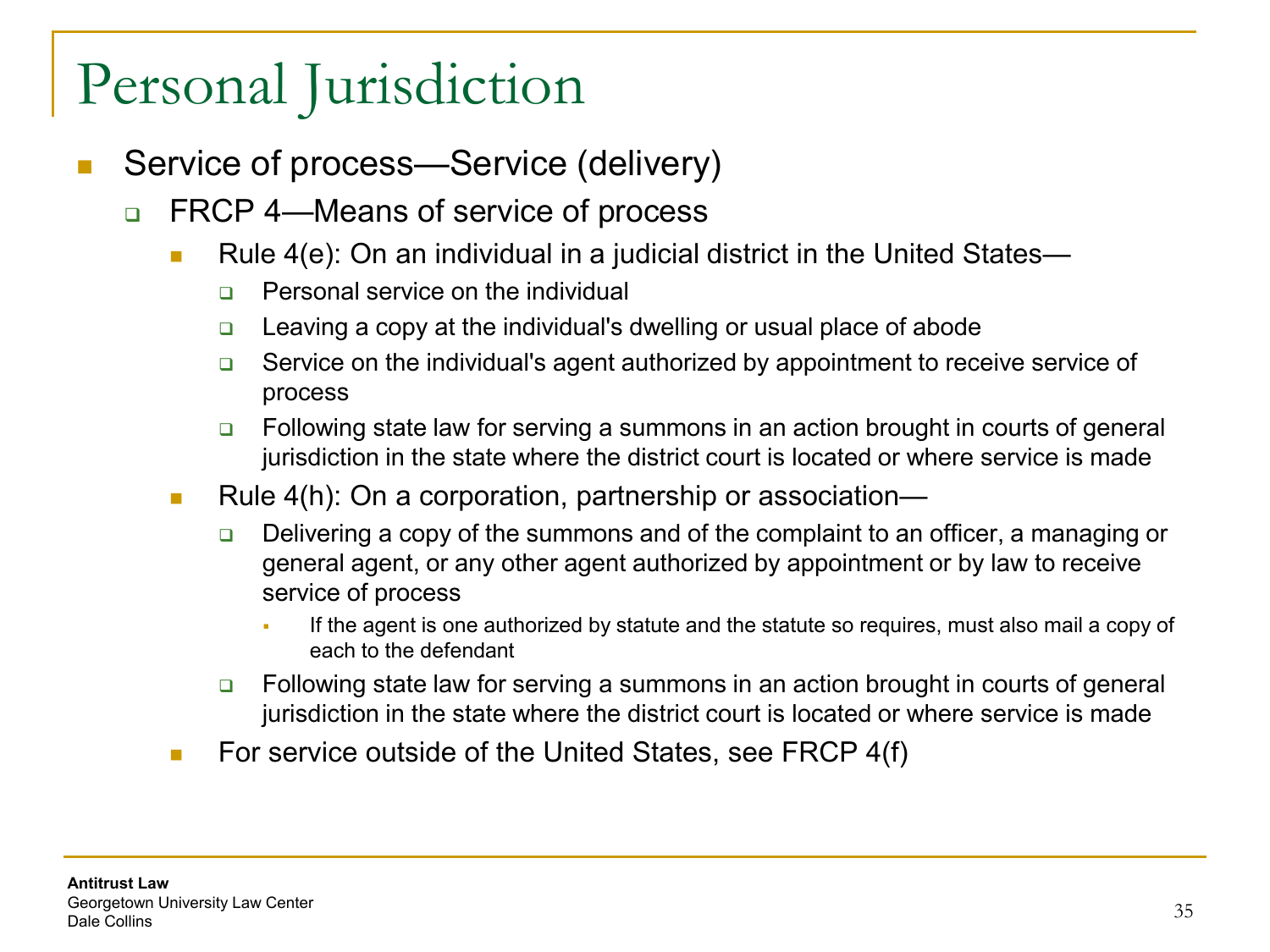# Personal Jurisdiction

- Service of process—Service (delivery)
  - FRCP 4—Means of service of process
    - Rule 4(e): On an individual in a judicial district in the United States—
      - Personal service on the individual
      - Leaving a copy at the individual's dwelling or usual place of abode
      - Service on the individual's agent authorized by appointment to receive service of process
      - Following state law for serving a summons in an action brought in courts of general jurisdiction in the state where the district court is located or where service is made
    - Rule 4(h): On a corporation, partnership or association—
      - Delivering a copy of the summons and of the complaint to an officer, a managing or general agent, or any other agent authorized by appointment or by law to receive service of process
        - If the agent is one authorized by statute and the statute so requires, must also mail a copy of each to the defendant
      - Following state law for serving a summons in an action brought in courts of general jurisdiction in the state where the district court is located or where service is made
    - For service outside of the United States, see FRCP 4(f)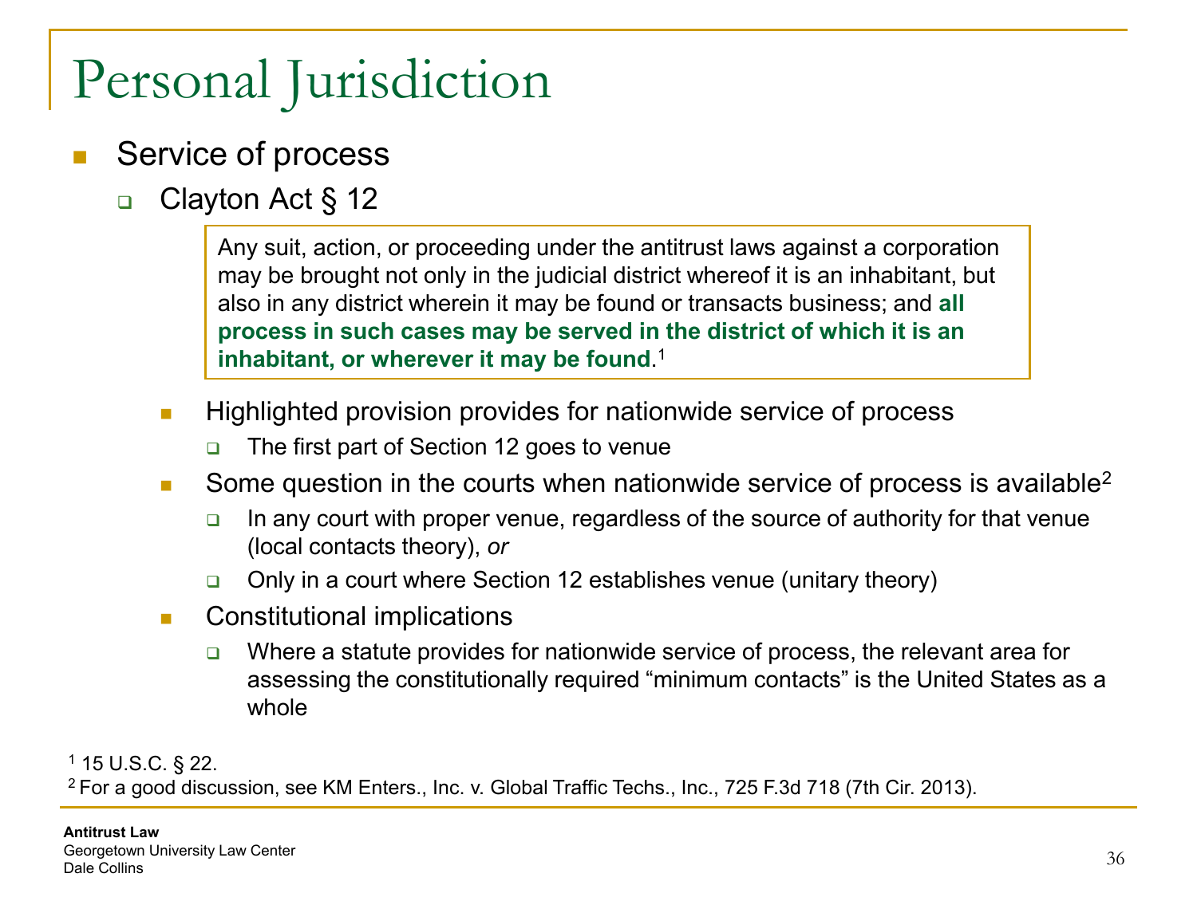# Personal Jurisdiction

- Service of process
  - Clayton Act § 12

    > Any suit, action, or proceeding under the antitrust laws against a corporation may be brought not only in the judicial district whereof it is an inhabitant, but also in any district wherein it may be found or transacts business; and **all process in such cases may be served in the district of which it is an inhabitant, or wherever it may be found**.[1]

    - Highlighted provision provides for nationwide service of process
      - The first part of Section 12 goes to venue
    - Some question in the courts when nationwide service of process is available[2]
      - In any court with proper venue, regardless of the source of authority for that venue (local contacts theory), *or*
      - Only in a court where Section 12 establishes venue (unitary theory)
    - Constitutional implications
      - Where a statute provides for nationwide service of process, the relevant area for assessing the constitutionally required "minimum contacts" is the United States as a whole

[1] 15 U.S.C. § 22.

[2] For a good discussion, see KM Enters., Inc. v. Global Traffic Techs., Inc., 725 F.3d 718 (7th Cir. 2013).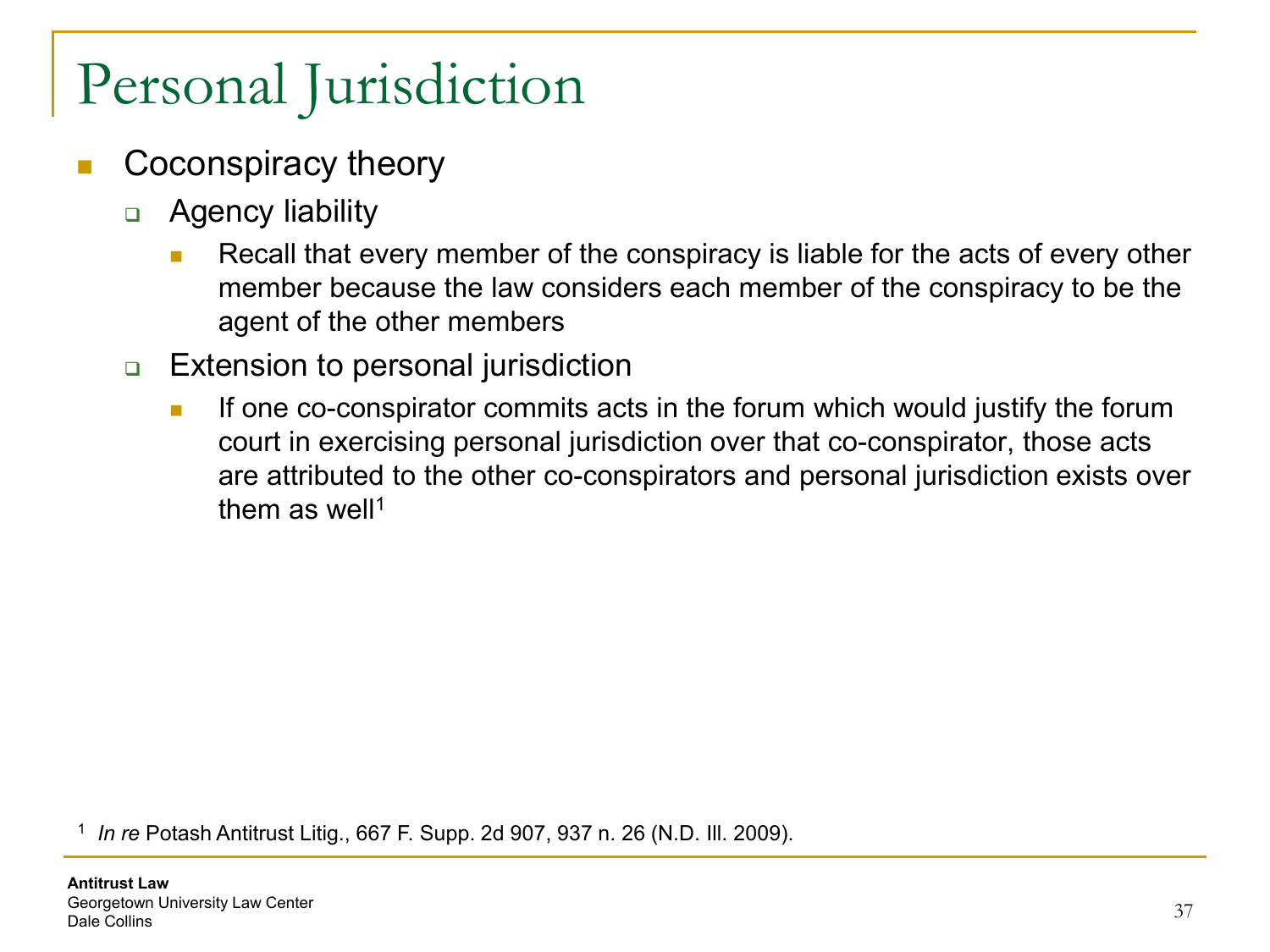# Personal Jurisdiction

- Coconspiracy theory
  - Agency liability
    - Recall that every member of the conspiracy is liable for the acts of every other member because the law considers each member of the conspiracy to be the agent of the other members
  - Extension to personal jurisdiction
    - If one co-conspirator commits acts in the forum which would justify the forum court in exercising personal jurisdiction over that co-conspirator, those acts are attributed to the other co-conspirators and personal jurisdiction exists over them as well[1]

[1] *In re* Potash Antitrust Litig., 667 F. Supp. 2d 907, 937 n. 26 (N.D. Ill. 2009).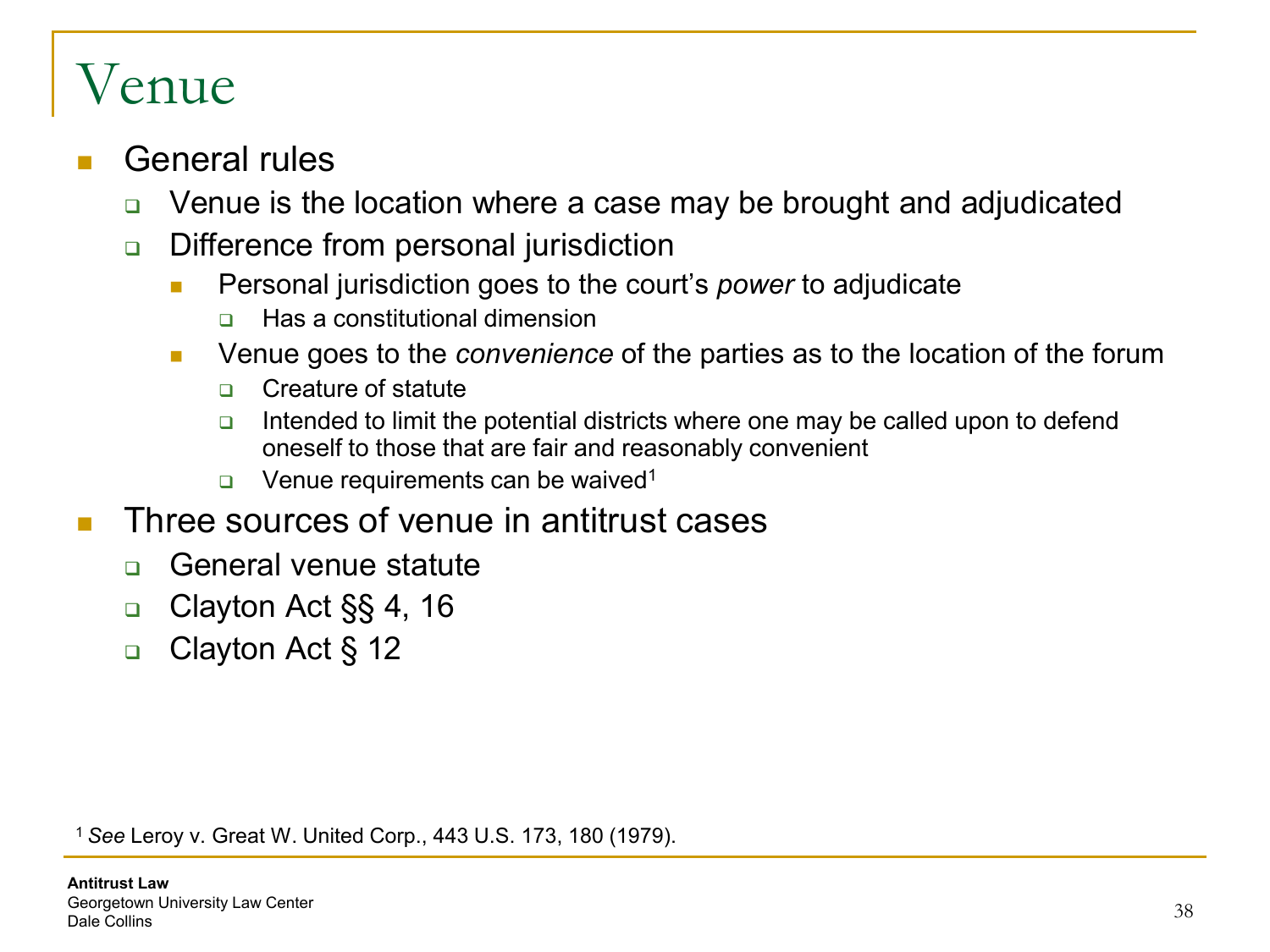# Venue

- General rules
  - Venue is the location where a case may be brought and adjudicated
  - Difference from personal jurisdiction
    - Personal jurisdiction goes to the court's *power* to adjudicate
      - Has a constitutional dimension
    - Venue goes to the *convenience* of the parties as to the location of the forum
      - Creature of statute
      - Intended to limit the potential districts where one may be called upon to defend oneself to those that are fair and reasonably convenient
      - Venue requirements can be waived[1]
- Three sources of venue in antitrust cases
  - General venue statute
  - Clayton Act §§ 4, 16
  - Clayton Act § 12

[1] *See* Leroy v. Great W. United Corp., 443 U.S. 173, 180 (1979).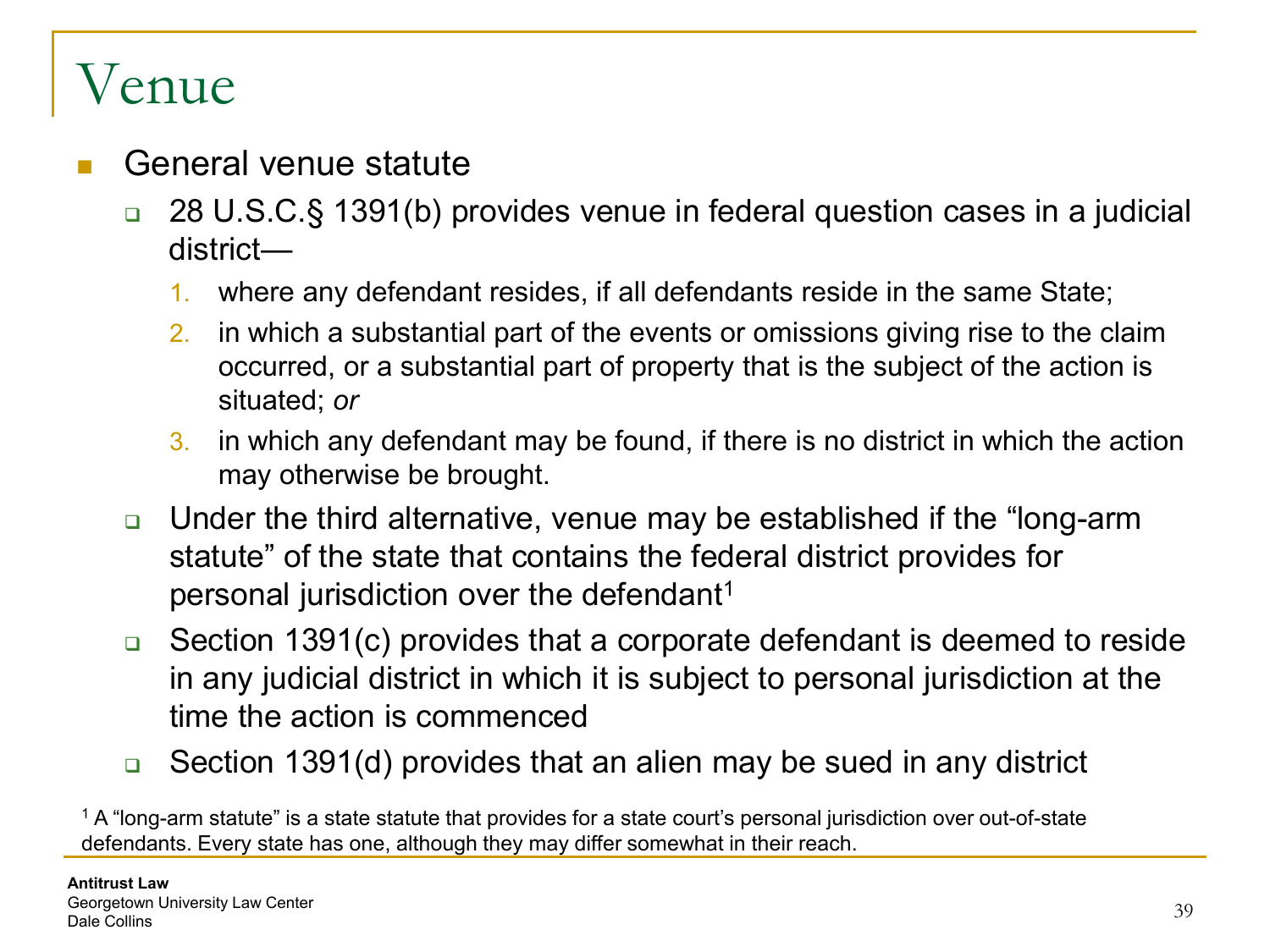# Venue

- General venue statute
  - 28 U.S.C.§ 1391(b) provides venue in federal question cases in a judicial district—
    1. where any defendant resides, if all defendants reside in the same State;
    2. in which a substantial part of the events or omissions giving rise to the claim occurred, or a substantial part of property that is the subject of the action is situated; *or*
    3. in which any defendant may be found, if there is no district in which the action may otherwise be brought.
  - Under the third alternative, venue may be established if the "long-arm statute" of the state that contains the federal district provides for personal jurisdiction over the defendant[1]
  - Section 1391(c) provides that a corporate defendant is deemed to reside in any judicial district in which it is subject to personal jurisdiction at the time the action is commenced
  - Section 1391(d) provides that an alien may be sued in any district

[1] A "long-arm statute" is a state statute that provides for a state court's personal jurisdiction over out-of-state defendants. Every state has one, although they may differ somewhat in their reach.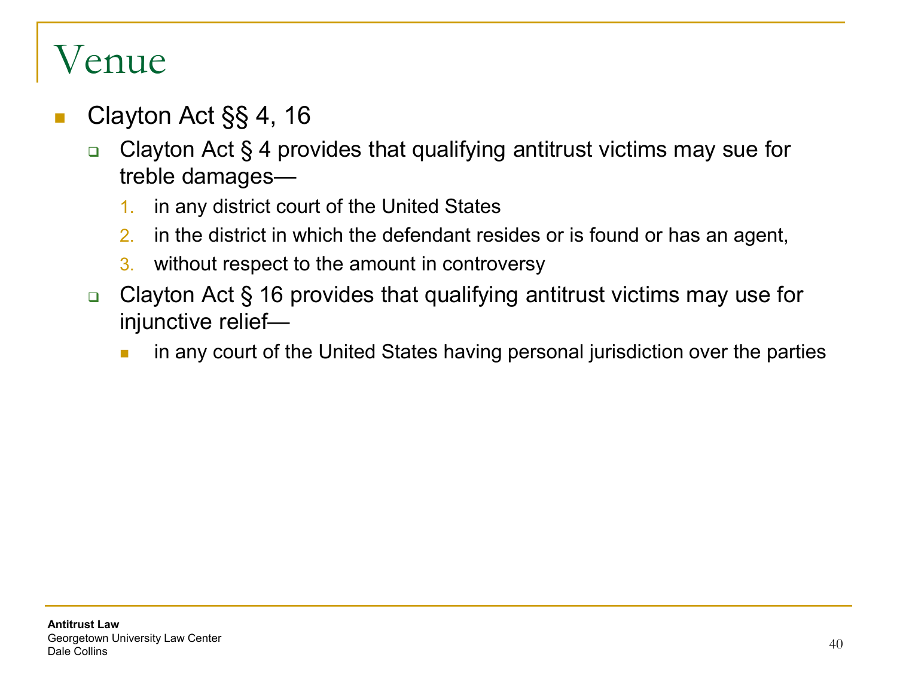# Venue

- Clayton Act §§ 4, 16
  - Clayton Act § 4 provides that qualifying antitrust victims may sue for treble damages—
    1. in any district court of the United States
    2. in the district in which the defendant resides or is found or has an agent,
    3. without respect to the amount in controversy
  - Clayton Act § 16 provides that qualifying antitrust victims may use for injunctive relief—
    - in any court of the United States having personal jurisdiction over the parties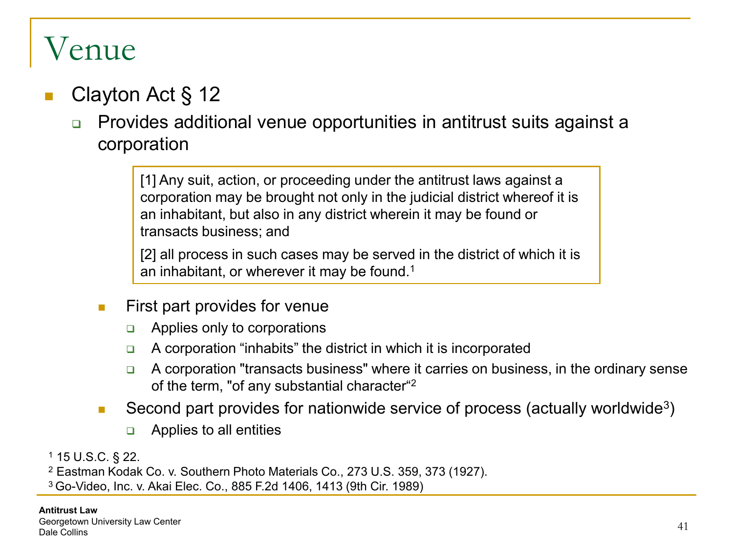# Venue

- Clayton Act § 12
  - Provides additional venue opportunities in antitrust suits against a corporation

> [1] Any suit, action, or proceeding under the antitrust laws against a corporation may be brought not only in the judicial district whereof it is an inhabitant, but also in any district wherein it may be found or transacts business; and
>
> [2] all process in such cases may be served in the district of which it is an inhabitant, or wherever it may be found.[1]

- First part provides for venue
  - Applies only to corporations
  - A corporation “inhabits” the district in which it is incorporated
  - A corporation "transacts business" where it carries on business, in the ordinary sense of the term, "of any substantial character“[2]
- Second part provides for nationwide service of process (actually worldwide[3])
  - Applies to all entities

[1] 15 U.S.C. § 22.
[2] Eastman Kodak Co. v. Southern Photo Materials Co., 273 U.S. 359, 373 (1927).
[3] Go-Video, Inc. v. Akai Elec. Co., 885 F.2d 1406, 1413 (9th Cir. 1989)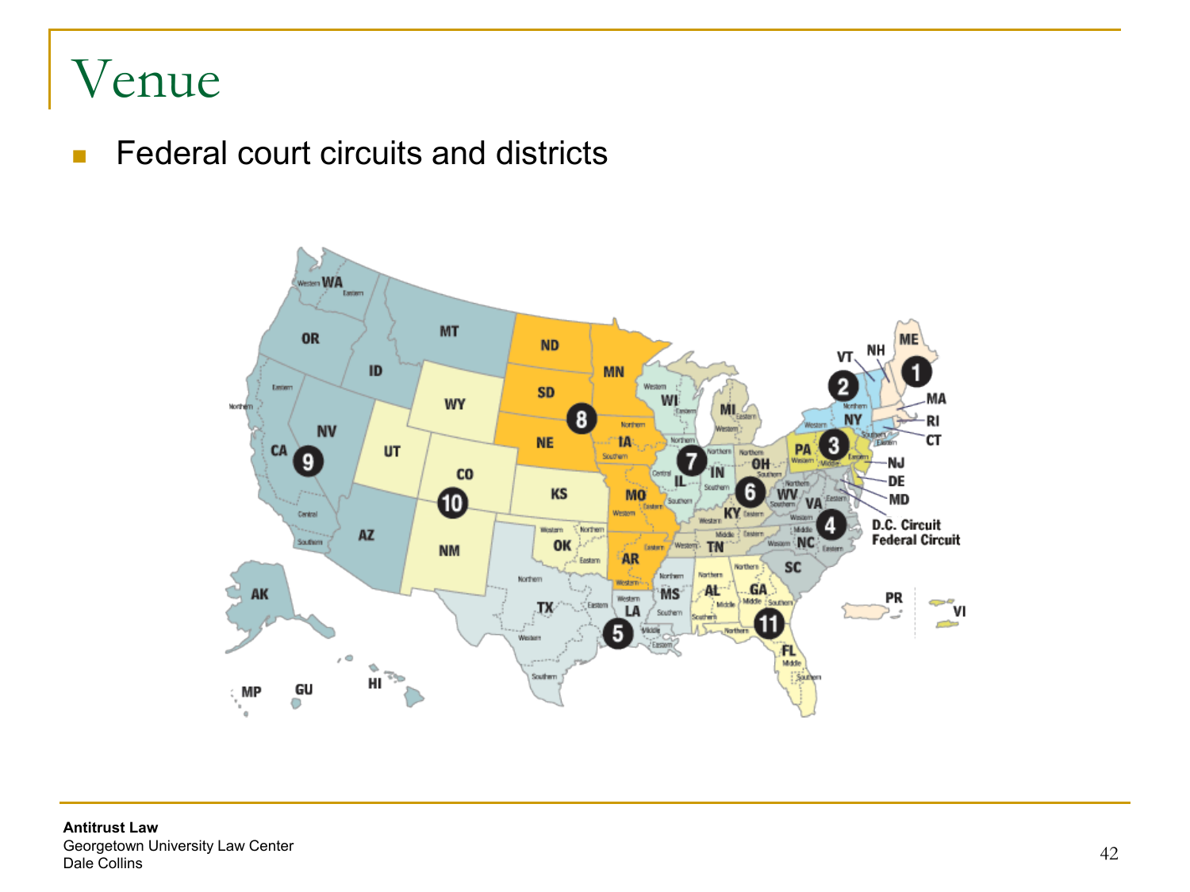# Venue

- Federal court circuits and districts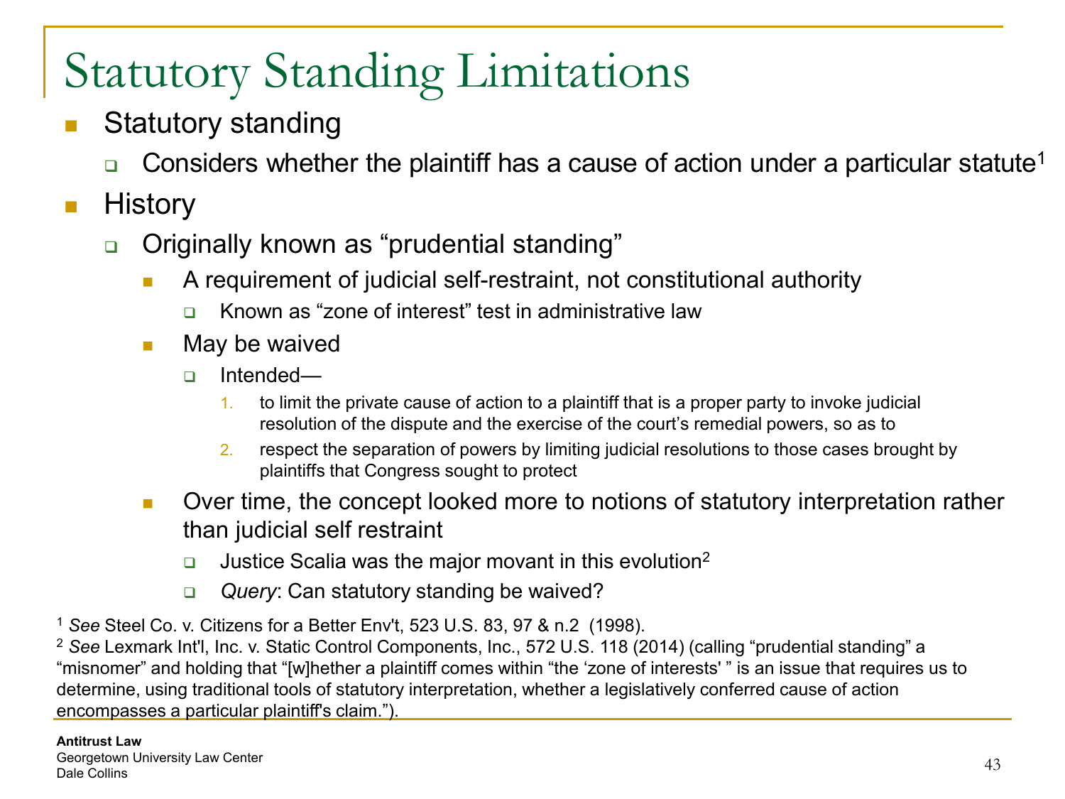# Statutory Standing Limitations

- Statutory standing
  - Considers whether the plaintiff has a cause of action under a particular statute[1]
- History
  - Originally known as "prudential standing"
    - A requirement of judicial self-restraint, not constitutional authority
      - Known as "zone of interest" test in administrative law
    - May be waived
      - Intended—
        1. to limit the private cause of action to a plaintiff that is a proper party to invoke judicial resolution of the dispute and the exercise of the court's remedial powers, so as to
        2. respect the separation of powers by limiting judicial resolutions to those cases brought by plaintiffs that Congress sought to protect
    - Over time, the concept looked more to notions of statutory interpretation rather than judicial self restraint
      - Justice Scalia was the major movant in this evolution[2]
      - *Query*: Can statutory standing be waived?

[1] *See* Steel Co. v. Citizens for a Better Env't, 523 U.S. 83, 97 & n.2 (1998).

[2] *See* Lexmark Int'l, Inc. v. Static Control Components, Inc., 572 U.S. 118 (2014) (calling "prudential standing" a "misnomer" and holding that "[w]hether a plaintiff comes within "the 'zone of interests' " is an issue that requires us to determine, using traditional tools of statutory interpretation, whether a legislatively conferred cause of action encompasses a particular plaintiff's claim.").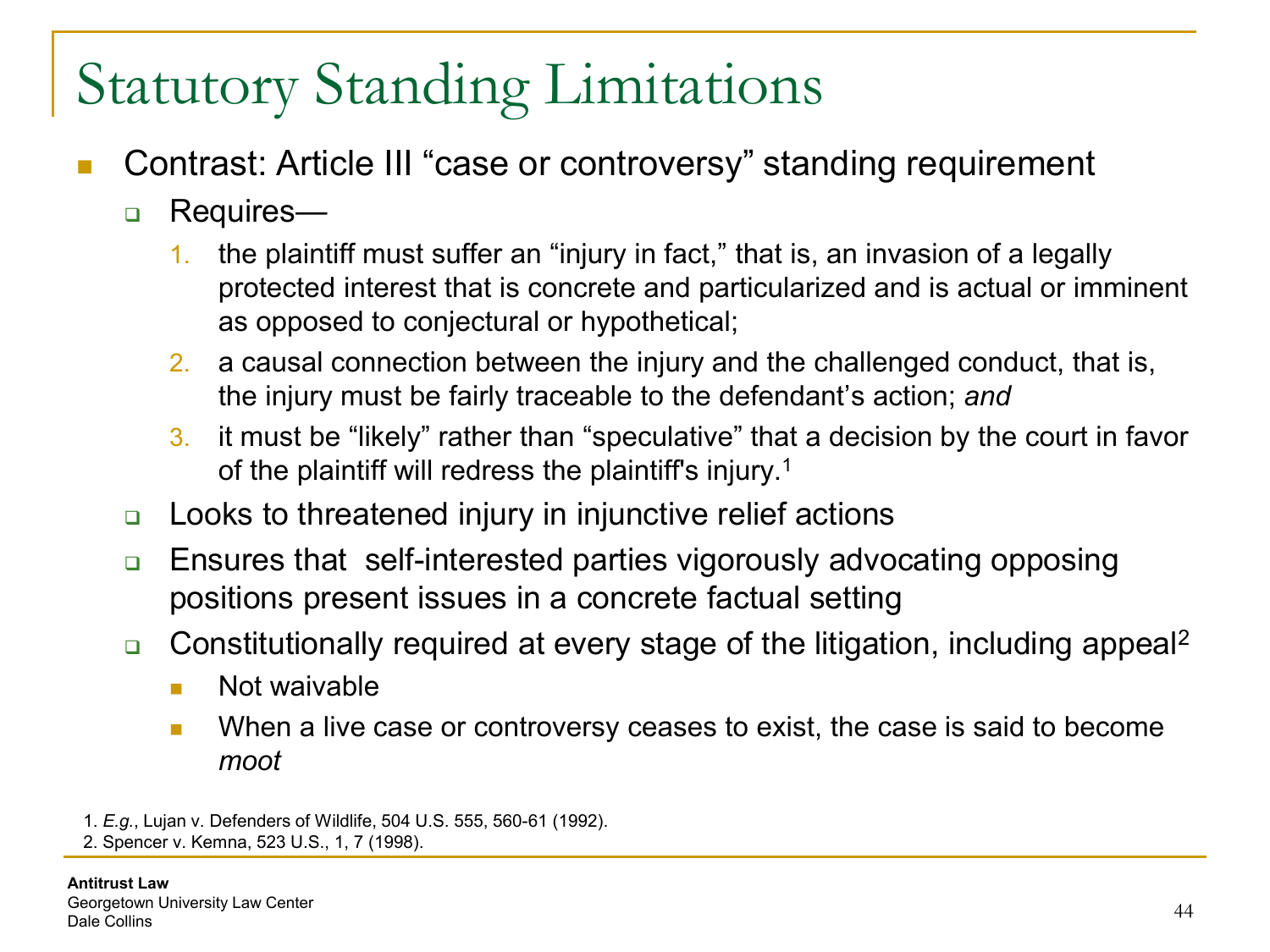# Statutory Standing Limitations

- Contrast: Article III "case or controversy" standing requirement
  - Requires—
    1. the plaintiff must suffer an "injury in fact," that is, an invasion of a legally protected interest that is concrete and particularized and is actual or imminent as opposed to conjectural or hypothetical;
    2. a causal connection between the injury and the challenged conduct, that is, the injury must be fairly traceable to the defendant's action; *and*
    3. it must be "likely" rather than "speculative" that a decision by the court in favor of the plaintiff will redress the plaintiff's injury.[1]
  - Looks to threatened injury in injunctive relief actions
  - Ensures that self-interested parties vigorously advocating opposing positions present issues in a concrete factual setting
  - Constitutionally required at every stage of the litigation, including appeal[2]
    - Not waivable
    - When a live case or controversy ceases to exist, the case is said to become *moot*

1. *E.g.*, Lujan v. Defenders of Wildlife, 504 U.S. 555, 560-61 (1992).
2. Spencer v. Kemna, 523 U.S., 1, 7 (1998).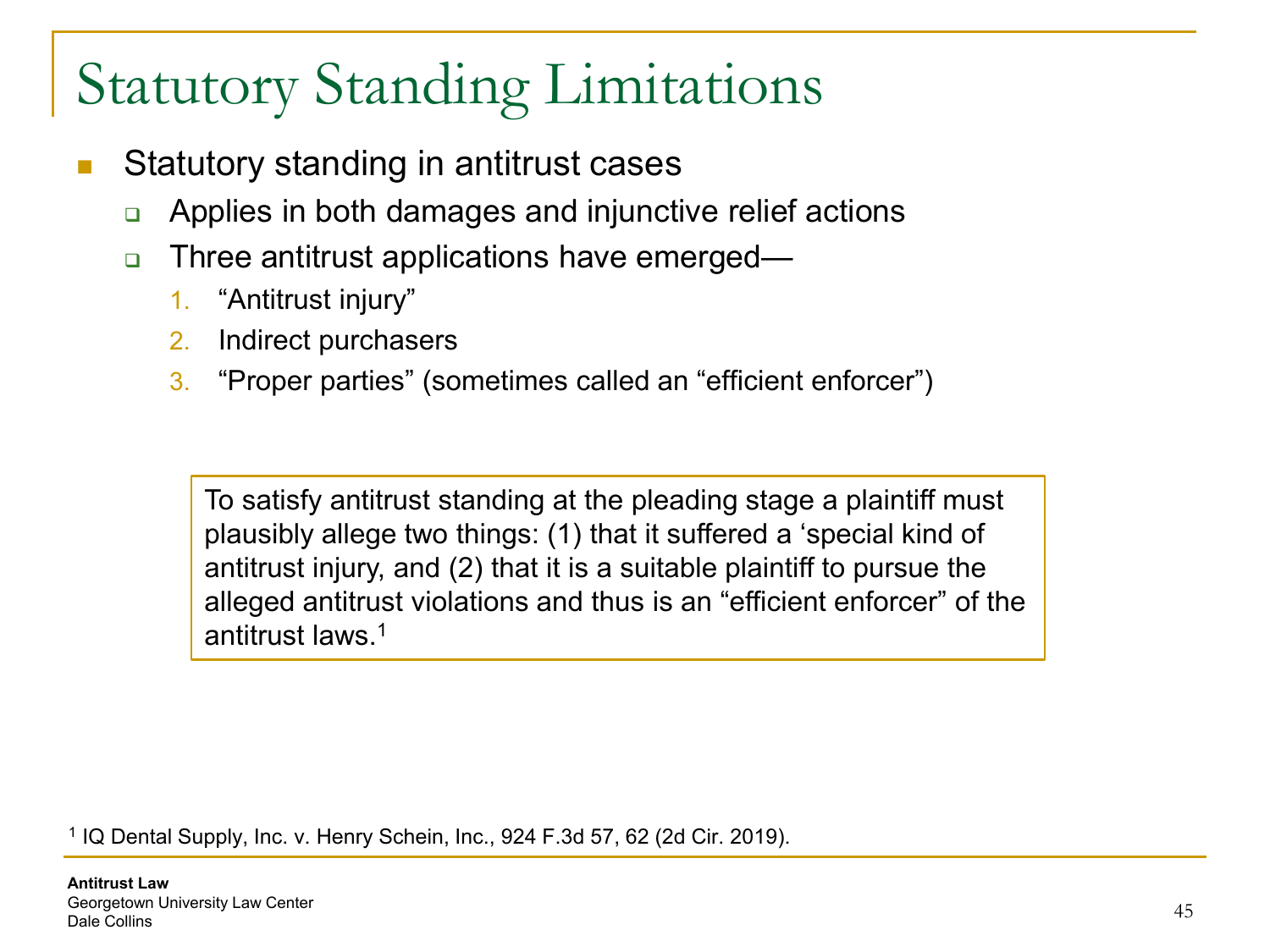# Statutory Standing Limitations

- Statutory standing in antitrust cases
  - Applies in both damages and injunctive relief actions
  - Three antitrust applications have emerged—
    1. "Antitrust injury"
    2. Indirect purchasers
    3. "Proper parties" (sometimes called an "efficient enforcer")

> To satisfy antitrust standing at the pleading stage a plaintiff must plausibly allege two things: (1) that it suffered a 'special kind of antitrust injury, and (2) that it is a suitable plaintiff to pursue the alleged antitrust violations and thus is an "efficient enforcer" of the antitrust laws.[1]

[1] IQ Dental Supply, Inc. v. Henry Schein, Inc., 924 F.3d 57, 62 (2d Cir. 2019).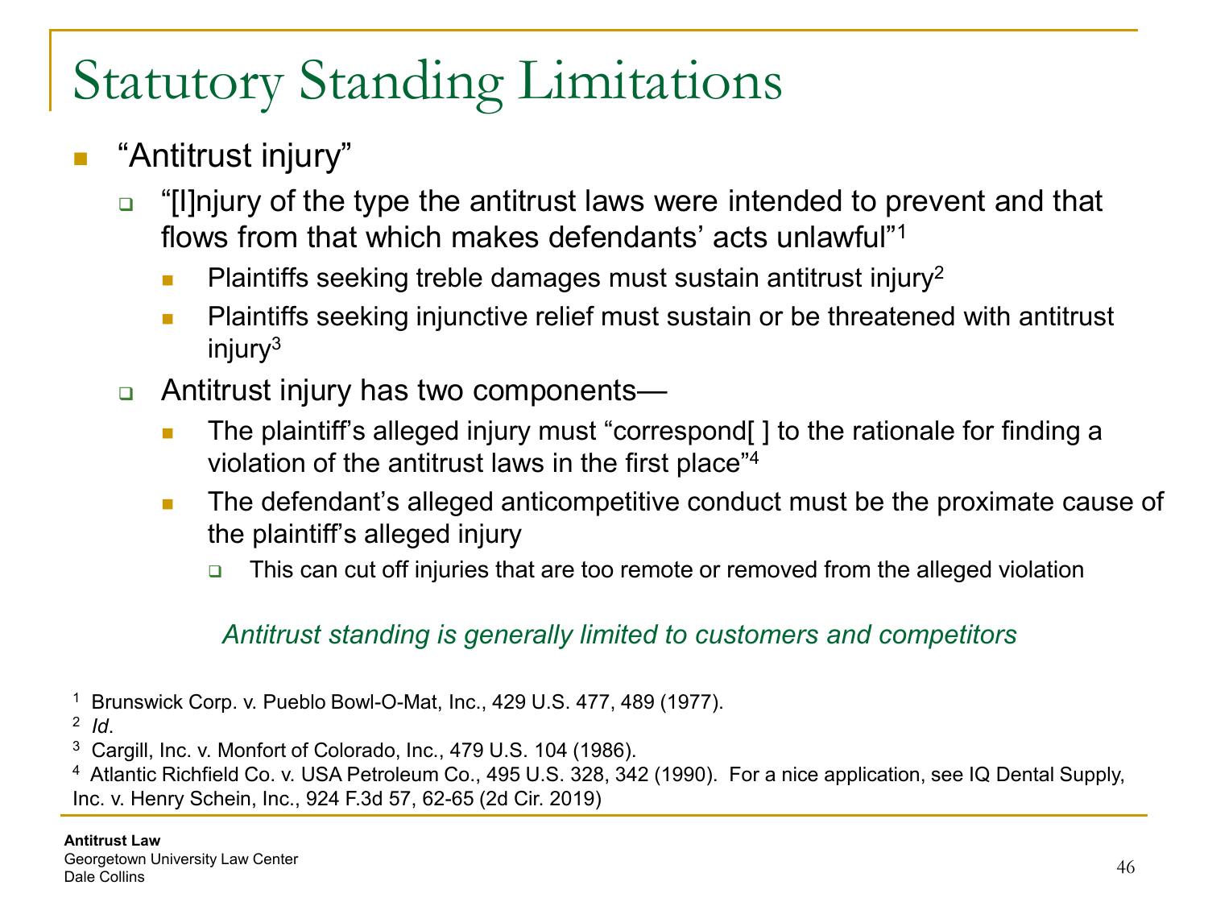# Statutory Standing Limitations

- "Antitrust injury"
  - "[I]njury of the type the antitrust laws were intended to prevent and that flows from that which makes defendants' acts unlawful"[1]
    - Plaintiffs seeking treble damages must sustain antitrust injury[2]
    - Plaintiffs seeking injunctive relief must sustain or be threatened with antitrust injury[3]
  - Antitrust injury has two components—
    - The plaintiff's alleged injury must "correspond[ ] to the rationale for finding a violation of the antitrust laws in the first place"[4]
    - The defendant's alleged anticompetitive conduct must be the proximate cause of the plaintiff's alleged injury
      - This can cut off injuries that are too remote or removed from the alleged violation

*Antitrust standing is generally limited to customers and competitors*

[1] Brunswick Corp. v. Pueblo Bowl-O-Mat, Inc., 429 U.S. 477, 489 (1977).

[2] *Id*.

[3] Cargill, Inc. v. Monfort of Colorado, Inc., 479 U.S. 104 (1986).

[4] Atlantic Richfield Co. v. USA Petroleum Co., 495 U.S. 328, 342 (1990). For a nice application, see IQ Dental Supply, Inc. v. Henry Schein, Inc., 924 F.3d 57, 62-65 (2d Cir. 2019)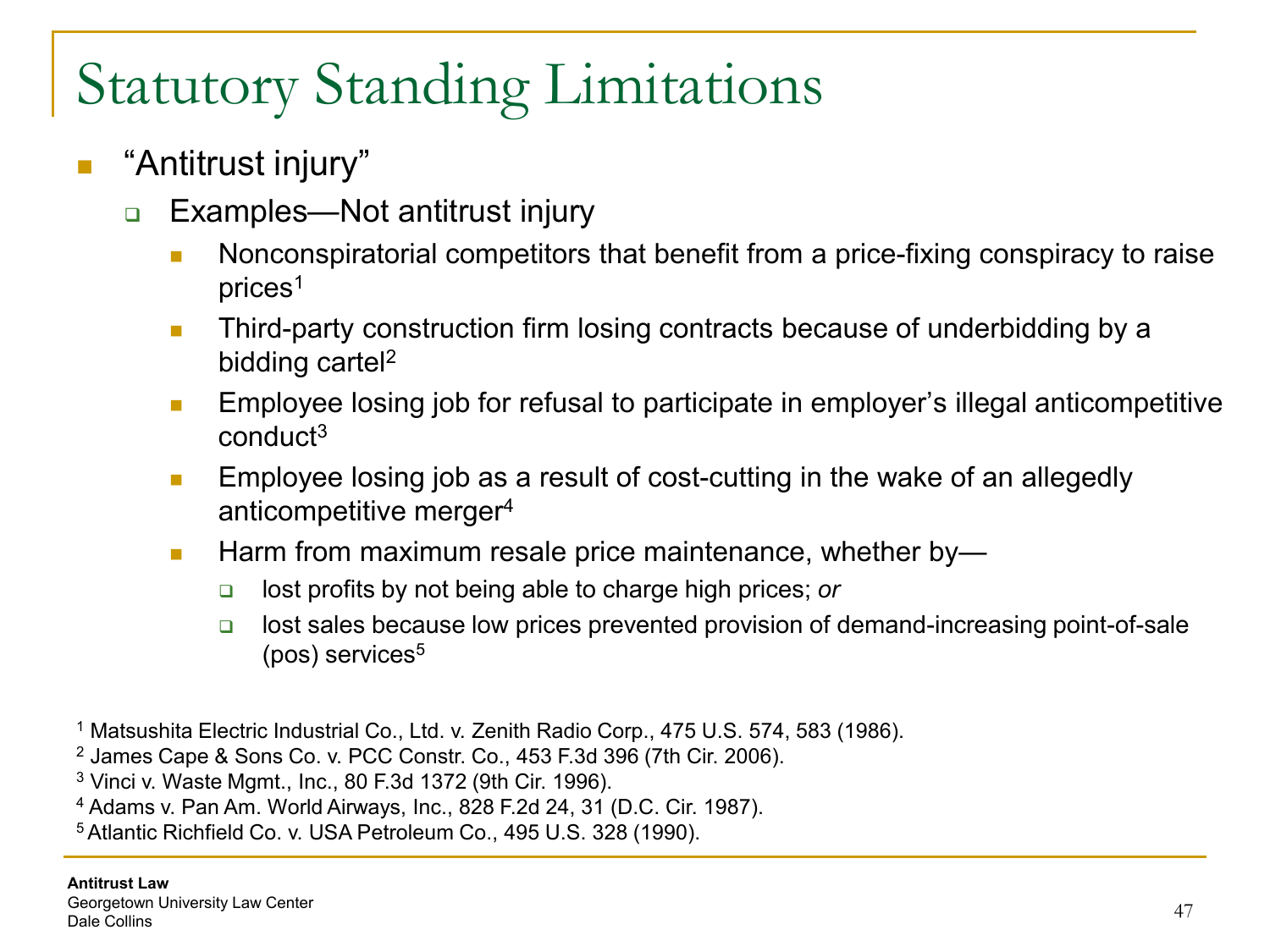# Statutory Standing Limitations

- "Antitrust injury"
  - Examples—Not antitrust injury
    - Nonconspiratorial competitors that benefit from a price-fixing conspiracy to raise prices[1]
    - Third-party construction firm losing contracts because of underbidding by a bidding cartel[2]
    - Employee losing job for refusal to participate in employer's illegal anticompetitive conduct[3]
    - Employee losing job as a result of cost-cutting in the wake of an allegedly anticompetitive merger[4]
    - Harm from maximum resale price maintenance, whether by—
      - lost profits by not being able to charge high prices; *or*
      - lost sales because low prices prevented provision of demand-increasing point-of-sale (pos) services[5]

[1] Matsushita Electric Industrial Co., Ltd. v. Zenith Radio Corp., 475 U.S. 574, 583 (1986).
[2] James Cape & Sons Co. v. PCC Constr. Co., 453 F.3d 396 (7th Cir. 2006).
[3] Vinci v. Waste Mgmt., Inc., 80 F.3d 1372 (9th Cir. 1996).
[4] Adams v. Pan Am. World Airways, Inc., 828 F.2d 24, 31 (D.C. Cir. 1987).
[5] Atlantic Richfield Co. v. USA Petroleum Co., 495 U.S. 328 (1990).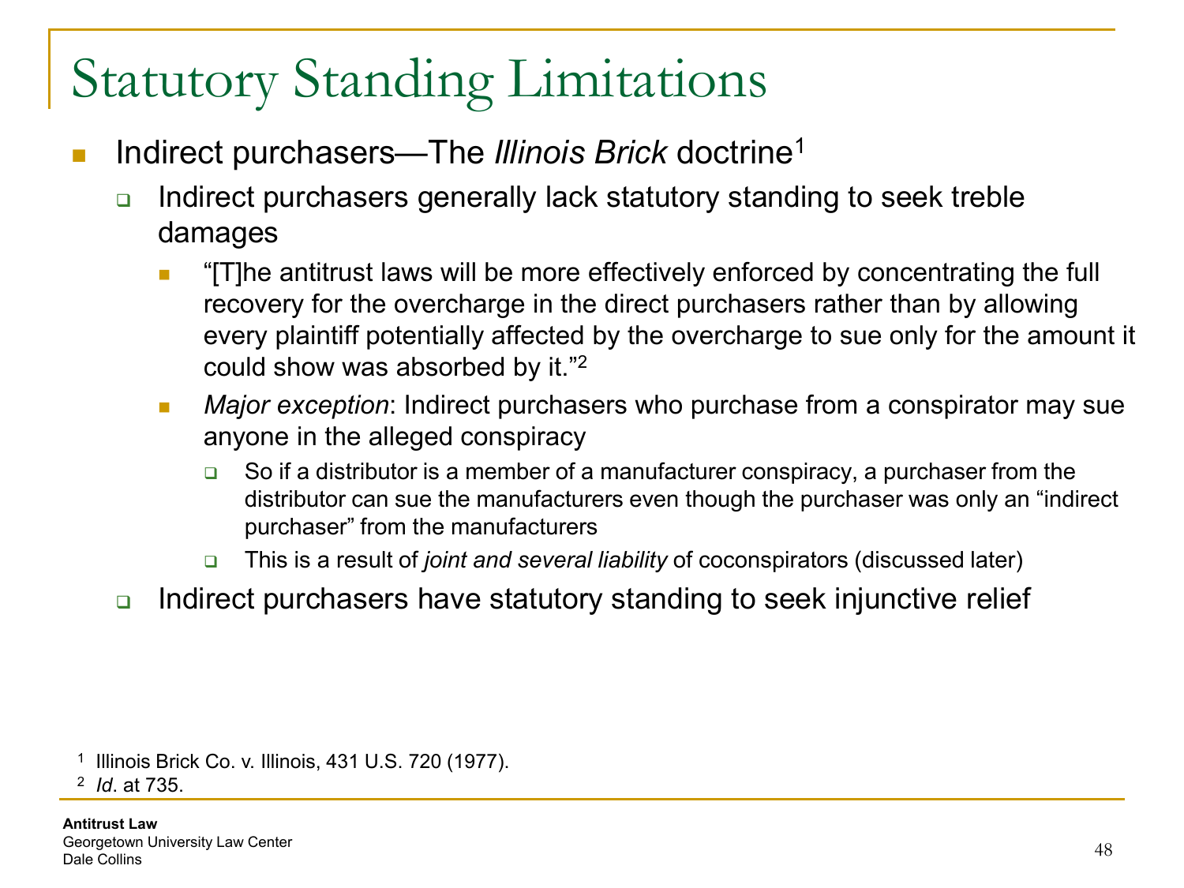# Statutory Standing Limitations

- Indirect purchasers—The *Illinois Brick* doctrine[1]
  - Indirect purchasers generally lack statutory standing to seek treble damages
    - "[T]he antitrust laws will be more effectively enforced by concentrating the full recovery for the overcharge in the direct purchasers rather than by allowing every plaintiff potentially affected by the overcharge to sue only for the amount it could show was absorbed by it."[2]
    - *Major exception*: Indirect purchasers who purchase from a conspirator may sue anyone in the alleged conspiracy
      - So if a distributor is a member of a manufacturer conspiracy, a purchaser from the distributor can sue the manufacturers even though the purchaser was only an "indirect purchaser" from the manufacturers
      - This is a result of *joint and several liability* of coconspirators (discussed later)
  - Indirect purchasers have statutory standing to seek injunctive relief

[1] Illinois Brick Co. v. Illinois, 431 U.S. 720 (1977).
[2] *Id*. at 735.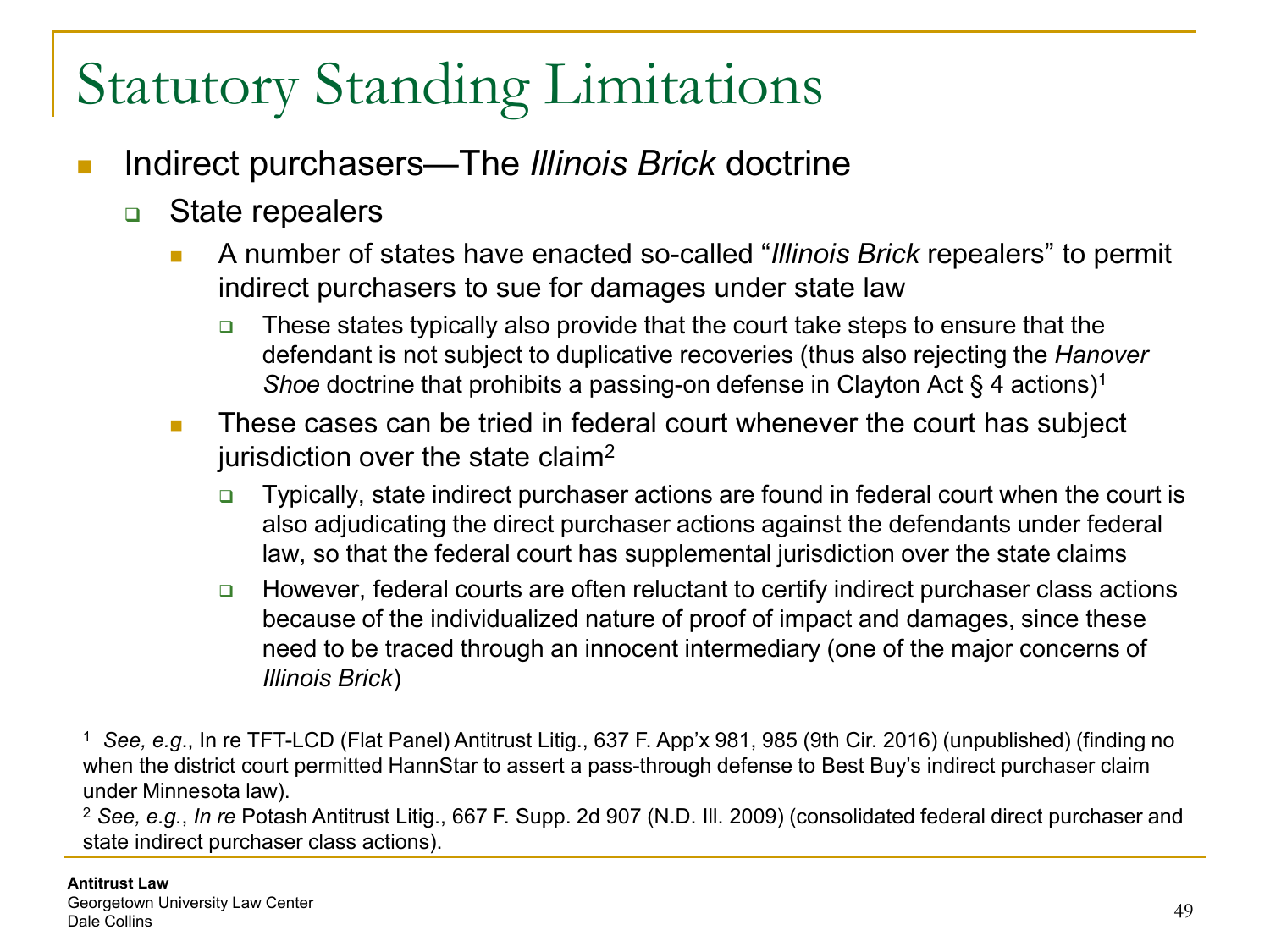# Statutory Standing Limitations

- Indirect purchasers—The *Illinois Brick* doctrine
  - State repealers
    - A number of states have enacted so-called "*Illinois Brick* repealers" to permit indirect purchasers to sue for damages under state law
      - These states typically also provide that the court take steps to ensure that the defendant is not subject to duplicative recoveries (thus also rejecting the *Hanover Shoe* doctrine that prohibits a passing-on defense in Clayton Act § 4 actions)[1]
    - These cases can be tried in federal court whenever the court has subject jurisdiction over the state claim[2]
      - Typically, state indirect purchaser actions are found in federal court when the court is also adjudicating the direct purchaser actions against the defendants under federal law, so that the federal court has supplemental jurisdiction over the state claims
      - However, federal courts are often reluctant to certify indirect purchaser class actions because of the individualized nature of proof of impact and damages, since these need to be traced through an innocent intermediary (one of the major concerns of *Illinois Brick*)

[1] *See, e.g.*, In re TFT-LCD (Flat Panel) Antitrust Litig., 637 F. App'x 981, 985 (9th Cir. 2016) (unpublished) (finding no when the district court permitted HannStar to assert a pass-through defense to Best Buy's indirect purchaser claim under Minnesota law).

[2] *See, e.g.*, *In re* Potash Antitrust Litig., 667 F. Supp. 2d 907 (N.D. Ill. 2009) (consolidated federal direct purchaser and state indirect purchaser class actions).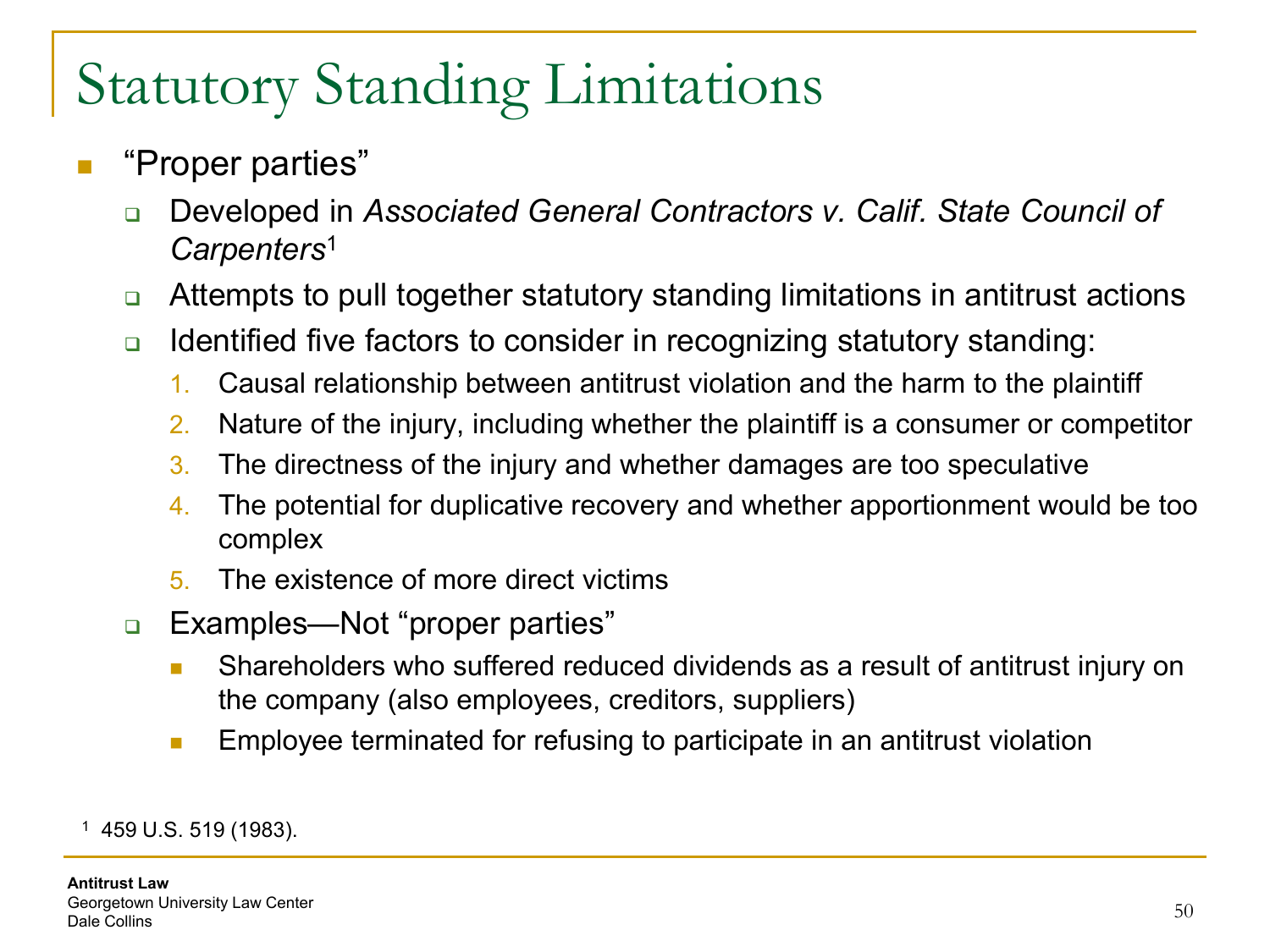# Statutory Standing Limitations

- "Proper parties"
  - Developed in *Associated General Contractors v. Calif. State Council of Carpenters*[1]
  - Attempts to pull together statutory standing limitations in antitrust actions
  - Identified five factors to consider in recognizing statutory standing:
    1. Causal relationship between antitrust violation and the harm to the plaintiff
    2. Nature of the injury, including whether the plaintiff is a consumer or competitor
    3. The directness of the injury and whether damages are too speculative
    4. The potential for duplicative recovery and whether apportionment would be too complex
    5. The existence of more direct victims
  - Examples—Not "proper parties"
    - Shareholders who suffered reduced dividends as a result of antitrust injury on the company (also employees, creditors, suppliers)
    - Employee terminated for refusing to participate in an antitrust violation

[1] 459 U.S. 519 (1983).

**Antitrust Law**
Georgetown University Law Center
Dale Collins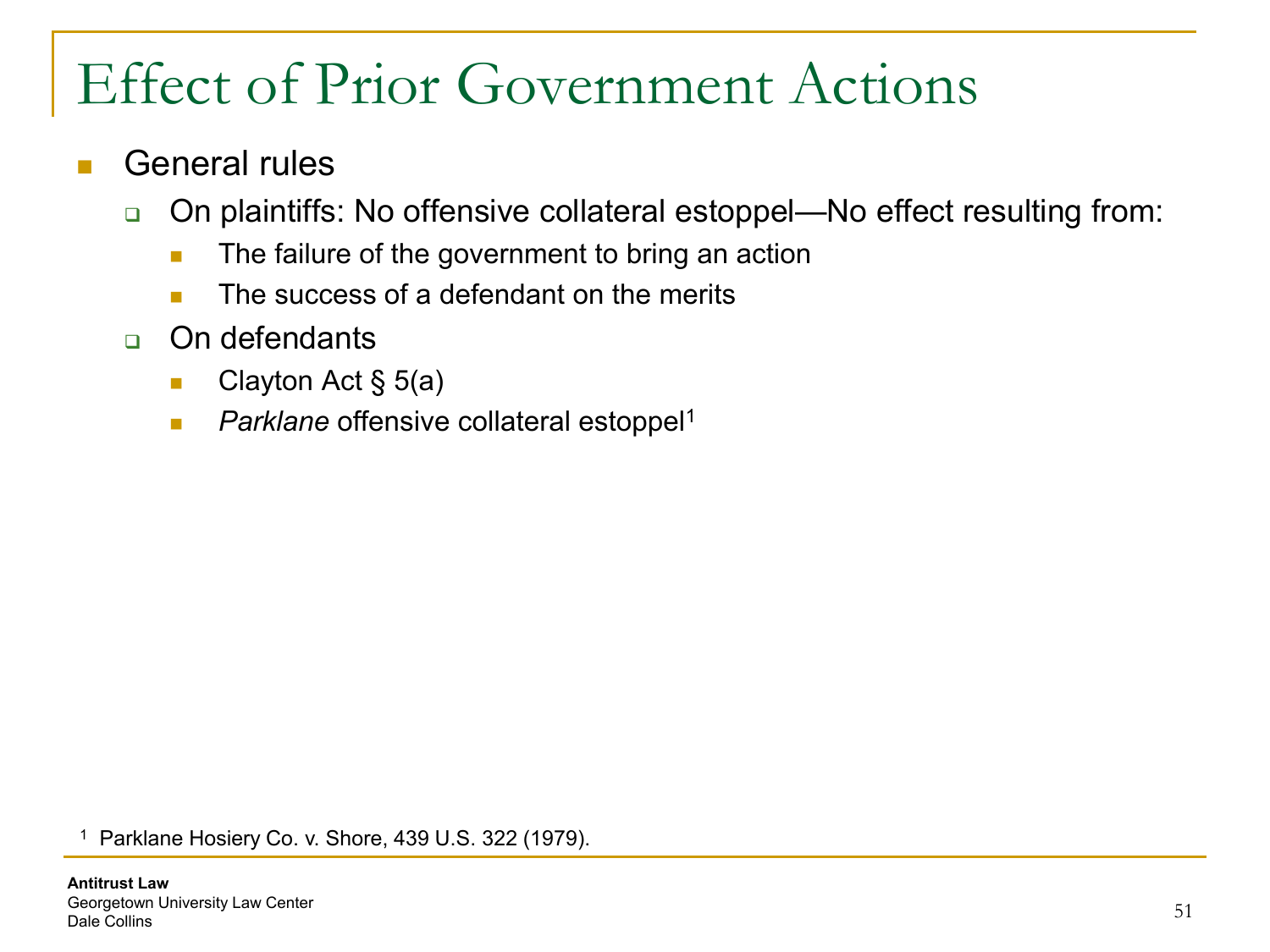# Effect of Prior Government Actions

- General rules
  - On plaintiffs: No offensive collateral estoppel—No effect resulting from:
    - The failure of the government to bring an action
    - The success of a defendant on the merits
  - On defendants
    - Clayton Act § 5(a)
    - *Parklane* offensive collateral estoppel[1]

[1] Parklane Hosiery Co. v. Shore, 439 U.S. 322 (1979).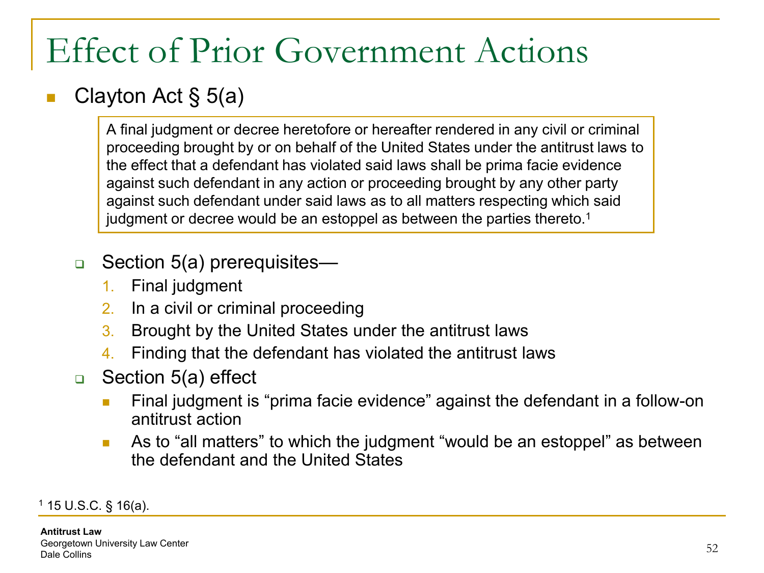# Effect of Prior Government Actions

- Clayton Act § 5(a)

> A final judgment or decree heretofore or hereafter rendered in any civil or criminal proceeding brought by or on behalf of the United States under the antitrust laws to the effect that a defendant has violated said laws shall be prima facie evidence against such defendant in any action or proceeding brought by any other party against such defendant under said laws as to all matters respecting which said judgment or decree would be an estoppel as between the parties thereto.[1]

- Section 5(a) prerequisites—
  1. Final judgment
  2. In a civil or criminal proceeding
  3. Brought by the United States under the antitrust laws
  4. Finding that the defendant has violated the antitrust laws
- Section 5(a) effect
  - Final judgment is "prima facie evidence" against the defendant in a follow-on antitrust action
  - As to "all matters" to which the judgment "would be an estoppel" as between the defendant and the United States

[1] 15 U.S.C. § 16(a).

**Antitrust Law**
Georgetown University Law Center
Dale Collins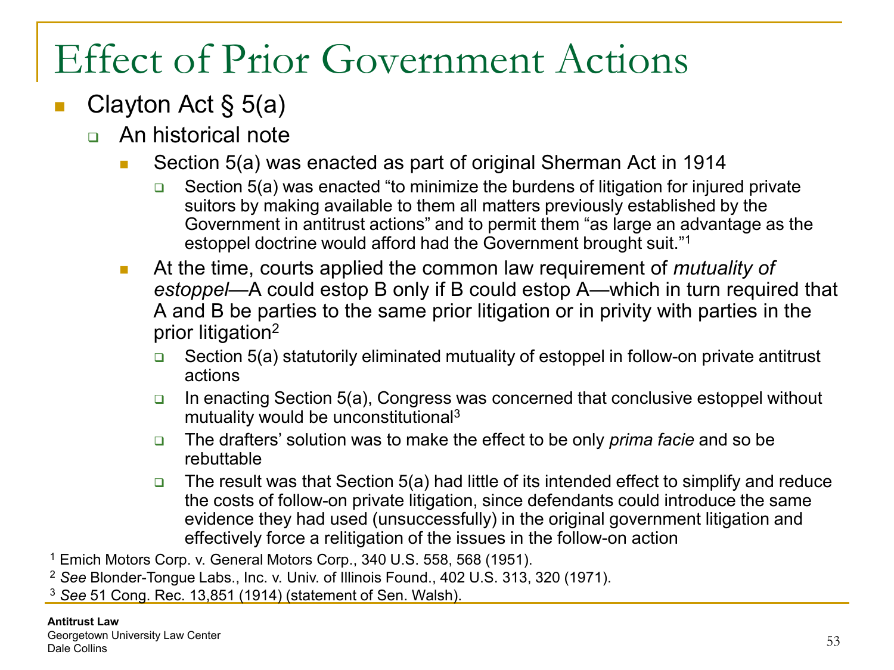# Effect of Prior Government Actions

- Clayton Act § 5(a)
  - An historical note
    - Section 5(a) was enacted as part of original Sherman Act in 1914
      - Section 5(a) was enacted "to minimize the burdens of litigation for injured private suitors by making available to them all matters previously established by the Government in antitrust actions" and to permit them "as large an advantage as the estoppel doctrine would afford had the Government brought suit."[1]
    - At the time, courts applied the common law requirement of *mutuality of estoppel*—A could estop B only if B could estop A—which in turn required that A and B be parties to the same prior litigation or in privity with parties in the prior litigation[2]
      - Section 5(a) statutorily eliminated mutuality of estoppel in follow-on private antitrust actions
      - In enacting Section 5(a), Congress was concerned that conclusive estoppel without mutuality would be unconstitutional[3]
      - The drafters' solution was to make the effect to be only *prima facie* and so be rebuttable
      - The result was that Section 5(a) had little of its intended effect to simplify and reduce the costs of follow-on private litigation, since defendants could introduce the same evidence they had used (unsuccessfully) in the original government litigation and effectively force a relitigation of the issues in the follow-on action

[1] Emich Motors Corp. v. General Motors Corp., 340 U.S. 558, 568 (1951).

[2] *See* Blonder-Tongue Labs., Inc. v. Univ. of Illinois Found., 402 U.S. 313, 320 (1971).

[3] *See* 51 Cong. Rec. 13,851 (1914) (statement of Sen. Walsh).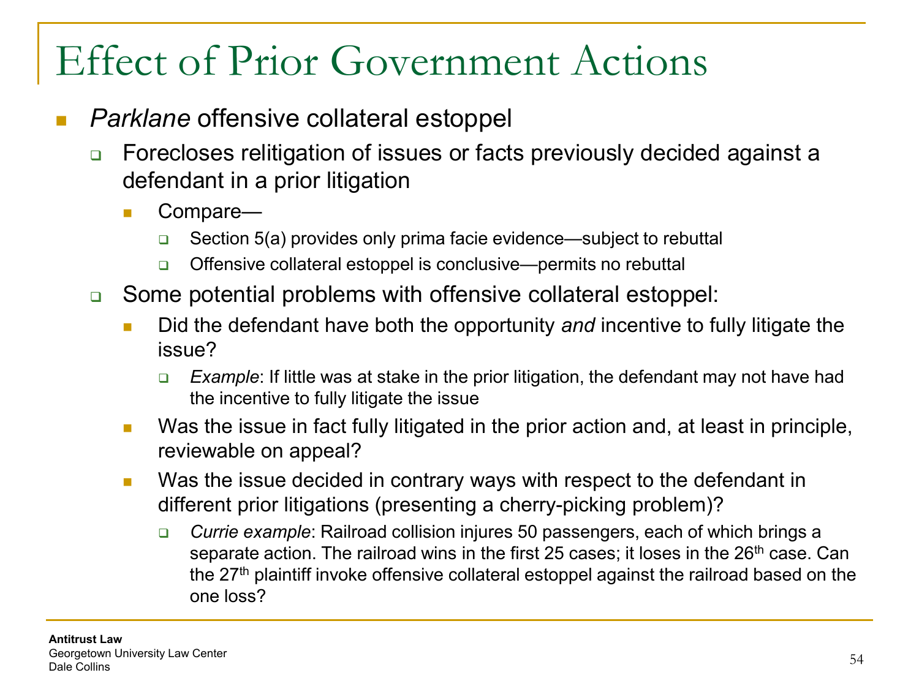# Effect of Prior Government Actions

- *Parklane* offensive collateral estoppel
  - Forecloses relitigation of issues or facts previously decided against a defendant in a prior litigation
    - Compare—
      - Section 5(a) provides only prima facie evidence—subject to rebuttal
      - Offensive collateral estoppel is conclusive—permits no rebuttal
  - Some potential problems with offensive collateral estoppel:
    - Did the defendant have both the opportunity *and* incentive to fully litigate the issue?
      - *Example*: If little was at stake in the prior litigation, the defendant may not have had the incentive to fully litigate the issue
    - Was the issue in fact fully litigated in the prior action and, at least in principle, reviewable on appeal?
    - Was the issue decided in contrary ways with respect to the defendant in different prior litigations (presenting a cherry-picking problem)?
      - *Currie example*: Railroad collision injures 50 passengers, each of which brings a separate action. The railroad wins in the first 25 cases; it loses in the 26th case. Can the 27th plaintiff invoke offensive collateral estoppel against the railroad based on the one loss?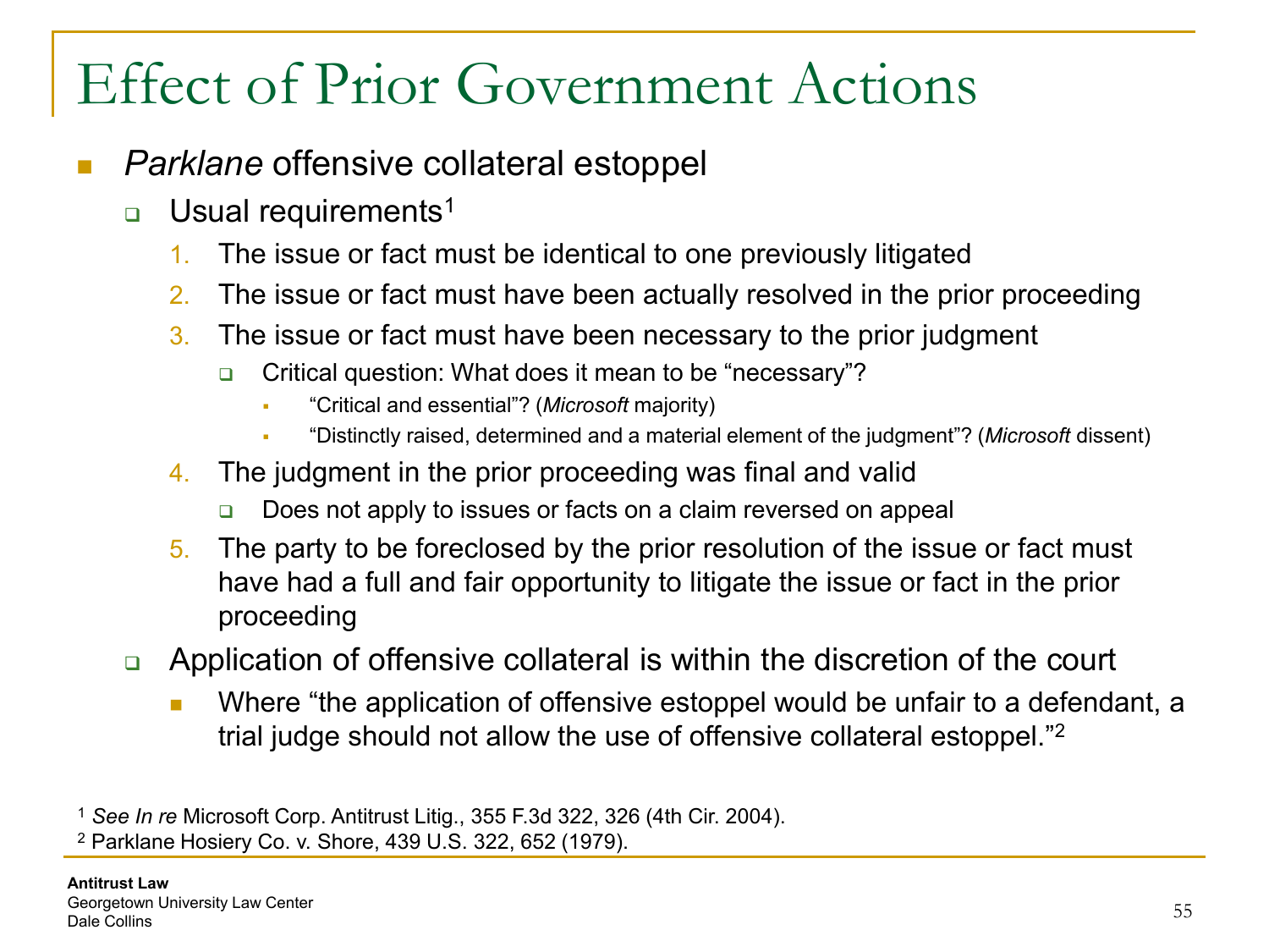# Effect of Prior Government Actions

- *Parklane* offensive collateral estoppel
  - Usual requirements[1]
    1. The issue or fact must be identical to one previously litigated
    2. The issue or fact must have been actually resolved in the prior proceeding
    3. The issue or fact must have been necessary to the prior judgment
       - Critical question: What does it mean to be "necessary"?
         - "Critical and essential"? (*Microsoft* majority)
         - "Distinctly raised, determined and a material element of the judgment"? (*Microsoft* dissent)
    4. The judgment in the prior proceeding was final and valid
       - Does not apply to issues or facts on a claim reversed on appeal
    5. The party to be foreclosed by the prior resolution of the issue or fact must have had a full and fair opportunity to litigate the issue or fact in the prior proceeding
  - Application of offensive collateral is within the discretion of the court
    - Where "the application of offensive estoppel would be unfair to a defendant, a trial judge should not allow the use of offensive collateral estoppel."[2]

[1] *See In re* Microsoft Corp. Antitrust Litig., 355 F.3d 322, 326 (4th Cir. 2004).
[2] Parklane Hosiery Co. v. Shore, 439 U.S. 322, 652 (1979).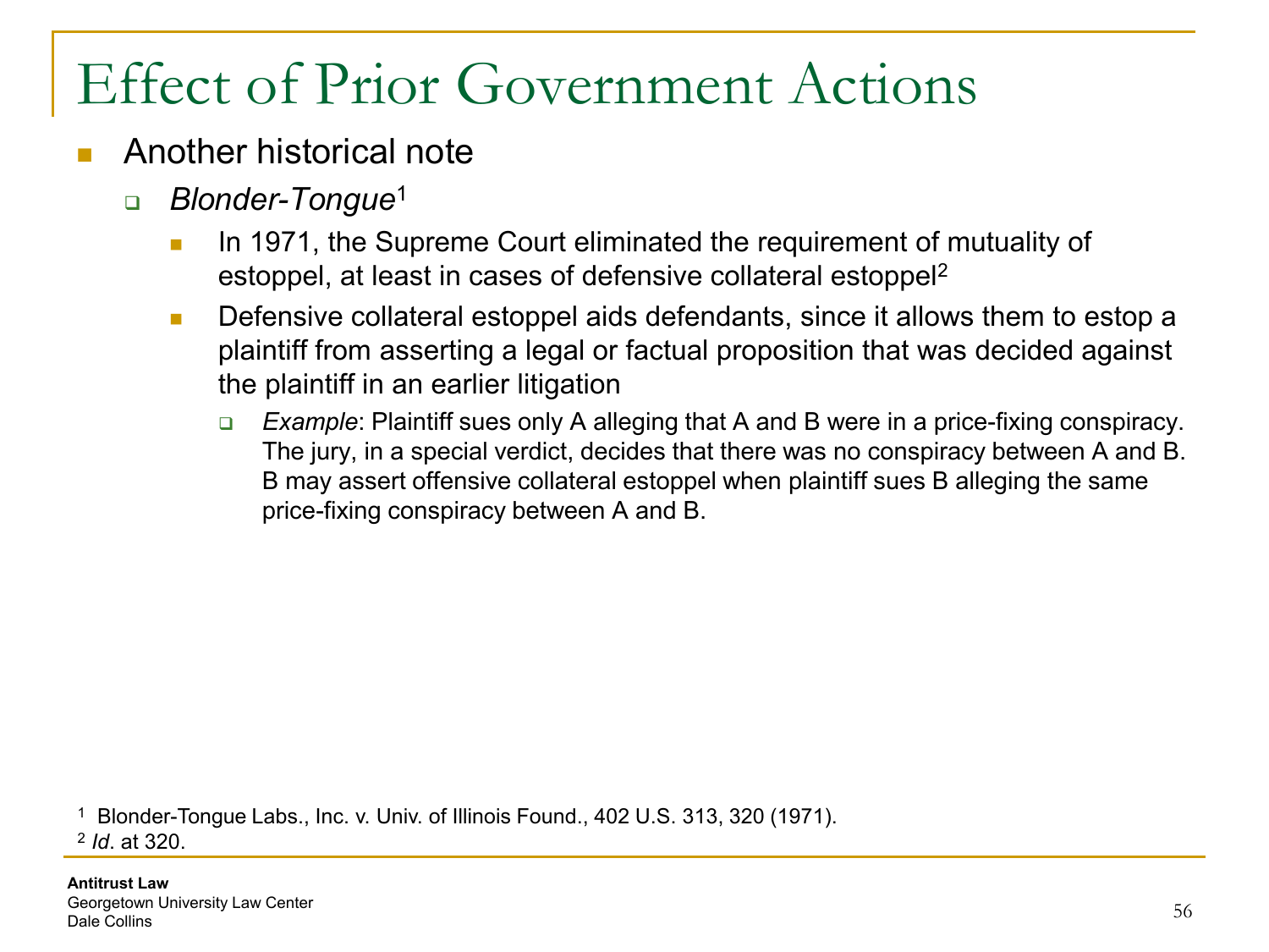# Effect of Prior Government Actions

- Another historical note
  - *Blonder-Tongue*[1]
    - In 1971, the Supreme Court eliminated the requirement of mutuality of estoppel, at least in cases of defensive collateral estoppel[2]
    - Defensive collateral estoppel aids defendants, since it allows them to estop a plaintiff from asserting a legal or factual proposition that was decided against the plaintiff in an earlier litigation
      - *Example*: Plaintiff sues only A alleging that A and B were in a price-fixing conspiracy. The jury, in a special verdict, decides that there was no conspiracy between A and B. B may assert offensive collateral estoppel when plaintiff sues B alleging the same price-fixing conspiracy between A and B.

[1] Blonder-Tongue Labs., Inc. v. Univ. of Illinois Found., 402 U.S. 313, 320 (1971).

[2] *Id*. at 320.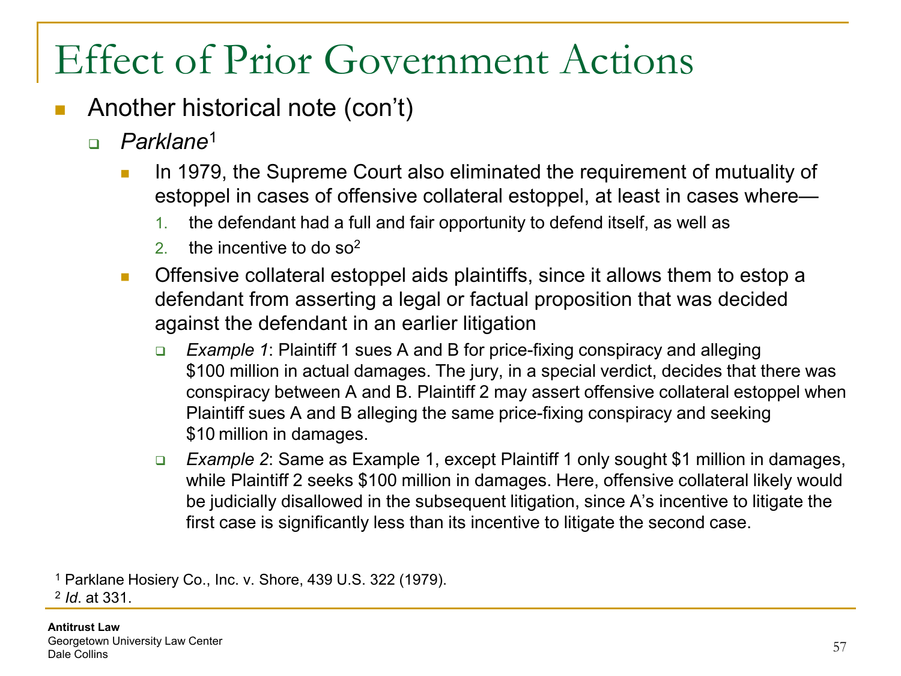# Effect of Prior Government Actions

- Another historical note (con't)
  - *Parklane*[1]
    - In 1979, the Supreme Court also eliminated the requirement of mutuality of estoppel in cases of offensive collateral estoppel, at least in cases where—
      1. the defendant had a full and fair opportunity to defend itself, as well as
      2. the incentive to do so[2]
    - Offensive collateral estoppel aids plaintiffs, since it allows them to estop a defendant from asserting a legal or factual proposition that was decided against the defendant in an earlier litigation
      - *Example 1*: Plaintiff 1 sues A and B for price-fixing conspiracy and alleging $100 million in actual damages. The jury, in a special verdict, decides that there was conspiracy between A and B. Plaintiff 2 may assert offensive collateral estoppel when Plaintiff sues A and B alleging the same price-fixing conspiracy and seeking $10 million in damages.
      - *Example 2*: Same as Example 1, except Plaintiff 1 only sought $1 million in damages, while Plaintiff 2 seeks $100 million in damages. Here, offensive collateral likely would be judicially disallowed in the subsequent litigation, since A's incentive to litigate the first case is significantly less than its incentive to litigate the second case.

[1] Parklane Hosiery Co., Inc. v. Shore, 439 U.S. 322 (1979).
[2] *Id*. at 331.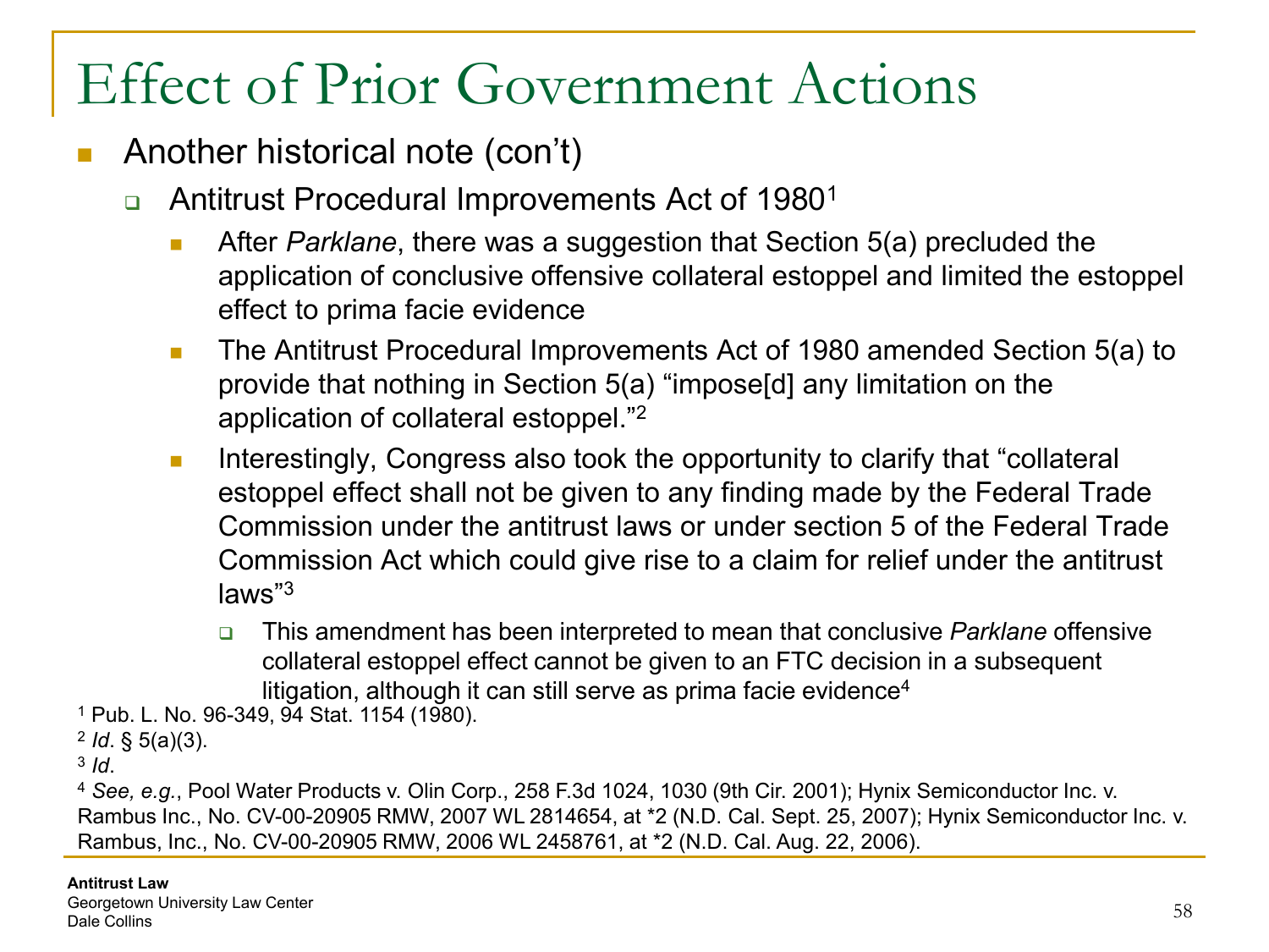# Effect of Prior Government Actions

- Another historical note (con't)
  - Antitrust Procedural Improvements Act of 1980[1]
    - After *Parklane*, there was a suggestion that Section 5(a) precluded the application of conclusive offensive collateral estoppel and limited the estoppel effect to prima facie evidence
    - The Antitrust Procedural Improvements Act of 1980 amended Section 5(a) to provide that nothing in Section 5(a) "impose[d] any limitation on the application of collateral estoppel."[2]
    - Interestingly, Congress also took the opportunity to clarify that "collateral estoppel effect shall not be given to any finding made by the Federal Trade Commission under the antitrust laws or under section 5 of the Federal Trade Commission Act which could give rise to a claim for relief under the antitrust laws"[3]
      - This amendment has been interpreted to mean that conclusive *Parklane* offensive collateral estoppel effect cannot be given to an FTC decision in a subsequent litigation, although it can still serve as prima facie evidence[4]

[1] Pub. L. No. 96-349, 94 Stat. 1154 (1980).

[2] *Id*. § 5(a)(3).

[3] *Id*.

[4] *See, e.g.*, Pool Water Products v. Olin Corp., 258 F.3d 1024, 1030 (9th Cir. 2001); Hynix Semiconductor Inc. v. Rambus Inc., No. CV-00-20905 RMW, 2007 WL 2814654, at *2 (N.D. Cal. Sept. 25, 2007); Hynix Semiconductor Inc. v. Rambus, Inc., No. CV-00-20905 RMW, 2006 WL 2458761, at *2 (N.D. Cal. Aug. 22, 2006).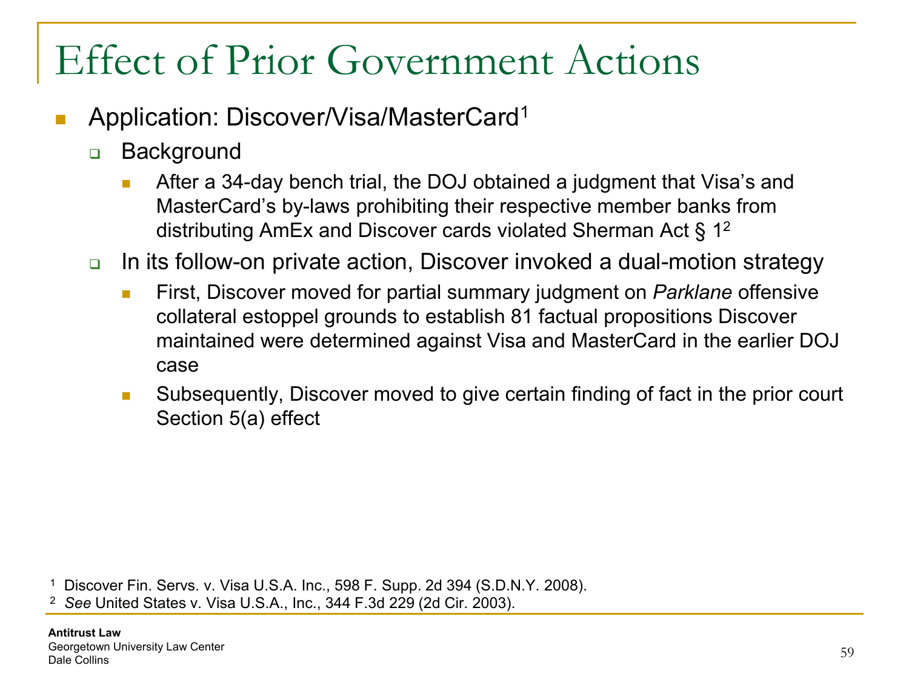# Effect of Prior Government Actions

- Application: Discover/Visa/MasterCard[1]
  - Background
    - After a 34-day bench trial, the DOJ obtained a judgment that Visa's and MasterCard's by-laws prohibiting their respective member banks from distributing AmEx and Discover cards violated Sherman Act § 1[2]
  - In its follow-on private action, Discover invoked a dual-motion strategy
    - First, Discover moved for partial summary judgment on *Parklane* offensive collateral estoppel grounds to establish 81 factual propositions Discover maintained were determined against Visa and MasterCard in the earlier DOJ case
    - Subsequently, Discover moved to give certain finding of fact in the prior court Section 5(a) effect

[1] Discover Fin. Servs. v. Visa U.S.A. Inc., 598 F. Supp. 2d 394 (S.D.N.Y. 2008).

[2] *See* United States v. Visa U.S.A., Inc., 344 F.3d 229 (2d Cir. 2003).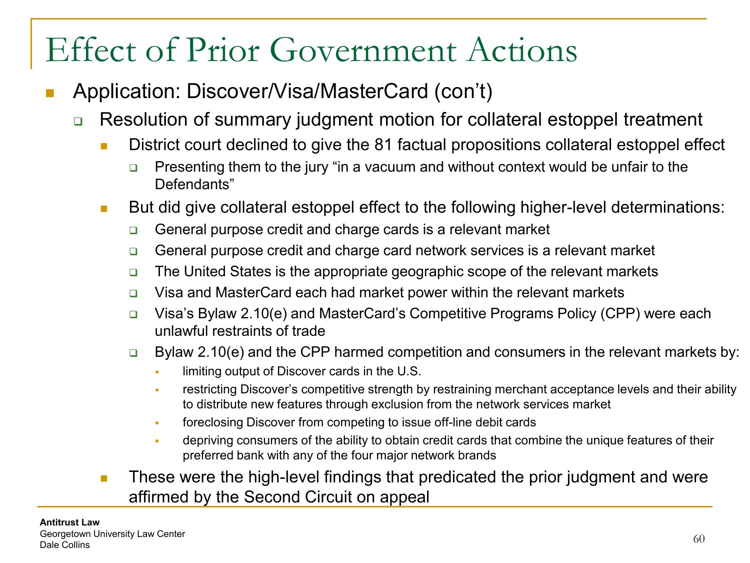# Effect of Prior Government Actions

- Application: Discover/Visa/MasterCard (con't)
  - Resolution of summary judgment motion for collateral estoppel treatment
    - District court declined to give the 81 factual propositions collateral estoppel effect
      - Presenting them to the jury "in a vacuum and without context would be unfair to the Defendants"
    - But did give collateral estoppel effect to the following higher-level determinations:
      - General purpose credit and charge cards is a relevant market
      - General purpose credit and charge card network services is a relevant market
      - The United States is the appropriate geographic scope of the relevant markets
      - Visa and MasterCard each had market power within the relevant markets
      - Visa's Bylaw 2.10(e) and MasterCard's Competitive Programs Policy (CPP) were each unlawful restraints of trade
      - Bylaw 2.10(e) and the CPP harmed competition and consumers in the relevant markets by:
        - limiting output of Discover cards in the U.S.
        - restricting Discover's competitive strength by restraining merchant acceptance levels and their ability to distribute new features through exclusion from the network services market
        - foreclosing Discover from competing to issue off-line debit cards
        - depriving consumers of the ability to obtain credit cards that combine the unique features of their preferred bank with any of the four major network brands
    - These were the high-level findings that predicated the prior judgment and were affirmed by the Second Circuit on appeal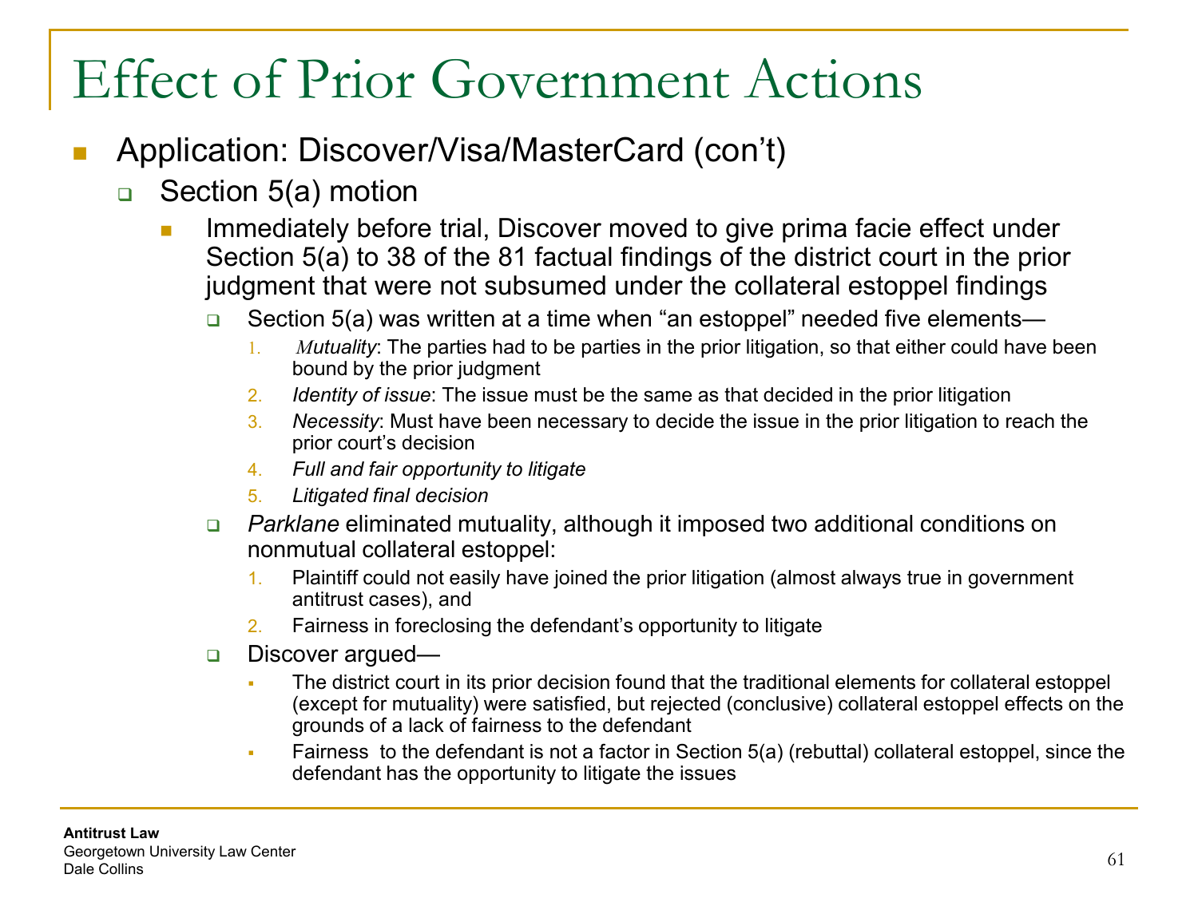# Effect of Prior Government Actions

- Application: Discover/Visa/MasterCard (con't)
  - Section 5(a) motion
    - Immediately before trial, Discover moved to give prima facie effect under Section 5(a) to 38 of the 81 factual findings of the district court in the prior judgment that were not subsumed under the collateral estoppel findings
      - Section 5(a) was written at a time when "an estoppel" needed five elements—
        1. *Mutuality*: The parties had to be parties in the prior litigation, so that either could have been bound by the prior judgment
        2. *Identity of issue*: The issue must be the same as that decided in the prior litigation
        3. *Necessity*: Must have been necessary to decide the issue in the prior litigation to reach the prior court's decision
        4. *Full and fair opportunity to litigate*
        5. *Litigated final decision*
      - *Parklane* eliminated mutuality, although it imposed two additional conditions on nonmutual collateral estoppel:
        1. Plaintiff could not easily have joined the prior litigation (almost always true in government antitrust cases), and
        2. Fairness in foreclosing the defendant's opportunity to litigate
      - Discover argued—
        - The district court in its prior decision found that the traditional elements for collateral estoppel (except for mutuality) were satisfied, but rejected (conclusive) collateral estoppel effects on the grounds of a lack of fairness to the defendant
        - Fairness to the defendant is not a factor in Section 5(a) (rebuttal) collateral estoppel, since the defendant has the opportunity to litigate the issues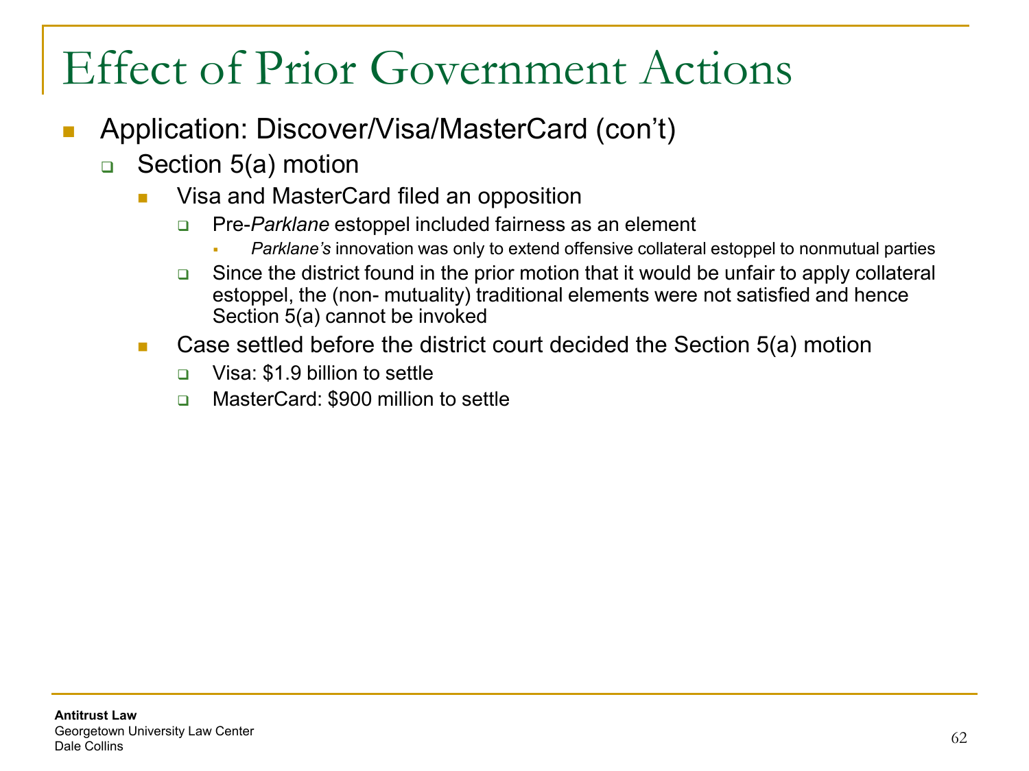# Effect of Prior Government Actions

- Application: Discover/Visa/MasterCard (con't)
  - Section 5(a) motion
    - Visa and MasterCard filed an opposition
      - Pre-*Parklane* estoppel included fairness as an element
        - *Parklane's* innovation was only to extend offensive collateral estoppel to nonmutual parties
      - Since the district found in the prior motion that it would be unfair to apply collateral estoppel, the (non- mutuality) traditional elements were not satisfied and hence Section 5(a) cannot be invoked
    - Case settled before the district court decided the Section 5(a) motion
      - Visa: $1.9 billion to settle
      - MasterCard: $900 million to settle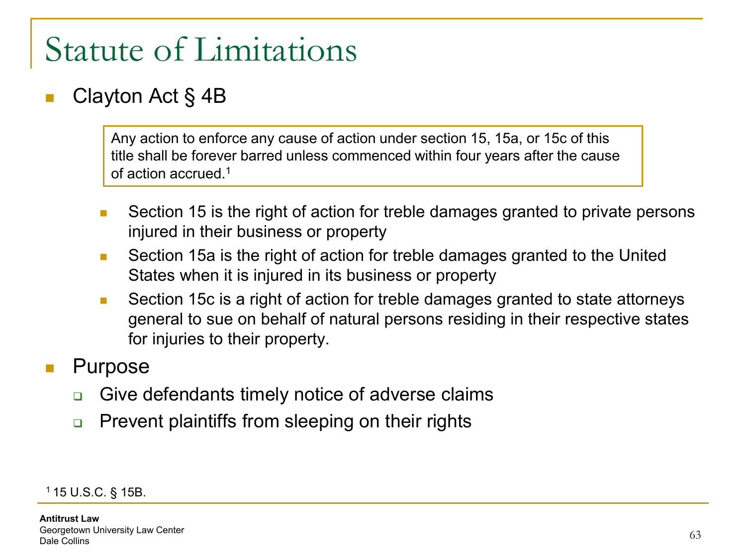# Statute of Limitations

- Clayton Act § 4B

  > Any action to enforce any cause of action under section 15, 15a, or 15c of this title shall be forever barred unless commenced within four years after the cause of action accrued.[1]

  - Section 15 is the right of action for treble damages granted to private persons injured in their business or property
  - Section 15a is the right of action for treble damages granted to the United States when it is injured in its business or property
  - Section 15c is a right of action for treble damages granted to state attorneys general to sue on behalf of natural persons residing in their respective states for injuries to their property.

- Purpose
  - Give defendants timely notice of adverse claims
  - Prevent plaintiffs from sleeping on their rights

[1] 15 U.S.C. § 15B.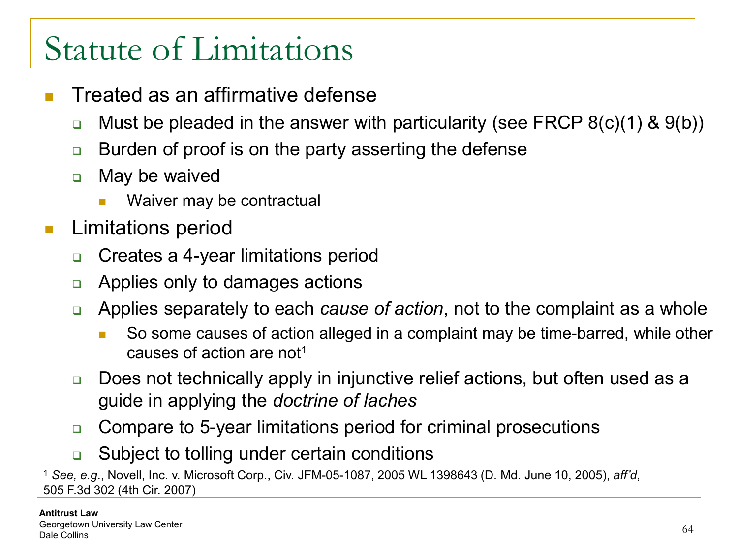# Statute of Limitations

- Treated as an affirmative defense
  - Must be pleaded in the answer with particularity (see FRCP 8(c)(1) & 9(b))
  - Burden of proof is on the party asserting the defense
  - May be waived
    - Waiver may be contractual
- Limitations period
  - Creates a 4-year limitations period
  - Applies only to damages actions
  - Applies separately to each *cause of action*, not to the complaint as a whole
    - So some causes of action alleged in a complaint may be time-barred, while other causes of action are not[1]
  - Does not technically apply in injunctive relief actions, but often used as a guide in applying the *doctrine of laches*
  - Compare to 5-year limitations period for criminal prosecutions
  - Subject to tolling under certain conditions

[1] *See, e.g.*, Novell, Inc. v. Microsoft Corp., Civ. JFM-05-1087, 2005 WL 1398643 (D. Md. June 10, 2005), *aff'd*, 505 F.3d 302 (4th Cir. 2007)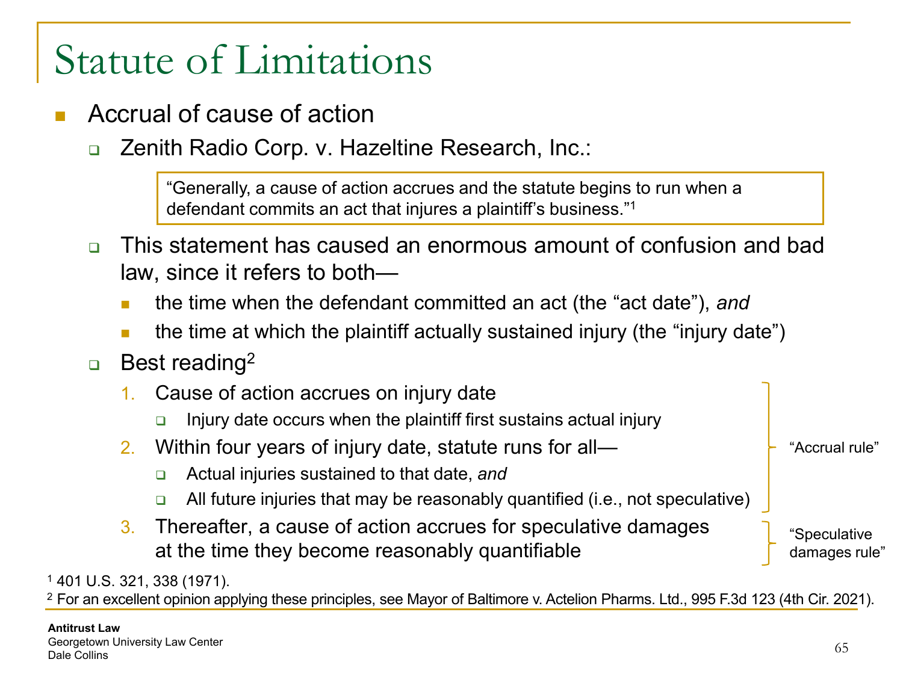# Statute of Limitations

- Accrual of cause of action
  - Zenith Radio Corp. v. Hazeltine Research, Inc.:

    > "Generally, a cause of action accrues and the statute begins to run when a defendant commits an act that injures a plaintiff's business."[1]

  - This statement has caused an enormous amount of confusion and bad law, since it refers to both—
    - the time when the defendant committed an act (the "act date"), *and*
    - the time at which the plaintiff actually sustained injury (the "injury date")
  - Best reading[2]
    1. Cause of action accrues on injury date
       - Injury date occurs when the plaintiff first sustains actual injury
    2. Within four years of injury date, statute runs for all—
       - Actual injuries sustained to that date, *and*
       - All future injuries that may be reasonably quantified (i.e., not speculative)
    3. Thereafter, a cause of action accrues for speculative damages at the time they become reasonably quantifiable

    (Items 1–2: "Accrual rule"; Item 3: "Speculative damages rule")

[1] 401 U.S. 321, 338 (1971).

[2] For an excellent opinion applying these principles, see Mayor of Baltimore v. Actelion Pharms. Ltd., 995 F.3d 123 (4th Cir. 2021).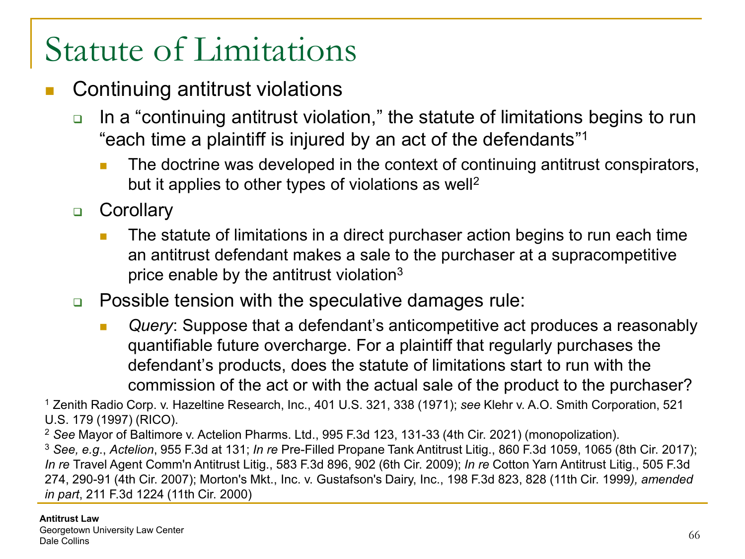# Statute of Limitations

- Continuing antitrust violations
  - In a "continuing antitrust violation," the statute of limitations begins to run "each time a plaintiff is injured by an act of the defendants"[1]
    - The doctrine was developed in the context of continuing antitrust conspirators, but it applies to other types of violations as well[2]
  - Corollary
    - The statute of limitations in a direct purchaser action begins to run each time an antitrust defendant makes a sale to the purchaser at a supracompetitive price enable by the antitrust violation[3]
  - Possible tension with the speculative damages rule:
    - *Query*: Suppose that a defendant's anticompetitive act produces a reasonably quantifiable future overcharge. For a plaintiff that regularly purchases the defendant's products, does the statute of limitations start to run with the commission of the act or with the actual sale of the product to the purchaser?

[1] Zenith Radio Corp. v. Hazeltine Research, Inc., 401 U.S. 321, 338 (1971); *see* Klehr v. A.O. Smith Corporation, 521 U.S. 179 (1997) (RICO).

[2] *See* Mayor of Baltimore v. Actelion Pharms. Ltd., 995 F.3d 123, 131-33 (4th Cir. 2021) (monopolization).

[3] *See, e.g.*, *Actelion*, 955 F.3d at 131; *In re* Pre-Filled Propane Tank Antitrust Litig., 860 F.3d 1059, 1065 (8th Cir. 2017); *In re* Travel Agent Comm'n Antitrust Litig., 583 F.3d 896, 902 (6th Cir. 2009); *In re* Cotton Yarn Antitrust Litig., 505 F.3d 274, 290-91 (4th Cir. 2007); Morton's Mkt., Inc. v. Gustafson's Dairy, Inc., 198 F.3d 823, 828 (11th Cir. 1999*), amended in part*, 211 F.3d 1224 (11th Cir. 2000)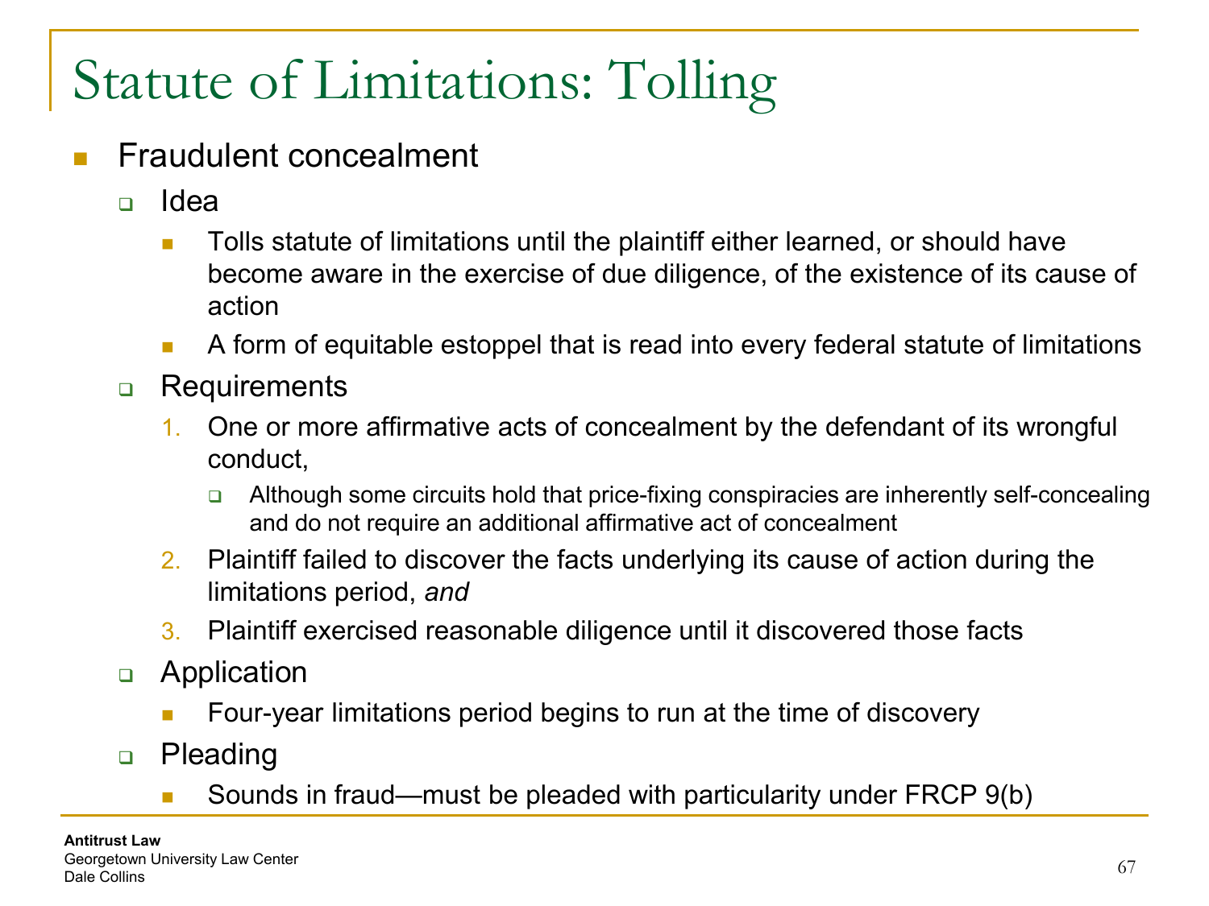# Statistics of Limitations: Tolling

- Fraudulent concealment
  - Idea
    - Tolls statute of limitations until the plaintiff either learned, or should have become aware in the exercise of due diligence, of the existence of its cause of action
    - A form of equitable estoppel that is read into every federal statute of limitations
  - Requirements
    1. One or more affirmative acts of concealment by the defendant of its wrongful conduct,
       - Although some circuits hold that price-fixing conspiracies are inherently self-concealing and do not require an additional affirmative act of concealment
    2. Plaintiff failed to discover the facts underlying its cause of action during the limitations period, *and*
    3. Plaintiff exercised reasonable diligence until it discovered those facts
  - Application
    - Four-year limitations period begins to run at the time of discovery
  - Pleading
    - Sounds in fraud—must be pleaded with particularity under FRCP 9(b)

# Statute of Limitations: Tolling

- Fraudulent concealment
  - Idea
    - Tolls statute of limitations until the plaintiff either learned, or should have become aware in the exercise of due diligence, of the existence of its cause of action
    - A form of equitable estoppel that is read into every federal statute of limitations
  - Requirements
    1. One or more affirmative acts of concealment by the defendant of its wrongful conduct,
       - Although some circuits hold that price-fixing conspiracies are inherently self-concealing and do not require an additional affirmative act of concealment
    2. Plaintiff failed to discover the facts underlying its cause of action during the limitations period, *and*
    3. Plaintiff exercised reasonable diligence until it discovered those facts
  - Application
    - Four-year limitations period begins to run at the time of discovery
  - Pleading
    - Sounds in fraud—must be pleaded with particularity under FRCP 9(b)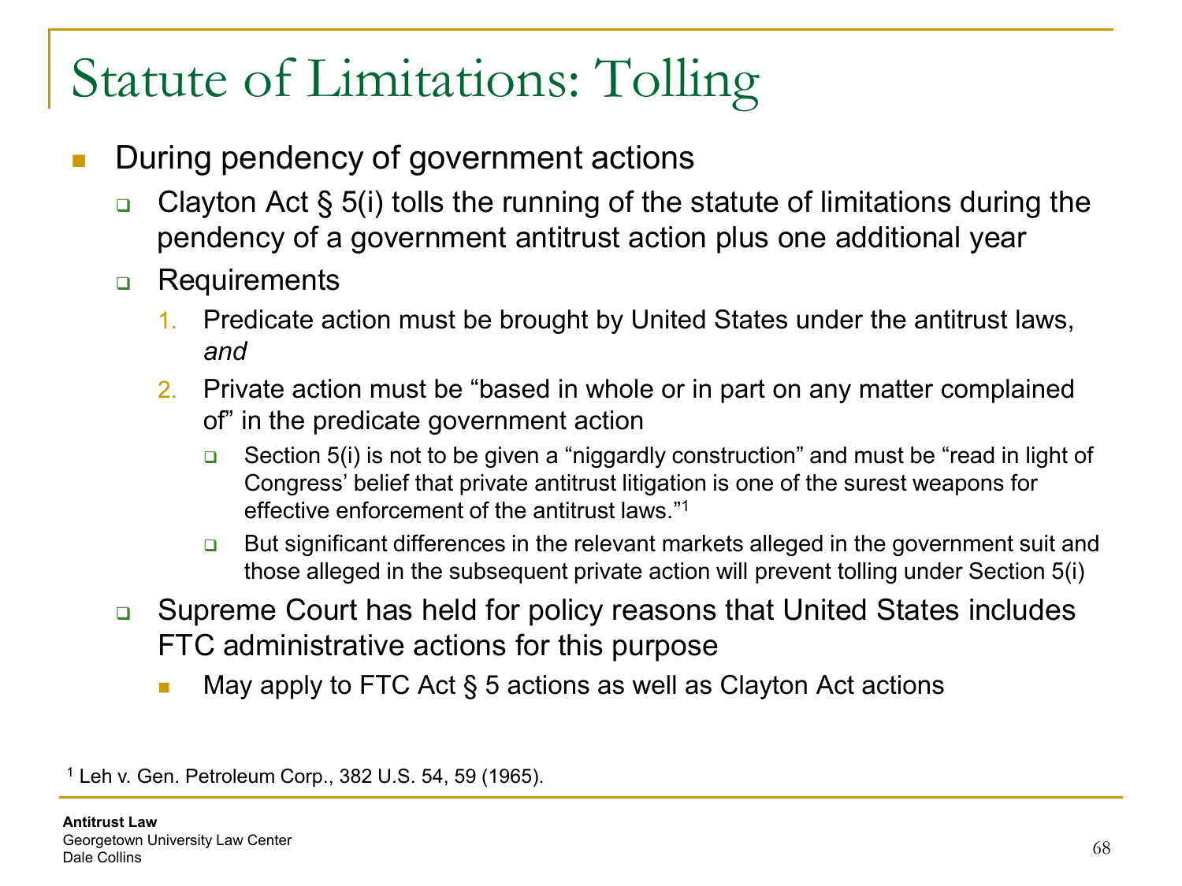# Statute of Limitations: Tolling

- During pendency of government actions
  - Clayton Act § 5(i) tolls the running of the statute of limitations during the pendency of a government antitrust action plus one additional year
  - Requirements
    1. Predicate action must be brought by United States under the antitrust laws, *and*
    2. Private action must be "based in whole or in part on any matter complained of" in the predicate government action
       - Section 5(i) is not to be given a "niggardly construction" and must be "read in light of Congress' belief that private antitrust litigation is one of the surest weapons for effective enforcement of the antitrust laws."[1]
       - But significant differences in the relevant markets alleged in the government suit and those alleged in the subsequent private action will prevent tolling under Section 5(i)
  - Supreme Court has held for policy reasons that United States includes FTC administrative actions for this purpose
    - May apply to FTC Act § 5 actions as well as Clayton Act actions

[1] Leh v. Gen. Petroleum Corp., 382 U.S. 54, 59 (1965).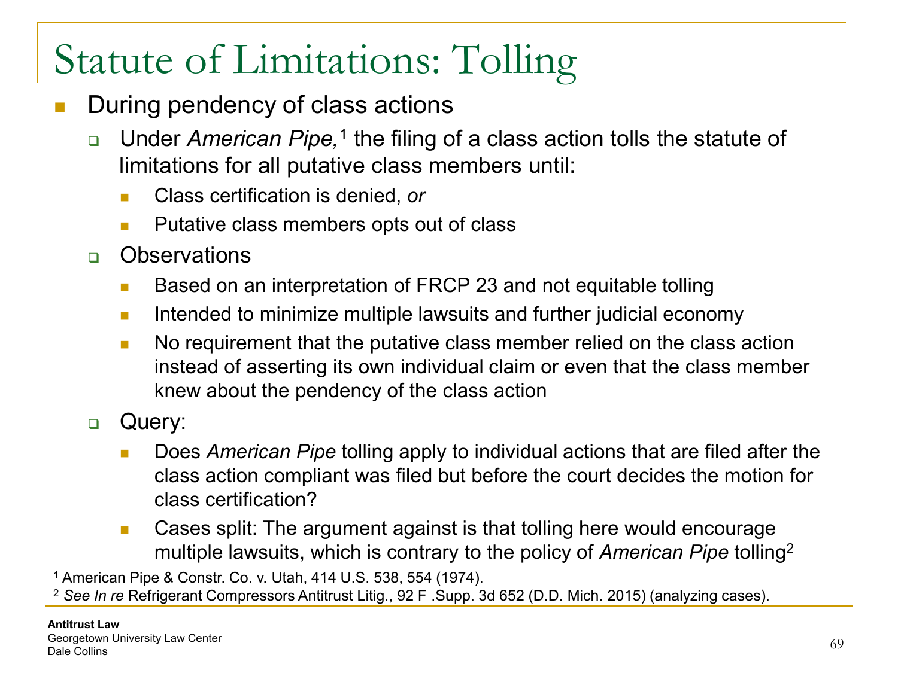# Statistics of Limitations: Tolling

- During pendency of class actions
  - Under *American Pipe,*[1] the filing of a class action tolls the statute of limitations for all putative class members until:
    - Class certification is denied, *or*
    - Putative class members opts out of class
  - Observations
    - Based on an interpretation of FRCP 23 and not equitable tolling
    - Intended to minimize multiple lawsuits and further judicial economy
    - No requirement that the putative class member relied on the class action instead of asserting its own individual claim or even that the class member knew about the pendency of the class action
  - Query:
    - Does *American Pipe* tolling apply to individual actions that are filed after the class action compliant was filed but before the court decides the motion for class certification?
    - Cases split: The argument against is that tolling here would encourage multiple lawsuits, which is contrary to the policy of *American Pipe* tolling[2]

[1] American Pipe & Constr. Co. v. Utah, 414 U.S. 538, 554 (1974).

[2] *See In re* Refrigerant Compressors Antitrust Litig., 92 F .Supp. 3d 652 (D.D. Mich. 2015) (analyzing cases).

**Antitrust Law**
Georgetown University Law Center
Dale Collins

# Statute of Limitations: Tolling

- During pendency of class actions
  - Under *American Pipe,*[1] the filing of a class action tolls the statute of limitations for all putative class members until:
    - Class certification is denied, *or*
    - Putative class members opts out of class
  - Observations
    - Based on an interpretation of FRCP 23 and not equitable tolling
    - Intended to minimize multiple lawsuits and further judicial economy
    - No requirement that the putative class member relied on the class action instead of asserting its own individual claim or even that the class member knew about the pendency of the class action
  - Query:
    - Does *American Pipe* tolling apply to individual actions that are filed after the class action compliant was filed but before the court decides the motion for class certification?
    - Cases split: The argument against is that tolling here would encourage multiple lawsuits, which is contrary to the policy of *American Pipe* tolling[2]

[1] American Pipe & Constr. Co. v. Utah, 414 U.S. 538, 554 (1974).

[2] *See In re* Refrigerant Compressors Antitrust Litig., 92 F .Supp. 3d 652 (D.D. Mich. 2015) (analyzing cases).

**Antitrust Law**
Georgetown University Law Center
Dale Collins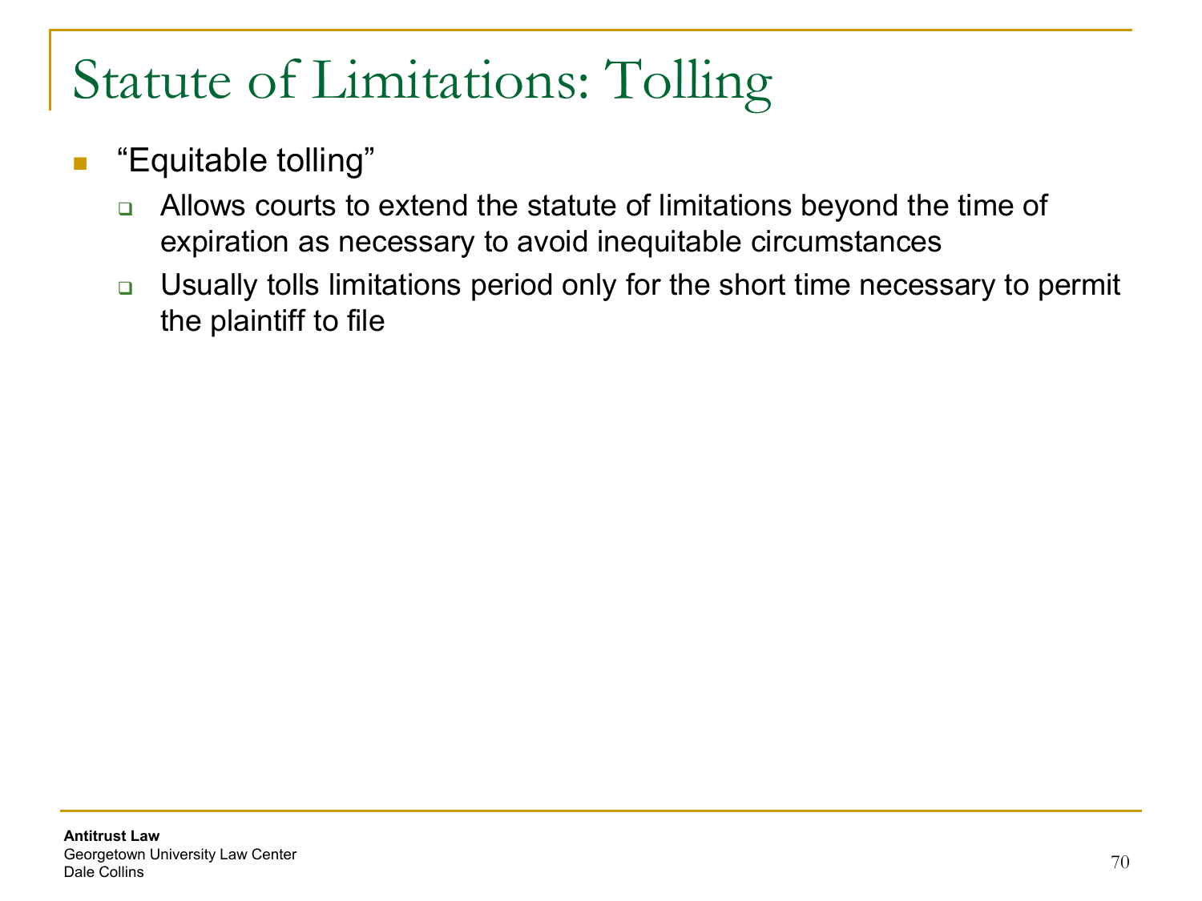# Statute of Limitations: Tolling

- "Equitable tolling"
  - Allows courts to extend the statute of limitations beyond the time of expiration as necessary to avoid inequitable circumstances
  - Usually tolls limitations period only for the short time necessary to permit the plaintiff to file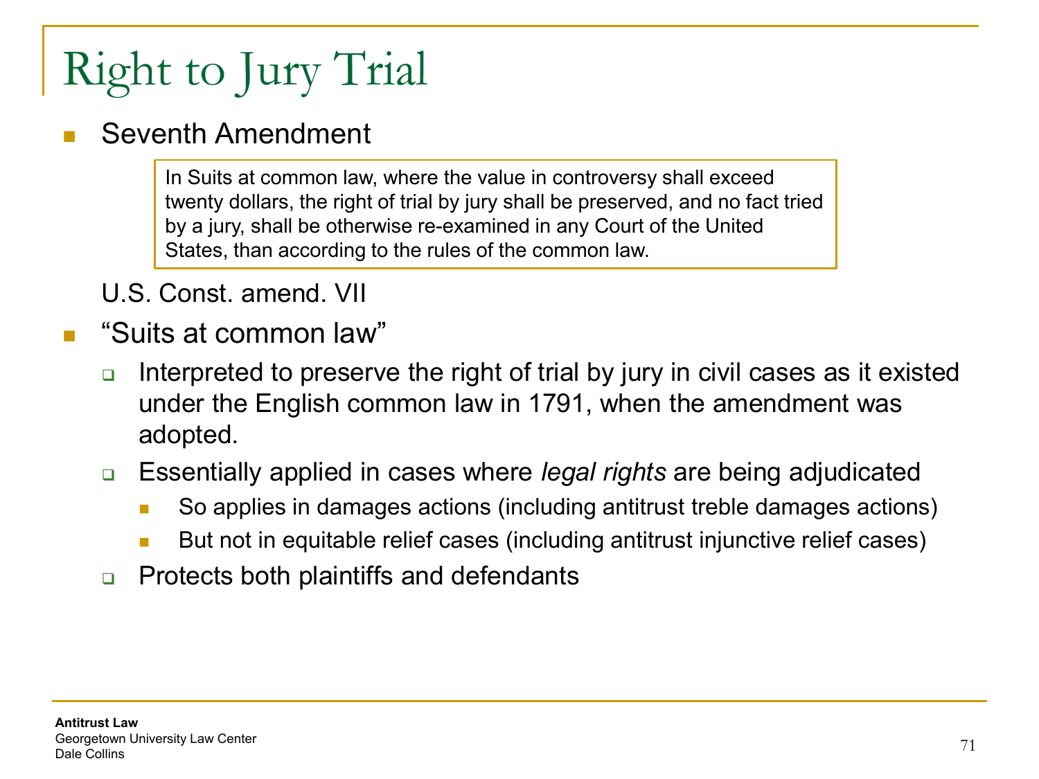# Right to Jury Trial

- Seventh Amendment

> In Suits at common law, where the value in controversy shall exceed twenty dollars, the right of trial by jury shall be preserved, and no fact tried by a jury, shall be otherwise re-examined in any Court of the United States, than according to the rules of the common law.

  U.S. Const. amend. VII

- "Suits at common law"
  - Interpreted to preserve the right of trial by jury in civil cases as it existed under the English common law in 1791, when the amendment was adopted.
  - Essentially applied in cases where *legal rights* are being adjudicated
    - So applies in damages actions (including antitrust treble damages actions)
    - But not in equitable relief cases (including antitrust injunctive relief cases)
  - Protects both plaintiffs and defendants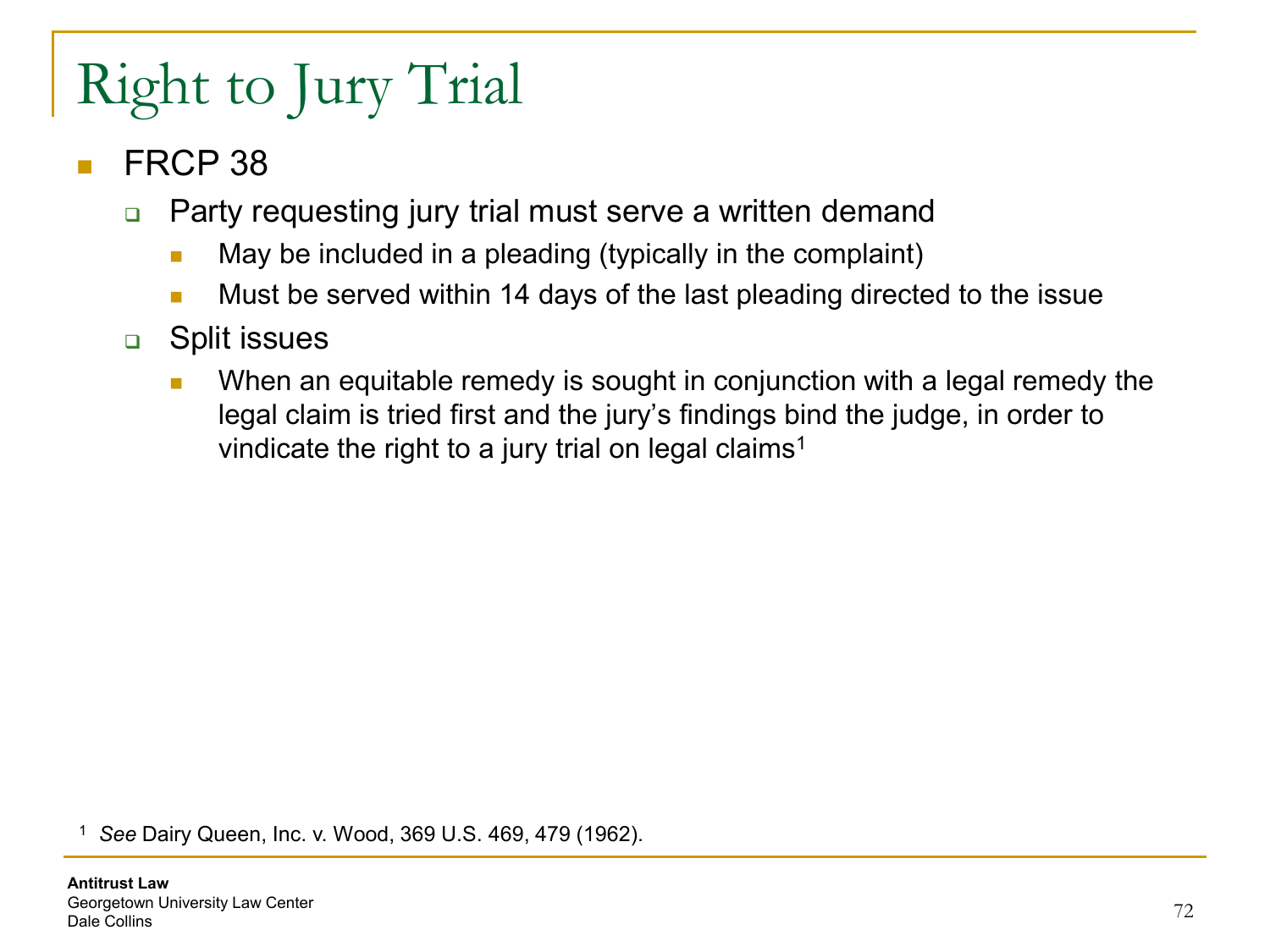# Right to Jury Trial

- FRCP 38
  - Party requesting jury trial must serve a written demand
    - May be included in a pleading (typically in the complaint)
    - Must be served within 14 days of the last pleading directed to the issue
  - Split issues
    - When an equitable remedy is sought in conjunction with a legal remedy the legal claim is tried first and the jury's findings bind the judge, in order to vindicate the right to a jury trial on legal claims[1]

[1] *See* Dairy Queen, Inc. v. Wood, 369 U.S. 469, 479 (1962).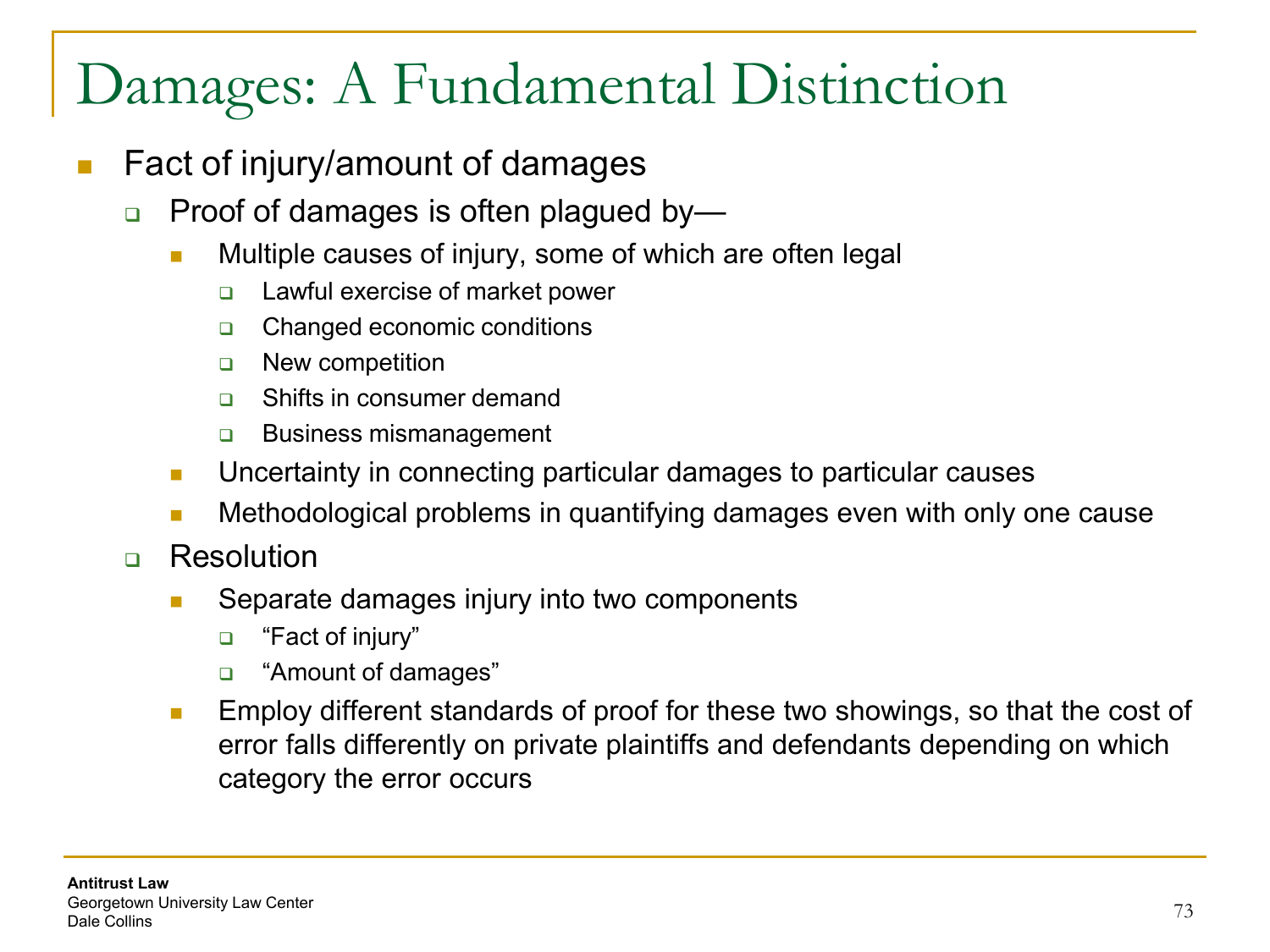# Damages: A Fundamental Distinction

- Fact of injury/amount of damages
  - Proof of damages is often plagued by—
    - Multiple causes of injury, some of which are often legal
      - Lawful exercise of market power
      - Changed economic conditions
      - New competition
      - Shifts in consumer demand
      - Business mismanagement
    - Uncertainty in connecting particular damages to particular causes
    - Methodological problems in quantifying damages even with only one cause
  - Resolution
    - Separate damages injury into two components
      - "Fact of injury"
      - "Amount of damages"
    - Employ different standards of proof for these two showings, so that the cost of error falls differently on private plaintiffs and defendants depending on which category the error occurs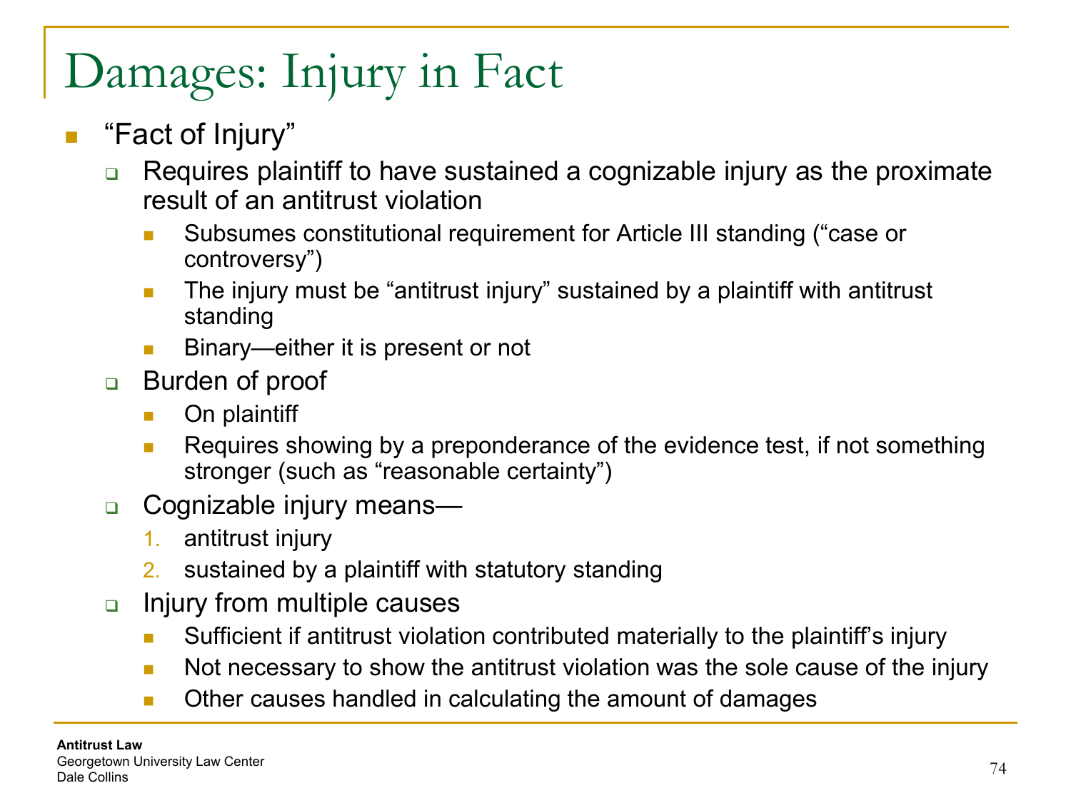# Damages: Injury in Fact

- "Fact of Injury"
  - Requires plaintiff to have sustained a cognizable injury as the proximate result of an antitrust violation
    - Subsumes constitutional requirement for Article III standing ("case or controversy")
    - The injury must be "antitrust injury" sustained by a plaintiff with antitrust standing
    - Binary—either it is present or not
  - Burden of proof
    - On plaintiff
    - Requires showing by a preponderance of the evidence test, if not something stronger (such as "reasonable certainty")
  - Cognizable injury means—
    1. antitrust injury
    2. sustained by a plaintiff with statutory standing
  - Injury from multiple causes
    - Sufficient if antitrust violation contributed materially to the plaintiff's injury
    - Not necessary to show the antitrust violation was the sole cause of the injury
    - Other causes handled in calculating the amount of damages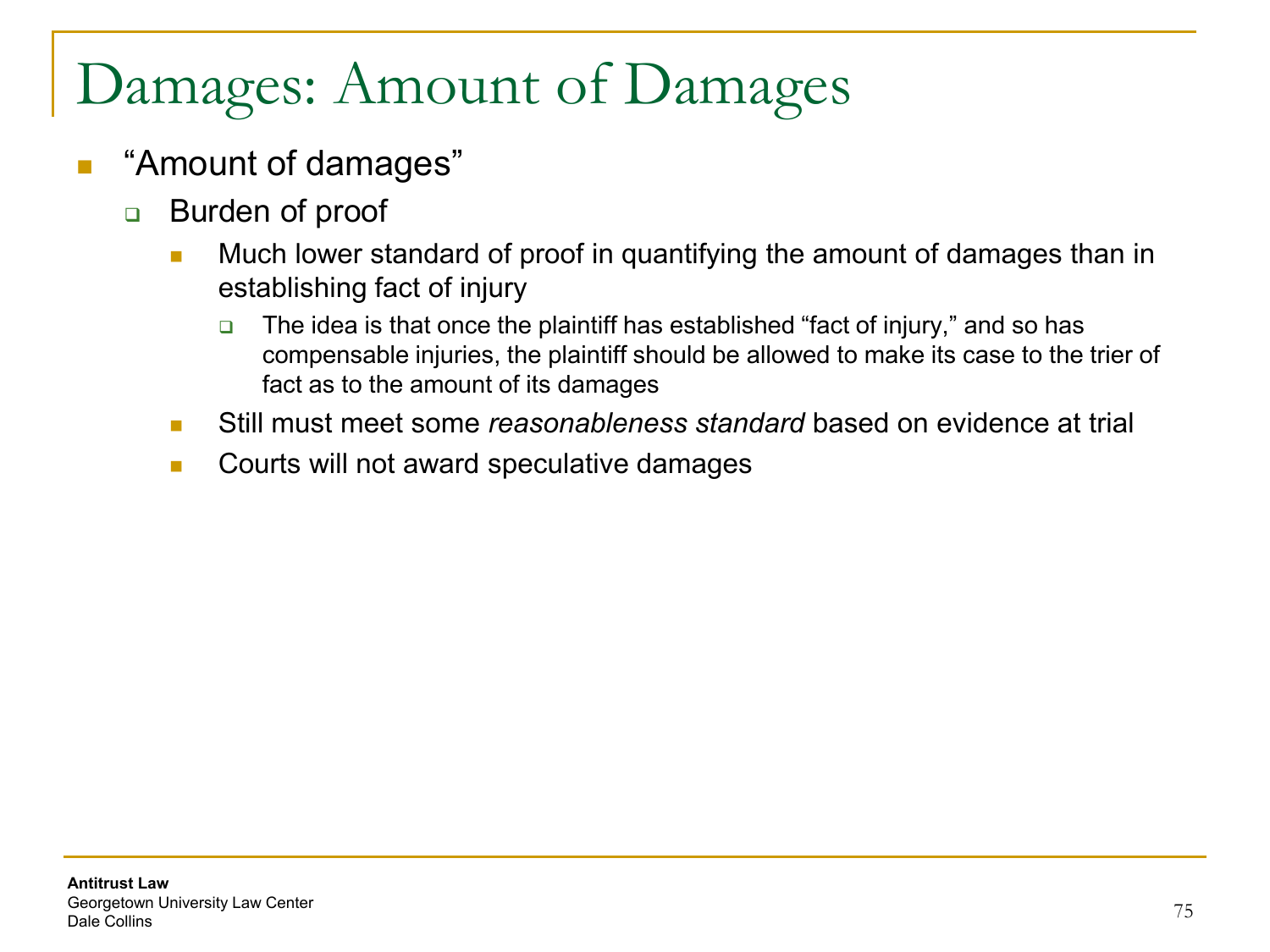# Damages: Amount of Damages

- "Amount of damages"
  - Burden of proof
    - Much lower standard of proof in quantifying the amount of damages than in establishing fact of injury
      - The idea is that once the plaintiff has established "fact of injury," and so has compensable injuries, the plaintiff should be allowed to make its case to the trier of fact as to the amount of its damages
    - Still must meet some *reasonableness standard* based on evidence at trial
    - Courts will not award speculative damages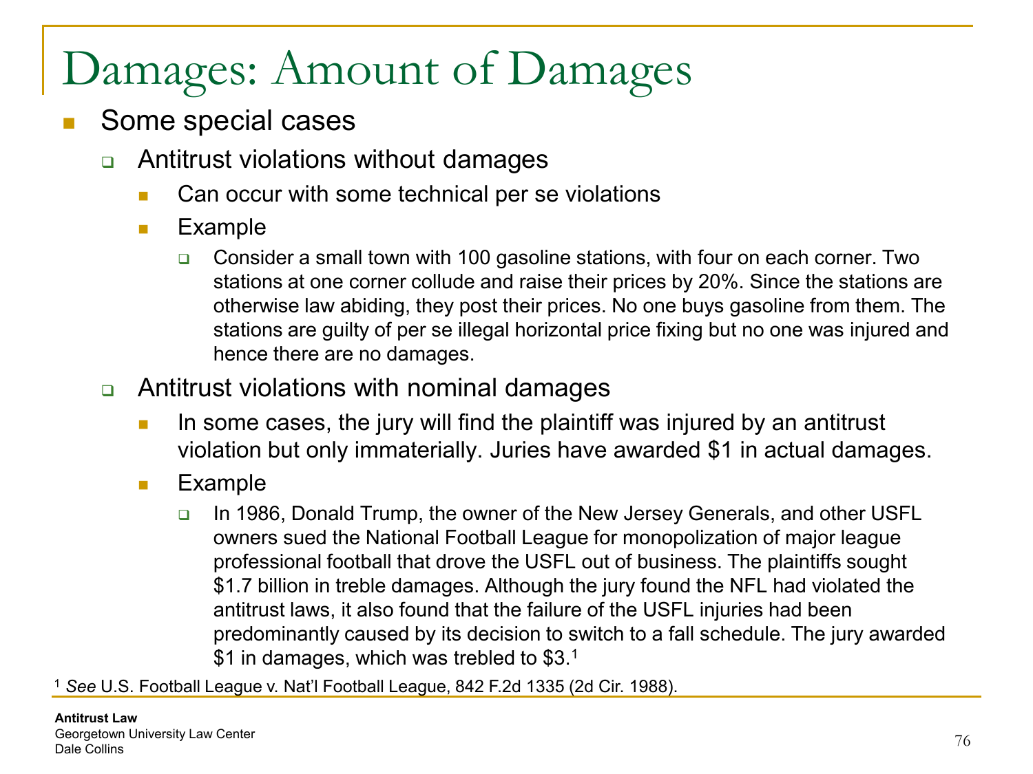# Damages: Amount of Damages

- Some special cases
  - Antitrust violations without damages
    - Can occur with some technical per se violations
    - Example
      - Consider a small town with 100 gasoline stations, with four on each corner. Two stations at one corner collude and raise their prices by 20%. Since the stations are otherwise law abiding, they post their prices. No one buys gasoline from them. The stations are guilty of per se illegal horizontal price fixing but no one was injured and hence there are no damages.
  - Antitrust violations with nominal damages
    - In some cases, the jury will find the plaintiff was injured by an antitrust violation but only immaterially. Juries have awarded $1 in actual damages.
    - Example
      - In 1986, Donald Trump, the owner of the New Jersey Generals, and other USFL owners sued the National Football League for monopolization of major league professional football that drove the USFL out of business. The plaintiffs sought $1.7 billion in treble damages. Although the jury found the NFL had violated the antitrust laws, it also found that the failure of the USFL injuries had been predominantly caused by its decision to switch to a fall schedule. The jury awarded $1 in damages, which was trebled to $3.[1]

[1] *See* U.S. Football League v. Nat'l Football League, 842 F.2d 1335 (2d Cir. 1988).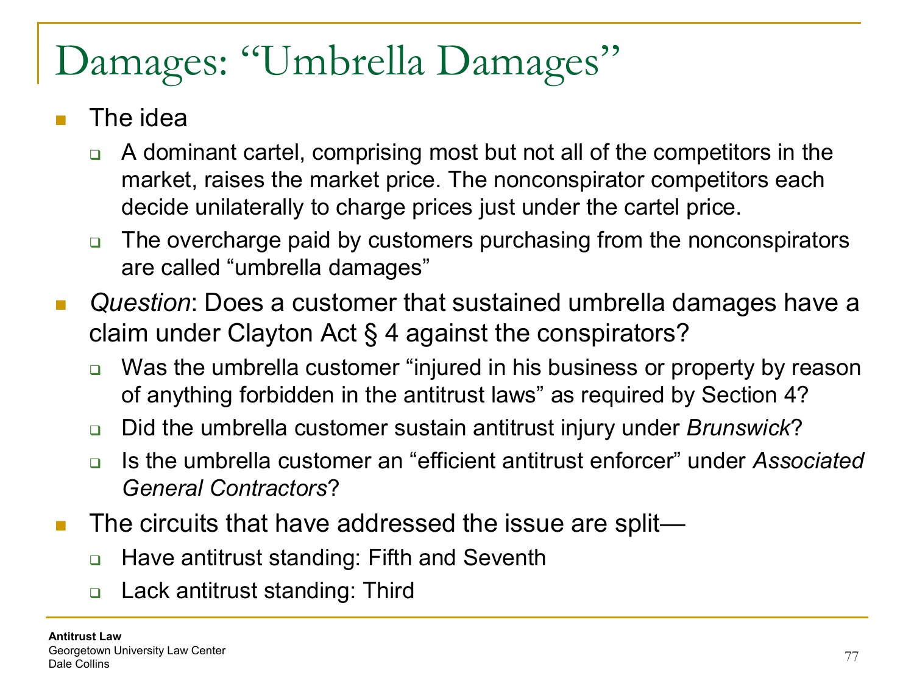# Damages: "Umbrella Damages"

- The idea
  - A dominant cartel, comprising most but not all of the competitors in the market, raises the market price. The nonconspirator competitors each decide unilaterally to charge prices just under the cartel price.
  - The overcharge paid by customers purchasing from the nonconspirators are called "umbrella damages"
- *Question*: Does a customer that sustained umbrella damages have a claim under Clayton Act § 4 against the conspirators?
  - Was the umbrella customer "injured in his business or property by reason of anything forbidden in the antitrust laws" as required by Section 4?
  - Did the umbrella customer sustain antitrust injury under *Brunswick*?
  - Is the umbrella customer an "efficient antitrust enforcer" under *Associated General Contractors*?
- The circuits that have addressed the issue are split—
  - Have antitrust standing: Fifth and Seventh
  - Lack antitrust standing: Third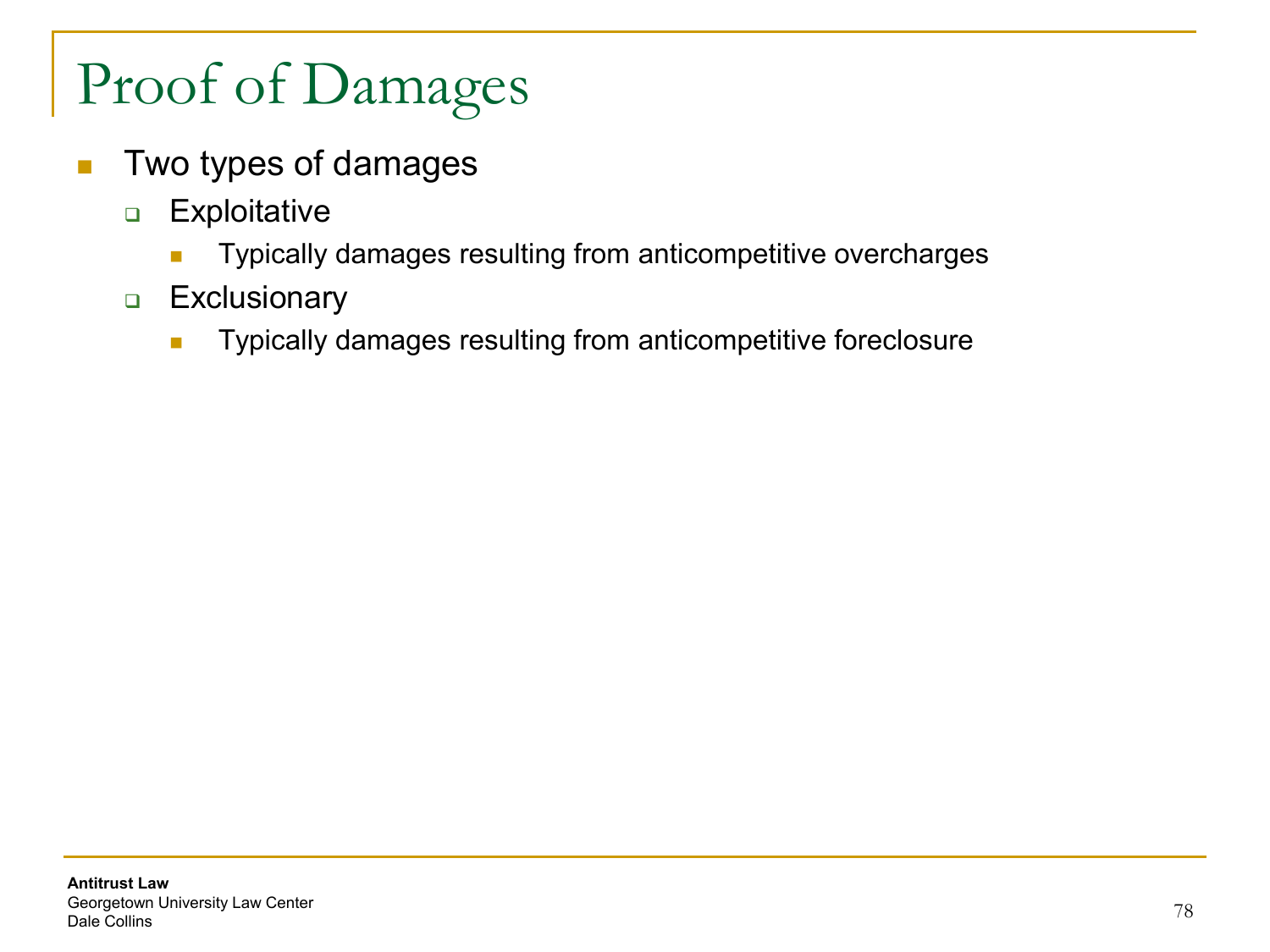# Proof of Damages

- Two types of damages
  - Exploitative
    - Typically damages resulting from anticompetitive overcharges
  - Exclusionary
    - Typically damages resulting from anticompetitive foreclosure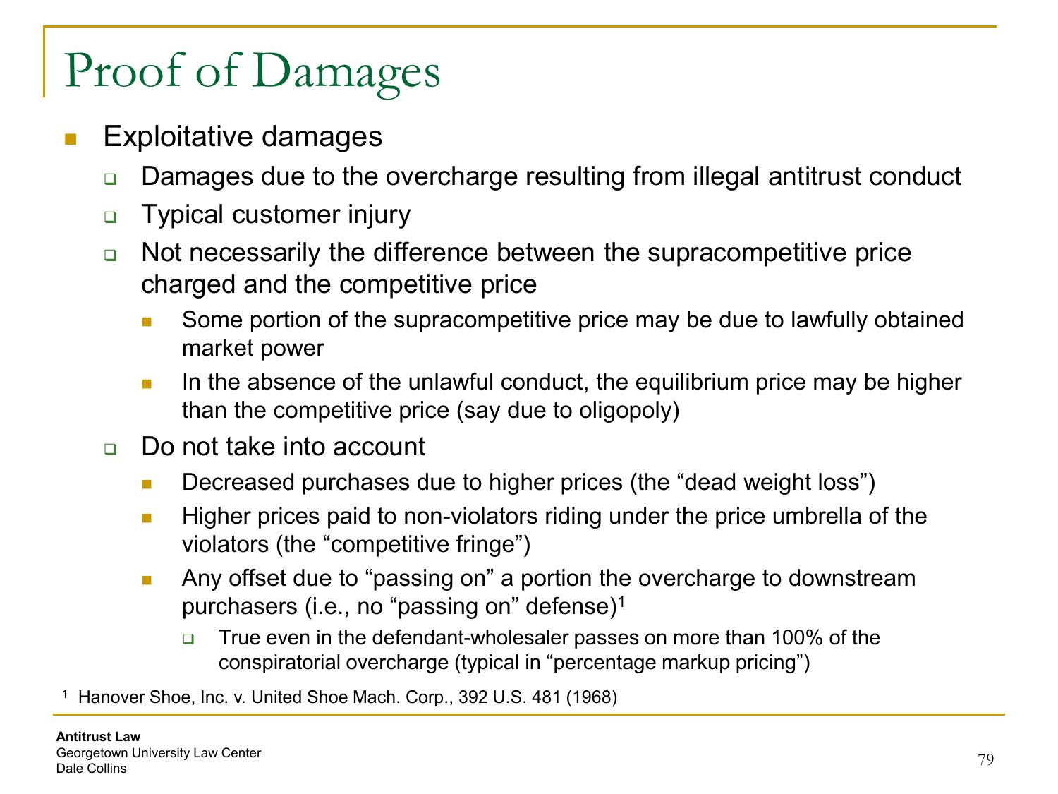# Proof of Damages

- Exploitative damages
  - Damages due to the overcharge resulting from illegal antitrust conduct
  - Typical customer injury
  - Not necessarily the difference between the supracompetitive price charged and the competitive price
    - Some portion of the supracompetitive price may be due to lawfully obtained market power
    - In the absence of the unlawful conduct, the equilibrium price may be higher than the competitive price (say due to oligopoly)
  - Do not take into account
    - Decreased purchases due to higher prices (the "dead weight loss")
    - Higher prices paid to non-violators riding under the price umbrella of the violators (the "competitive fringe")
    - Any offset due to "passing on" a portion the overcharge to downstream purchasers (i.e., no "passing on" defense)[1]
      - True even in the defendant-wholesaler passes on more than 100% of the conspiratorial overcharge (typical in "percentage markup pricing")

[1] Hanover Shoe, Inc. v. United Shoe Mach. Corp., 392 U.S. 481 (1968)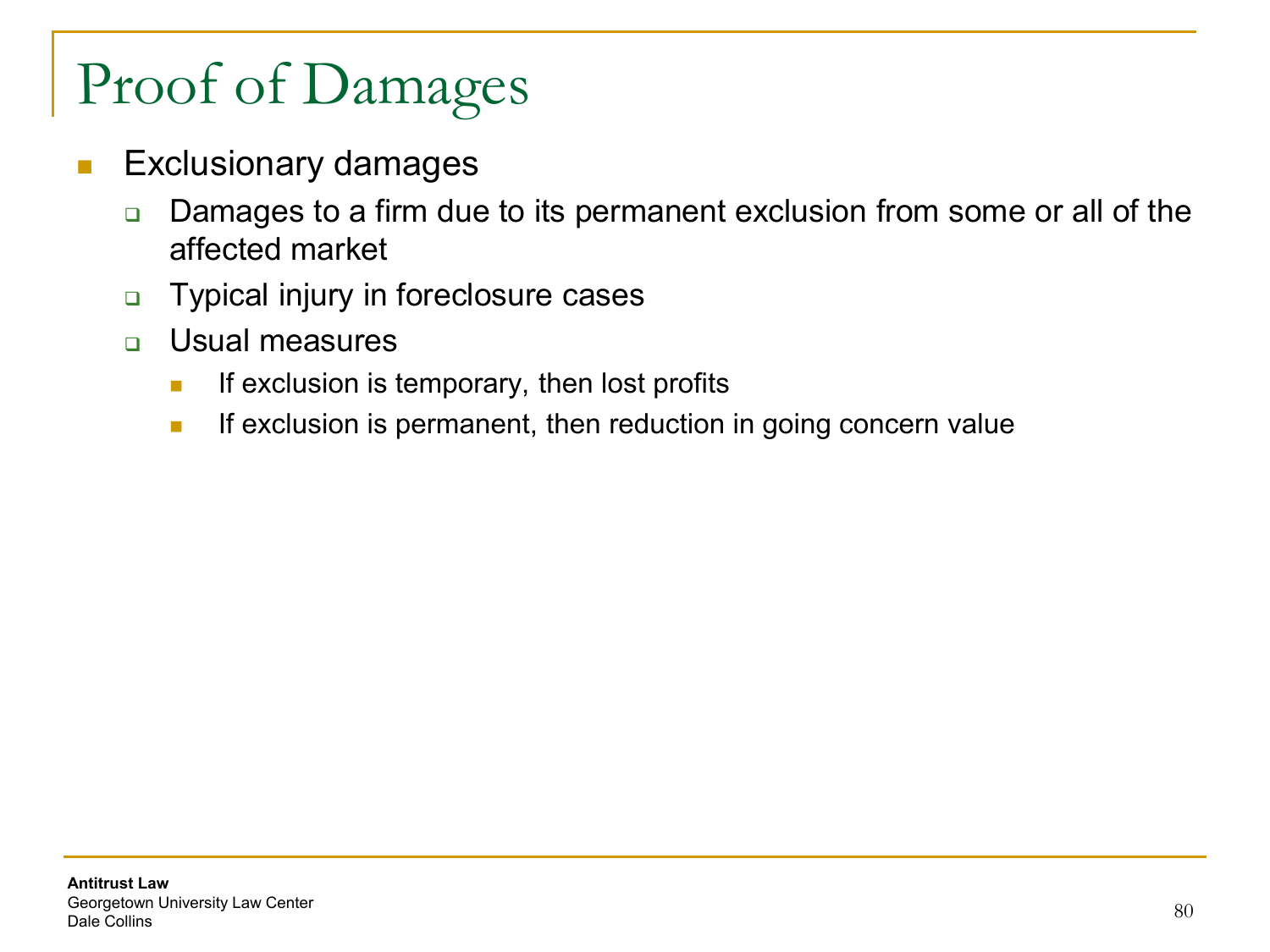# Proof of Damages

- Exclusionary damages
  - Damages to a firm due to its permanent exclusion from some or all of the affected market
  - Typical injury in foreclosure cases
  - Usual measures
    - If exclusion is temporary, then lost profits
    - If exclusion is permanent, then reduction in going concern value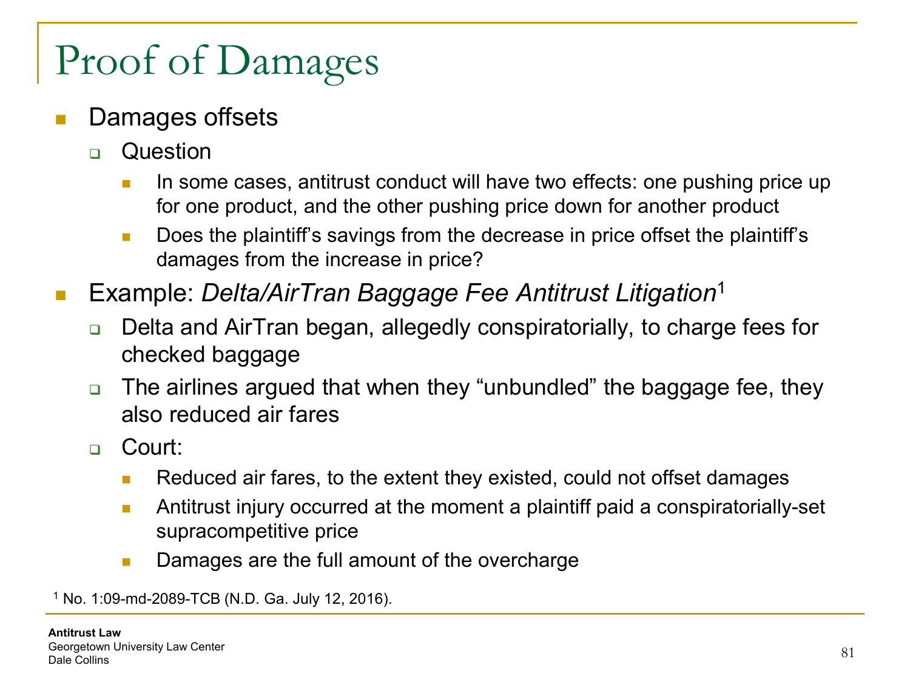# Proof of Damages

- Damages offsets
  - Question
    - In some cases, antitrust conduct will have two effects: one pushing price up for one product, and the other pushing price down for another product
    - Does the plaintiff's savings from the decrease in price offset the plaintiff's damages from the increase in price?
- Example: *Delta/AirTran Baggage Fee Antitrust Litigation*[1]
  - Delta and AirTran began, allegedly conspiratorially, to charge fees for checked baggage
  - The airlines argued that when they "unbundled" the baggage fee, they also reduced air fares
  - Court:
    - Reduced air fares, to the extent they existed, could not offset damages
    - Antitrust injury occurred at the moment a plaintiff paid a conspiratorially-set supracompetitive price
    - Damages are the full amount of the overcharge

[1] No. 1:09-md-2089-TCB (N.D. Ga. July 12, 2016).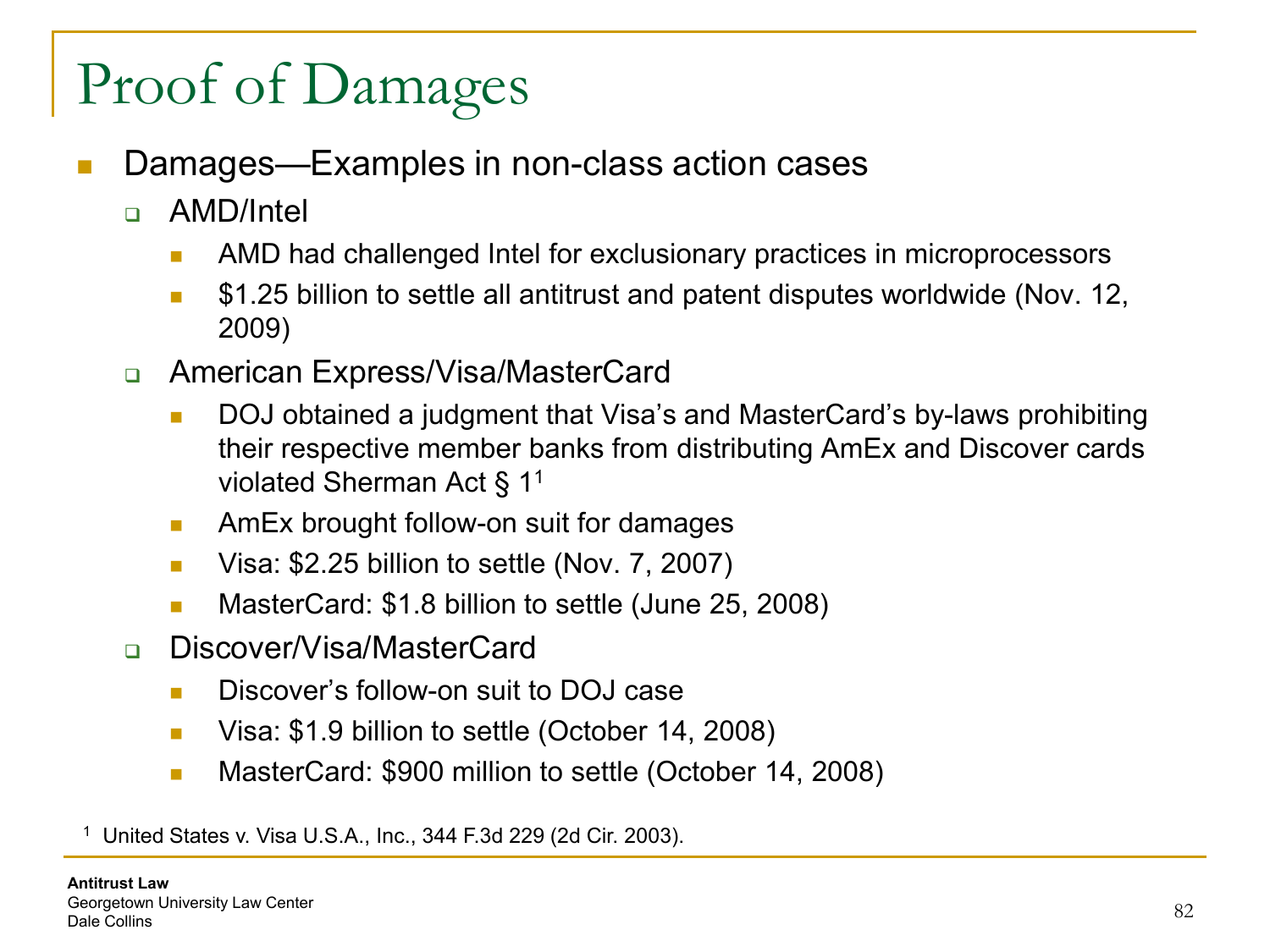# Proof of Damages

- Damages—Examples in non-class action cases
  - AMD/Intel
    - AMD had challenged Intel for exclusionary practices in microprocessors
    - $1.25 billion to settle all antitrust and patent disputes worldwide (Nov. 12, 2009)
  - American Express/Visa/MasterCard
    - DOJ obtained a judgment that Visa's and MasterCard's by-laws prohibiting their respective member banks from distributing AmEx and Discover cards violated Sherman Act § 1[1]
    - AmEx brought follow-on suit for damages
    - Visa: $2.25 billion to settle (Nov. 7, 2007)
    - MasterCard: $1.8 billion to settle (June 25, 2008)
  - Discover/Visa/MasterCard
    - Discover's follow-on suit to DOJ case
    - Visa: $1.9 billion to settle (October 14, 2008)
    - MasterCard: $900 million to settle (October 14, 2008)

[1] United States v. Visa U.S.A., Inc., 344 F.3d 229 (2d Cir. 2003).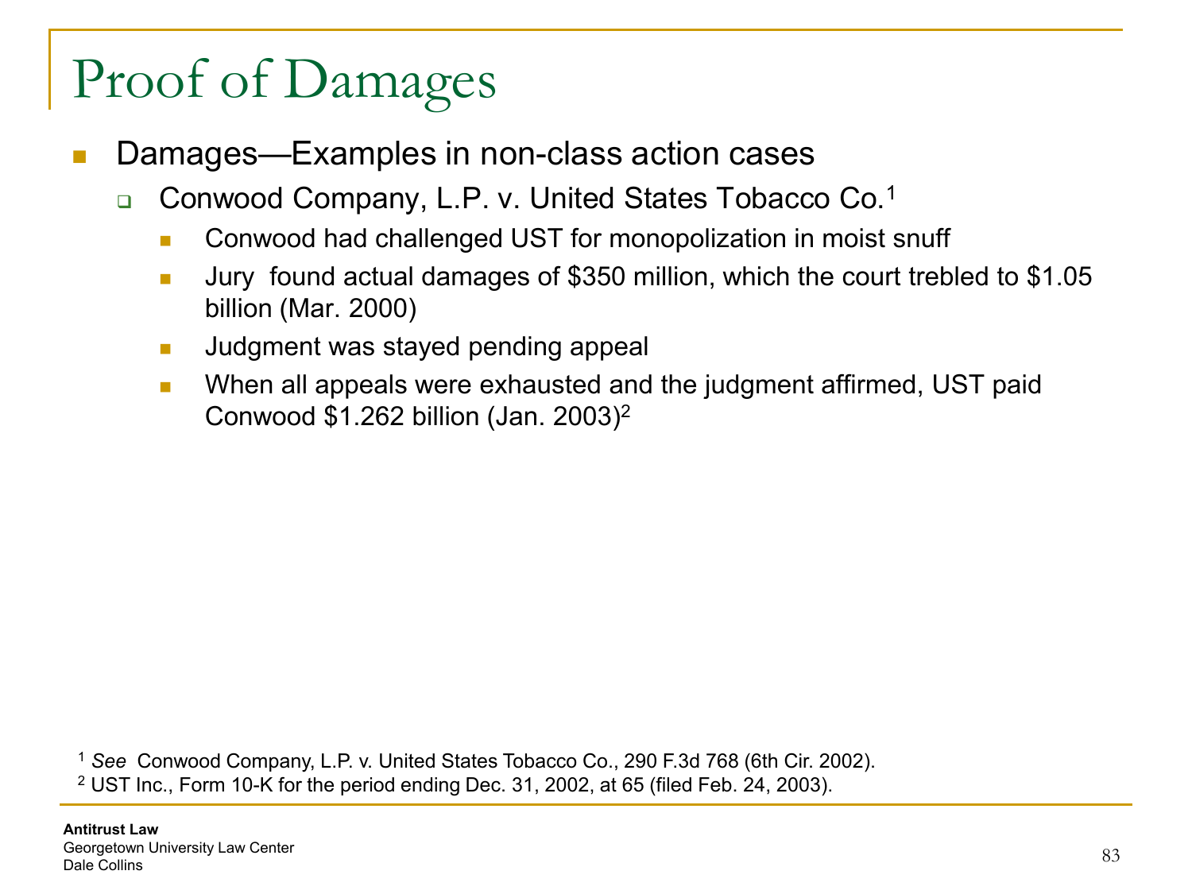# Proof of Damages

- Damages—Examples in non-class action cases
  - Conwood Company, L.P. v. United States Tobacco Co.[1]
    - Conwood had challenged UST for monopolization in moist snuff
    - Jury found actual damages of $350 million, which the court trebled to $1.05 billion (Mar. 2000)
    - Judgment was stayed pending appeal
    - When all appeals were exhausted and the judgment affirmed, UST paid Conwood $1.262 billion (Jan. 2003)[2]

[1] *See* Conwood Company, L.P. v. United States Tobacco Co., 290 F.3d 768 (6th Cir. 2002).

[2] UST Inc., Form 10-K for the period ending Dec. 31, 2002, at 65 (filed Feb. 24, 2003).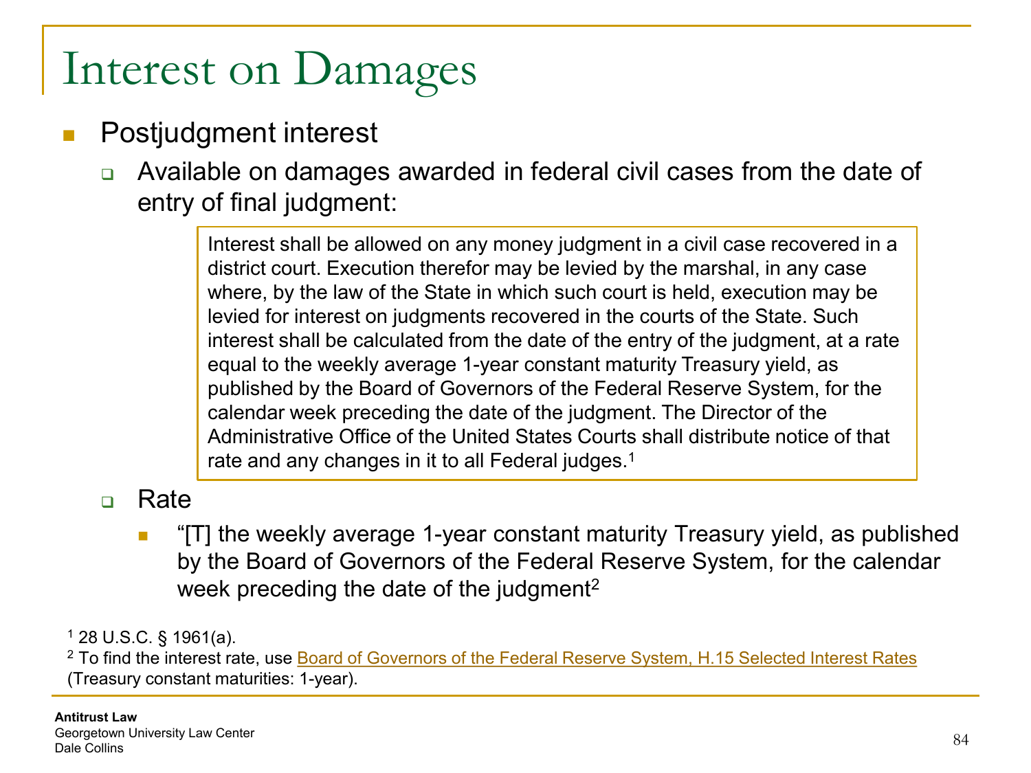# Interest on Damages

- Postjudgment interest
  - Available on damages awarded in federal civil cases from the date of entry of final judgment:

    > Interest shall be allowed on any money judgment in a civil case recovered in a district court. Execution therefor may be levied by the marshal, in any case where, by the law of the State in which such court is held, execution may be levied for interest on judgments recovered in the courts of the State. Such interest shall be calculated from the date of the entry of the judgment, at a rate equal to the weekly average 1-year constant maturity Treasury yield, as published by the Board of Governors of the Federal Reserve System, for the calendar week preceding the date of the judgment. The Director of the Administrative Office of the United States Courts shall distribute notice of that rate and any changes in it to all Federal judges.[1]

  - Rate
    - "[T] the weekly average 1-year constant maturity Treasury yield, as published by the Board of Governors of the Federal Reserve System, for the calendar week preceding the date of the judgment[2]

[1] 28 U.S.C. § 1961(a).

[2] To find the interest rate, use Board of Governors of the Federal Reserve System, H.15 Selected Interest Rates (Treasury constant maturities: 1-year).

**Antitrust Law**
Georgetown University Law Center
Dale Collins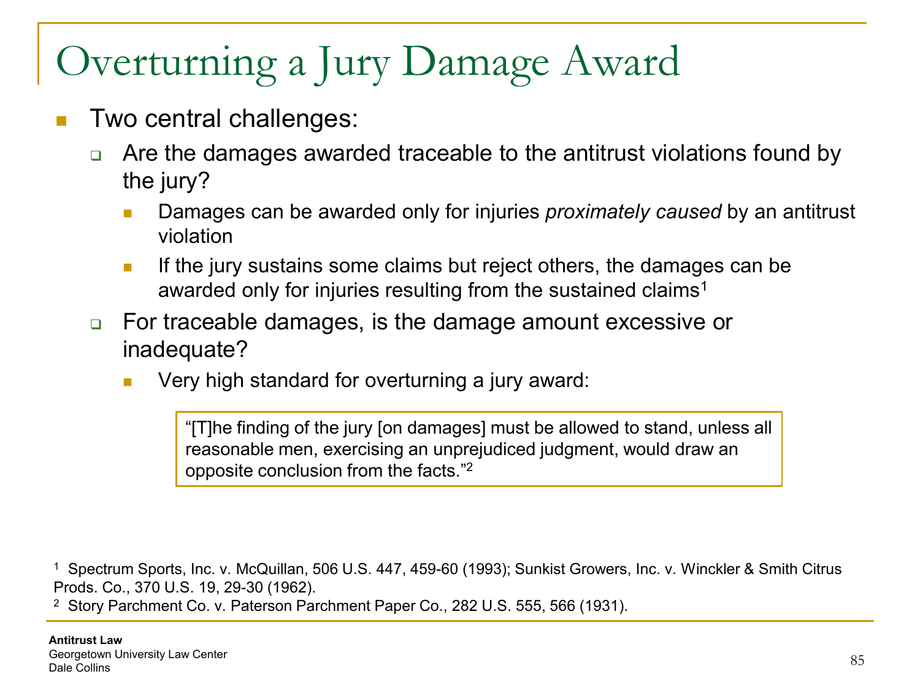# Overturning a Jury Damage Award

- Two central challenges:
  - Are the damages awarded traceable to the antitrust violations found by the jury?
    - Damages can be awarded only for injuries *proximately caused* by an antitrust violation
    - If the jury sustains some claims but reject others, the damages can be awarded only for injuries resulting from the sustained claims[1]
  - For traceable damages, is the damage amount excessive or inadequate?
    - Very high standard for overturning a jury award:

> "[T]he finding of the jury [on damages] must be allowed to stand, unless all reasonable men, exercising an unprejudiced judgment, would draw an opposite conclusion from the facts."[2]

[1] Spectrum Sports, Inc. v. McQuillan, 506 U.S. 447, 459-60 (1993); Sunkist Growers, Inc. v. Winckler & Smith Citrus Prods. Co., 370 U.S. 19, 29-30 (1962).

[2] Story Parchment Co. v. Paterson Parchment Paper Co., 282 U.S. 555, 566 (1931).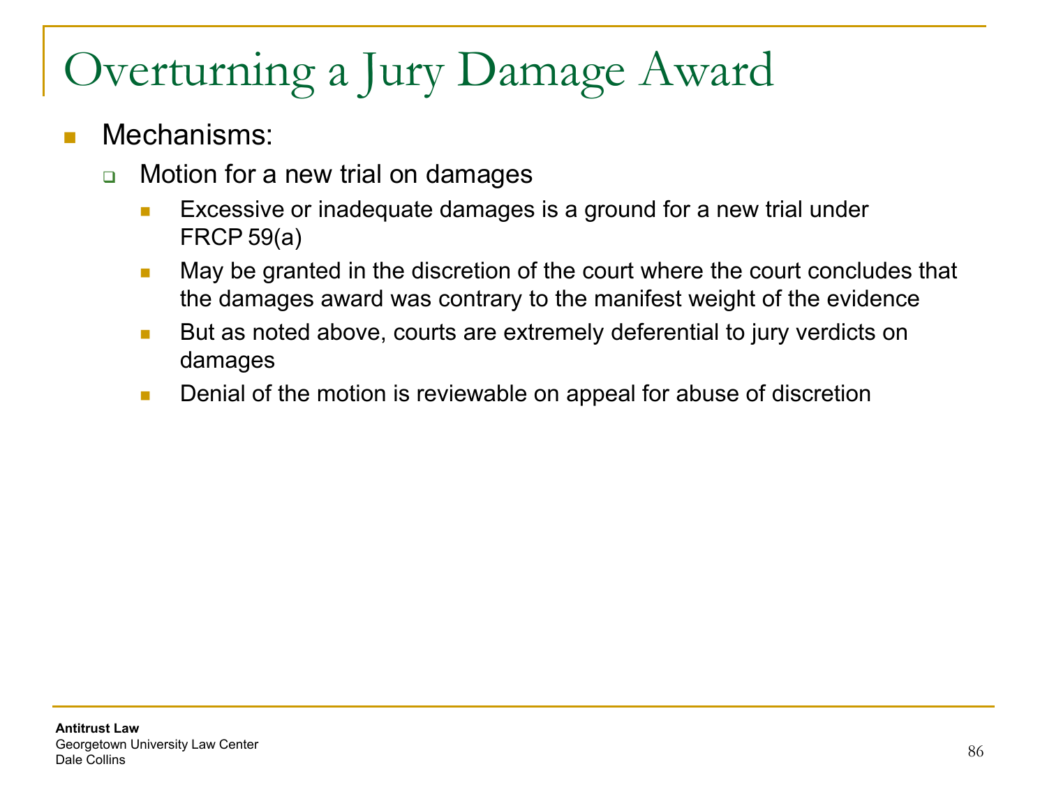# Overturning a Jury Damage Award

- Mechanisms:
  - Motion for a new trial on damages
    - Excessive or inadequate damages is a ground for a new trial under FRCP 59(a)
    - May be granted in the discretion of the court where the court concludes that the damages award was contrary to the manifest weight of the evidence
    - But as noted above, courts are extremely deferential to jury verdicts on damages
    - Denial of the motion is reviewable on appeal for abuse of discretion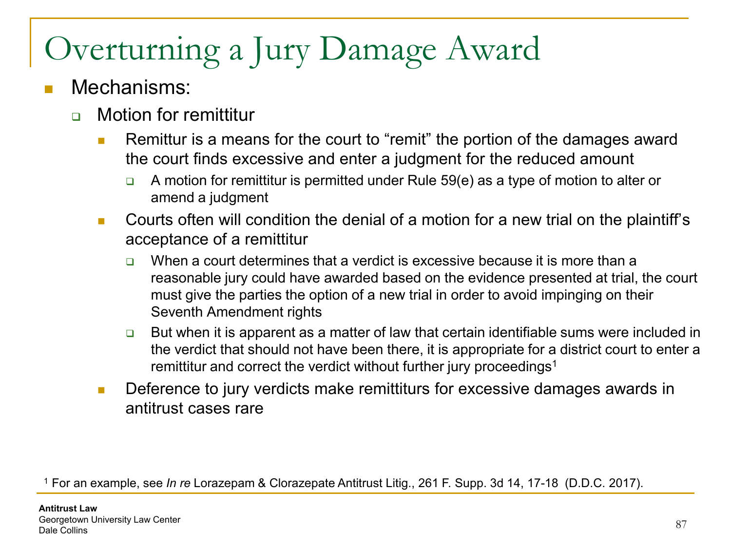# Overturning a Jury Damage Award

- Mechanisms:
  - Motion for remittitur
    - Remittur is a means for the court to "remit" the portion of the damages award the court finds excessive and enter a judgment for the reduced amount
      - A motion for remittitur is permitted under Rule 59(e) as a type of motion to alter or amend a judgment
    - Courts often will condition the denial of a motion for a new trial on the plaintiff's acceptance of a remittitur
      - When a court determines that a verdict is excessive because it is more than a reasonable jury could have awarded based on the evidence presented at trial, the court must give the parties the option of a new trial in order to avoid impinging on their Seventh Amendment rights
      - But when it is apparent as a matter of law that certain identifiable sums were included in the verdict that should not have been there, it is appropriate for a district court to enter a remittitur and correct the verdict without further jury proceedings[1]
    - Deference to jury verdicts make remittiturs for excessive damages awards in antitrust cases rare

[1] For an example, see *In re* Lorazepam & Clorazepate Antitrust Litig., 261 F. Supp. 3d 14, 17-18 (D.D.C. 2017).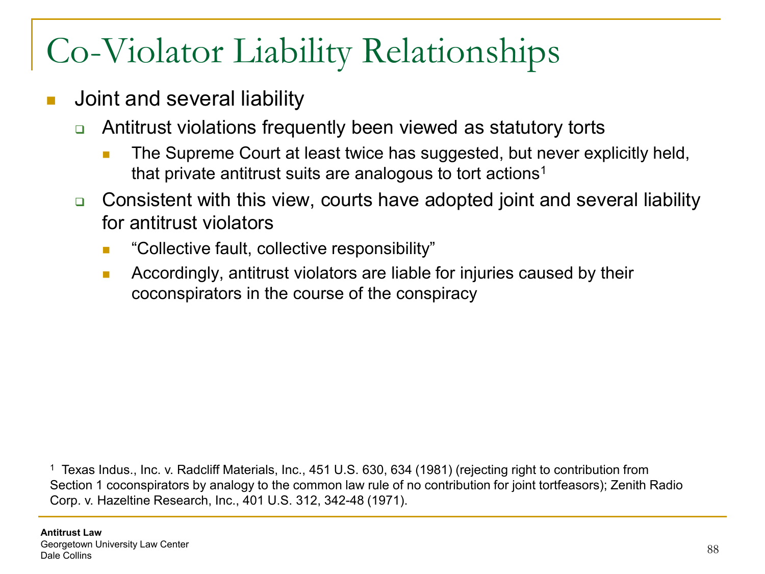# Co-Violator Liability Relationships

- Joint and several liability
  - Antitrust violations frequently been viewed as statutory torts
    - The Supreme Court at least twice has suggested, but never explicitly held, that private antitrust suits are analogous to tort actions[1]
  - Consistent with this view, courts have adopted joint and several liability for antitrust violators
    - "Collective fault, collective responsibility"
    - Accordingly, antitrust violators are liable for injuries caused by their coconspirators in the course of the conspiracy

[1] Texas Indus., Inc. v. Radcliff Materials, Inc., 451 U.S. 630, 634 (1981) (rejecting right to contribution from Section 1 coconspirators by analogy to the common law rule of no contribution for joint tortfeasors); Zenith Radio Corp. v. Hazeltine Research, Inc., 401 U.S. 312, 342-48 (1971).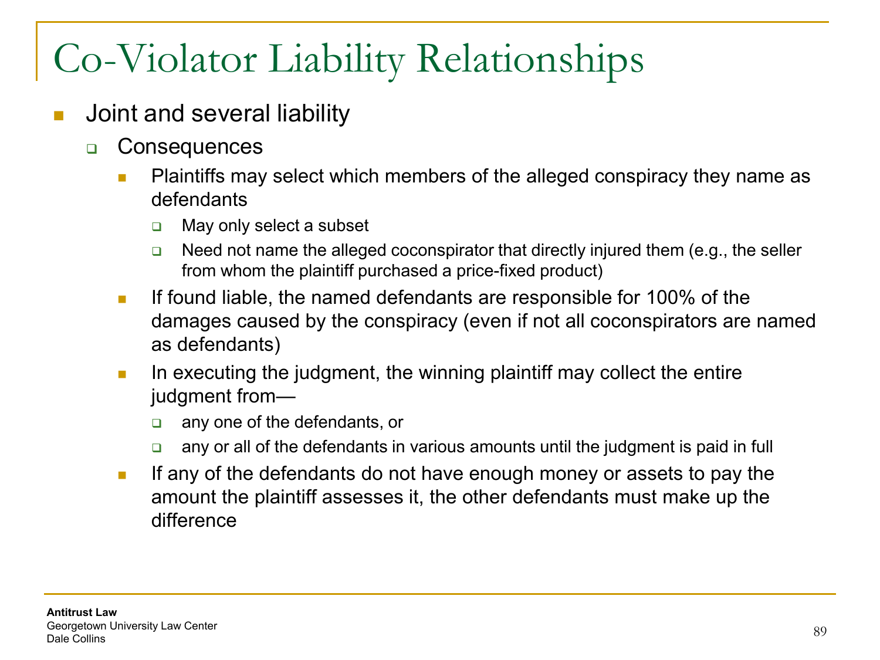# Co-Violator Liability Relationships

- Joint and several liability
  - Consequences
    - Plaintiffs may select which members of the alleged conspiracy they name as defendants
      - May only select a subset
      - Need not name the alleged coconspirator that directly injured them (e.g., the seller from whom the plaintiff purchased a price-fixed product)
    - If found liable, the named defendants are responsible for 100% of the damages caused by the conspiracy (even if not all coconspirators are named as defendants)
    - In executing the judgment, the winning plaintiff may collect the entire judgment from—
      - any one of the defendants, or
      - any or all of the defendants in various amounts until the judgment is paid in full
    - If any of the defendants do not have enough money or assets to pay the amount the plaintiff assesses it, the other defendants must make up the difference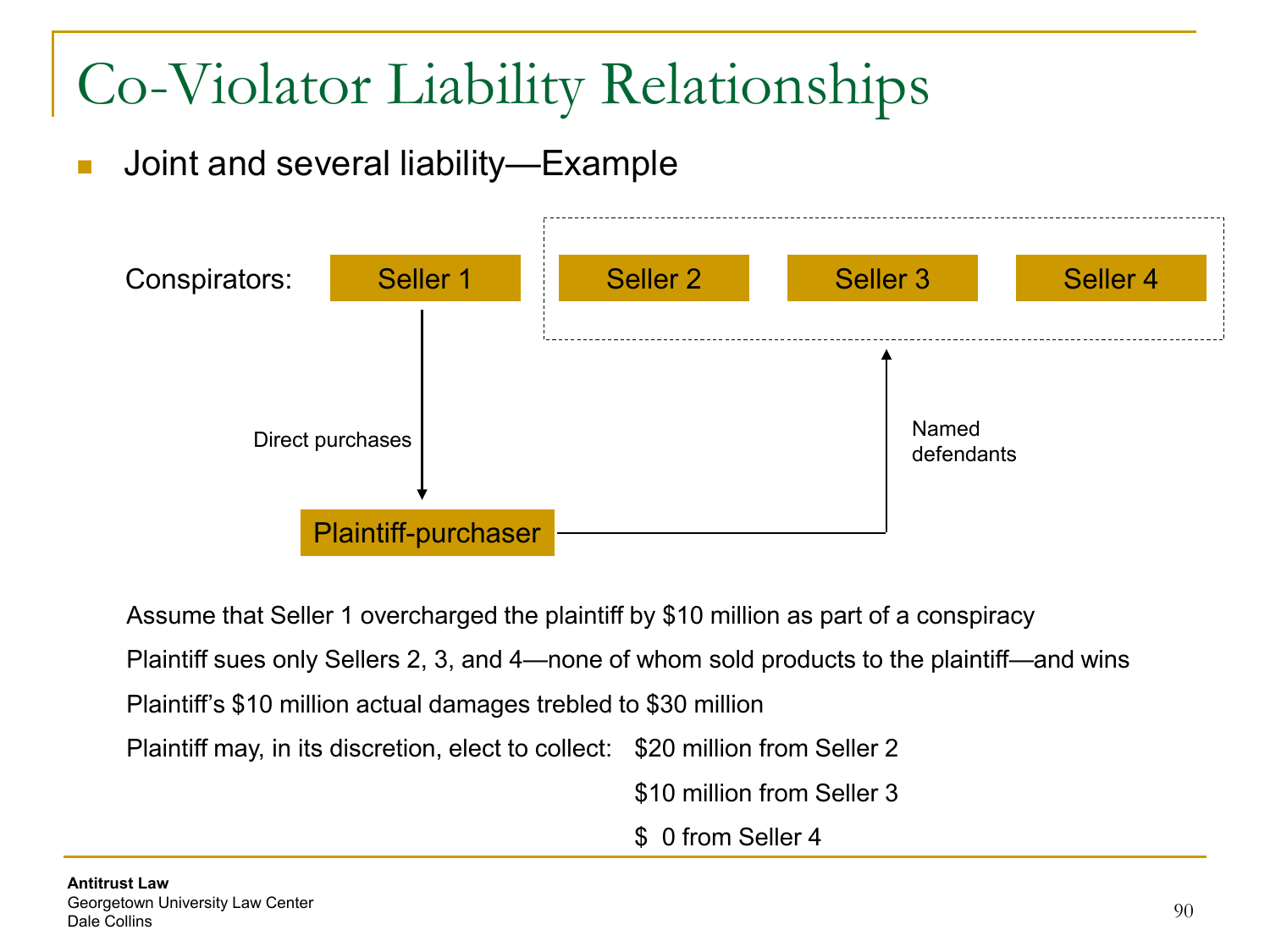# Co-Violator Liability Relationships

- Joint and several liability—Example

Conspirators: Seller 1 | Seller 2 | Seller 3 | Seller 4

Direct purchases (Seller 1 → Plaintiff-purchaser)

Named defendants (Plaintiff-purchaser → Sellers 2, 3, and 4)

Assume that Seller 1 overcharged the plaintiff by $10 million as part of a conspiracy

Plaintiff sues only Sellers 2, 3, and 4—none of whom sold products to the plaintiff—and wins

Plaintiff's $10 million actual damages trebled to $30 million

Plaintiff may, in its discretion, elect to collect:

- $20 million from Seller 2
- $10 million from Seller 3
- $ 0 from Seller 4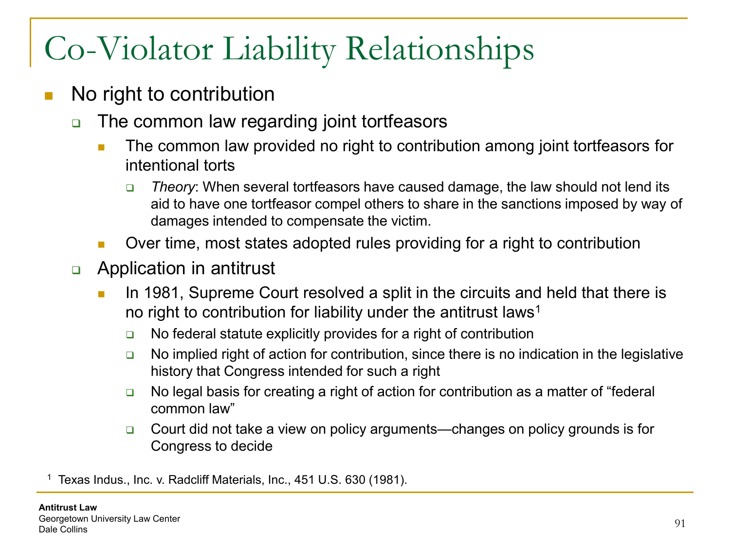# Co-Violator Liability Relationships

- No right to contribution
  - The common law regarding joint tortfeasors
    - The common law provided no right to contribution among joint tortfeasors for intentional torts
      - *Theory*: When several tortfeasors have caused damage, the law should not lend its aid to have one tortfeasor compel others to share in the sanctions imposed by way of damages intended to compensate the victim.
    - Over time, most states adopted rules providing for a right to contribution
  - Application in antitrust
    - In 1981, Supreme Court resolved a split in the circuits and held that there is no right to contribution for liability under the antitrust laws[1]
      - No federal statute explicitly provides for a right of contribution
      - No implied right of action for contribution, since there is no indication in the legislative history that Congress intended for such a right
      - No legal basis for creating a right of action for contribution as a matter of "federal common law"
      - Court did not take a view on policy arguments—changes on policy grounds is for Congress to decide

[1] Texas Indus., Inc. v. Radcliff Materials, Inc., 451 U.S. 630 (1981).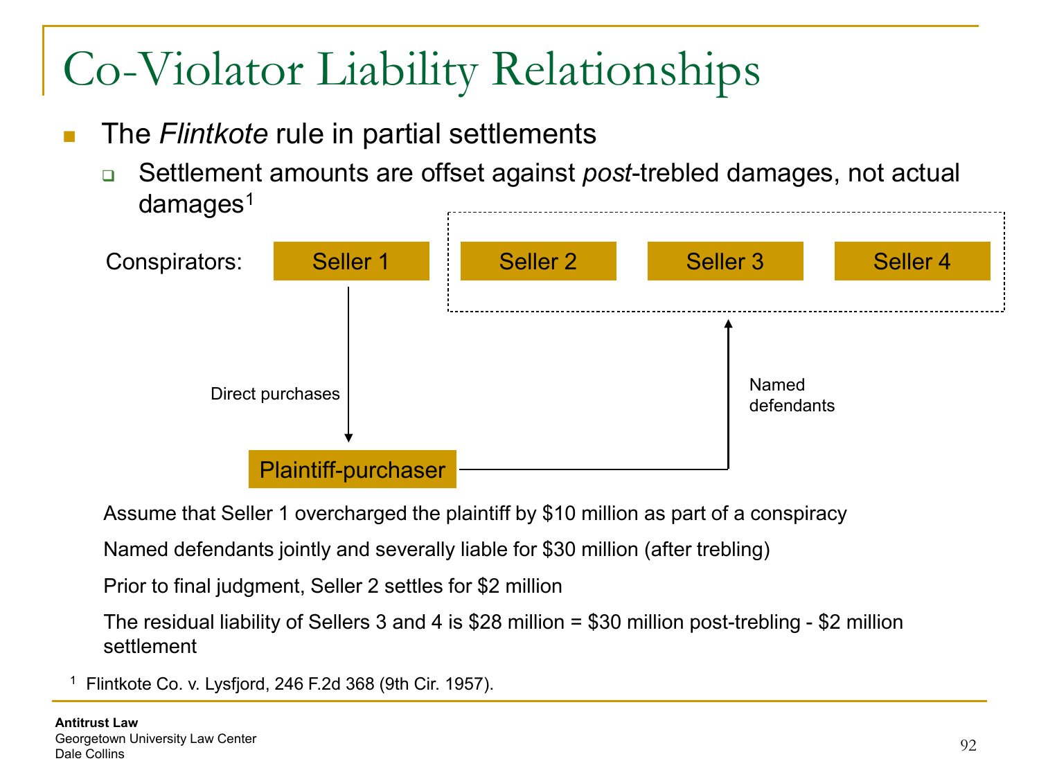# Co-Violator Liability Relationships

- The *Flintkote* rule in partial settlements
  - Settlement amounts are offset against *post*-trebled damages, not actual damages[1]

Conspirators: Seller 1 | Seller 2 | Seller 3 | Seller 4

Direct purchases

Plaintiff-purchaser

Named defendants

Assume that Seller 1 overcharged the plaintiff by $10 million as part of a conspiracy

Named defendants jointly and severally liable for $30 million (after trebling)

Prior to final judgment, Seller 2 settles for $2 million

The residual liability of Sellers 3 and 4 is $28 million = $30 million post-trebling - $2 million settlement

[1] Flintkote Co. v. Lysfjord, 246 F.2d 368 (9th Cir. 1957).

**Antitrust Law**
Georgetown University Law Center
Dale Collins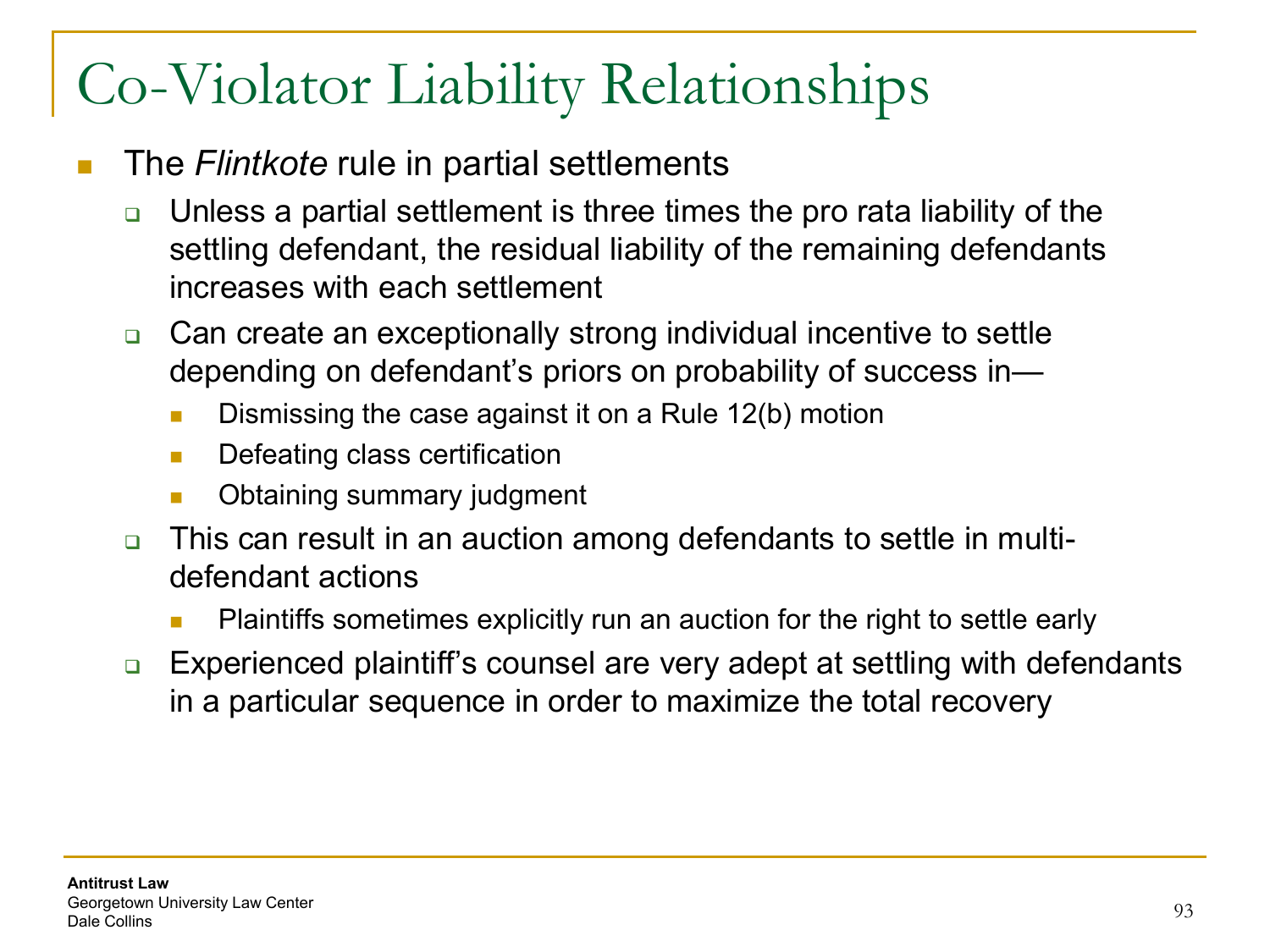# Co-Violator Liability Relationships

- The *Flintkote* rule in partial settlements
  - Unless a partial settlement is three times the pro rata liability of the settling defendant, the residual liability of the remaining defendants increases with each settlement
  - Can create an exceptionally strong individual incentive to settle depending on defendant's priors on probability of success in—
    - Dismissing the case against it on a Rule 12(b) motion
    - Defeating class certification
    - Obtaining summary judgment
  - This can result in an auction among defendants to settle in multi-defendant actions
    - Plaintiffs sometimes explicitly run an auction for the right to settle early
  - Experienced plaintiff's counsel are very adept at settling with defendants in a particular sequence in order to maximize the total recovery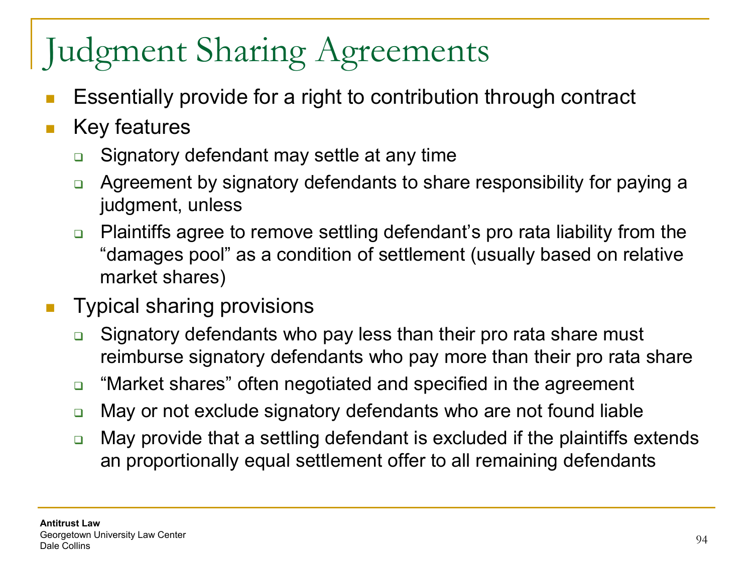# Judgment Sharing Agreements

- Essentially provide for a right to contribution through contract
- Key features
  - Signatory defendant may settle at any time
  - Agreement by signatory defendants to share responsibility for paying a judgment, unless
  - Plaintiffs agree to remove settling defendant's pro rata liability from the "damages pool" as a condition of settlement (usually based on relative market shares)
- Typical sharing provisions
  - Signatory defendants who pay less than their pro rata share must reimburse signatory defendants who pay more than their pro rata share
  - "Market shares" often negotiated and specified in the agreement
  - May or not exclude signatory defendants who are not found liable
  - May provide that a settling defendant is excluded if the plaintiffs extends an proportionally equal settlement offer to all remaining defendants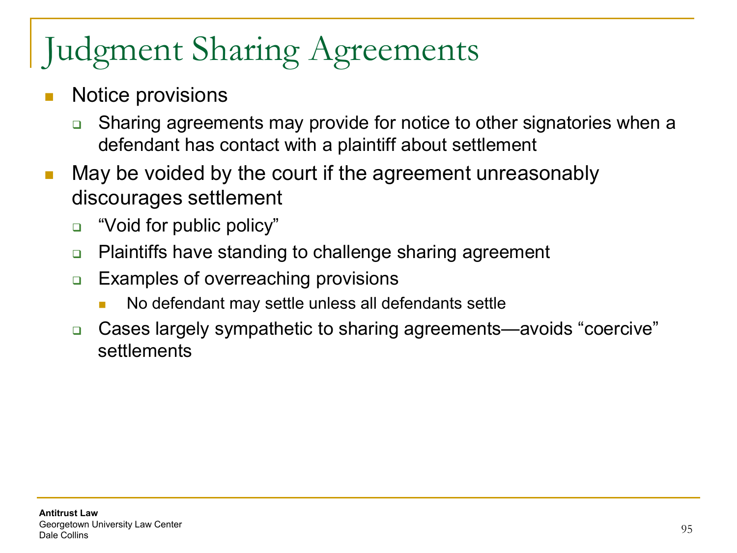# Judgment Sharing Agreements

- Notice provisions
  - Sharing agreements may provide for notice to other signatories when a defendant has contact with a plaintiff about settlement
- May be voided by the court if the agreement unreasonably discourages settlement
  - "Void for public policy"
  - Plaintiffs have standing to challenge sharing agreement
  - Examples of overreaching provisions
    - No defendant may settle unless all defendants settle
  - Cases largely sympathetic to sharing agreements—avoids "coercive" settlements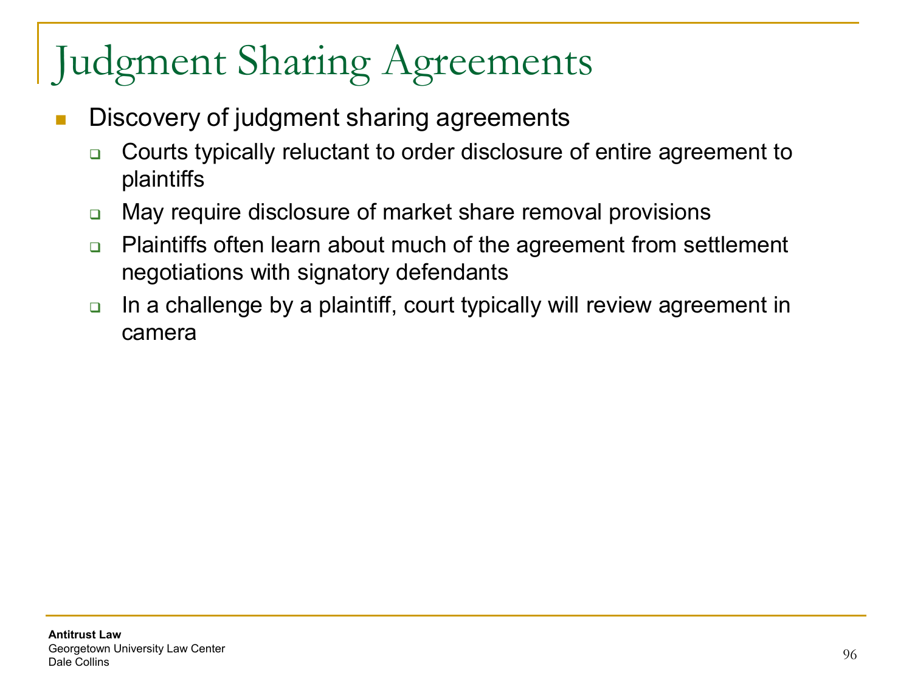# Judgment Sharing Agreements

- Discovery of judgment sharing agreements
  - Courts typically reluctant to order disclosure of entire agreement to plaintiffs
  - May require disclosure of market share removal provisions
  - Plaintiffs often learn about much of the agreement from settlement negotiations with signatory defendants
  - In a challenge by a plaintiff, court typically will review agreement in camera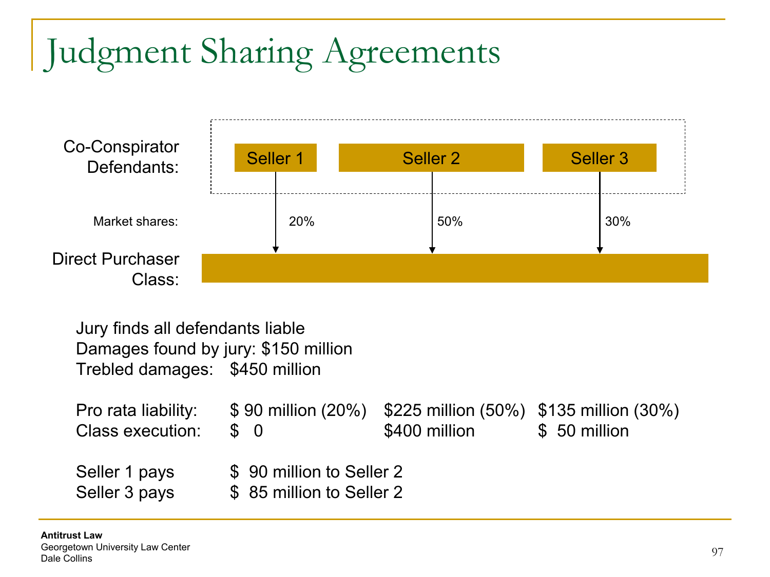# Judgment Sharing Agreements

**Co-Conspirator Defendants:** Seller 1, Seller 2, Seller 3

| | Seller 1 | Seller 2 | Seller 3 |
|---|---|---|---|
| Market shares: | 20% | 50% | 30% |

**Direct Purchaser Class**

Jury finds all defendants liable
Damages found by jury: $150 million
Trebled damages: $450 million

| | Seller 1 | Seller 2 | Seller 3 |
|---|---|---|---|
| Pro rata liability: | $ 90 million (20%) | $225 million (50%) | $135 million (30%) |
| Class execution: | $ 0 | $400 million | $ 50 million |

Seller 1 pays $ 90 million to Seller 2
Seller 3 pays $ 85 million to Seller 2

Antitrust Law
Georgetown University Law Center
Dale Collins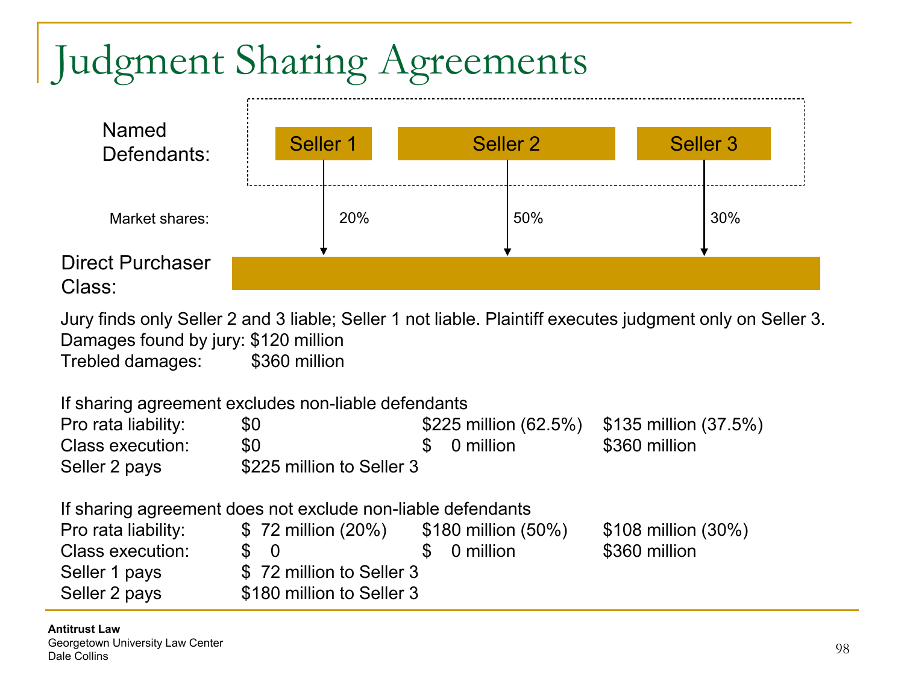# Judgment Sharing Agreements

Named Defendants: Seller 1, Seller 2, Seller 3

| | Seller 1 | Seller 2 | Seller 3 |
|---|---|---|---|
| Market shares: | 20% | 50% | 30% |

Direct Purchaser Class:

Jury finds only Seller 2 and 3 liable; Seller 1 not liable. Plaintiff executes judgment only on Seller 3.

Damages found by jury: $120 million

Trebled damages: $360 million

**If sharing agreement excludes non-liable defendants**

| | Seller 1 | Seller 2 | Seller 3 |
|---|---|---|---|
| Pro rata liability: | $0 | $225 million (62.5%) | $135 million (37.5%) |
| Class execution: | $0 | $ 0 million | $360 million |

Seller 2 pays $225 million to Seller 3

**If sharing agreement does not exclude non-liable defendants**

| | Seller 1 | Seller 2 | Seller 3 |
|---|---|---|---|
| Pro rata liability: | $ 72 million (20%) | $180 million (50%) | $108 million (30%) |
| Class execution: | $ 0 | $ 0 million | $360 million |

Seller 1 pays $ 72 million to Seller 3

Seller 2 pays $180 million to Seller 3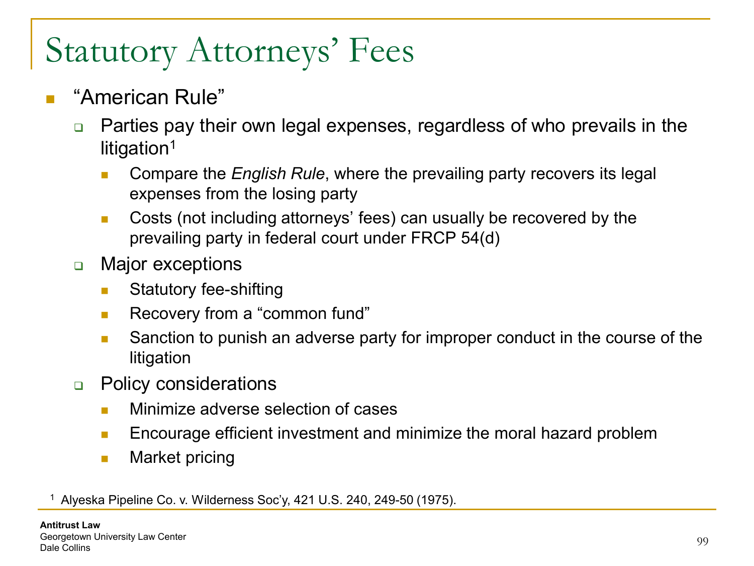# Statutory Attorneys' Fees

- "American Rule"
  - Parties pay their own legal expenses, regardless of who prevails in the litigation[1]
    - Compare the *English Rule*, where the prevailing party recovers its legal expenses from the losing party
    - Costs (not including attorneys' fees) can usually be recovered by the prevailing party in federal court under FRCP 54(d)
  - Major exceptions
    - Statutory fee-shifting
    - Recovery from a "common fund"
    - Sanction to punish an adverse party for improper conduct in the course of the litigation
  - Policy considerations
    - Minimize adverse selection of cases
    - Encourage efficient investment and minimize the moral hazard problem
    - Market pricing

[1] Alyeska Pipeline Co. v. Wilderness Soc'y, 421 U.S. 240, 249-50 (1975).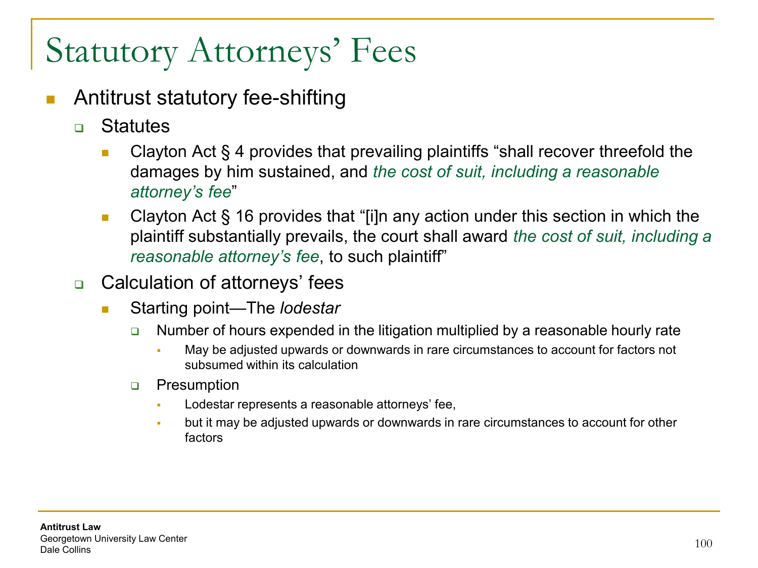# Statutory Attorneys' Fees

- Antitrust statutory fee-shifting
  - Statutes
    - Clayton Act § 4 provides that prevailing plaintiffs "shall recover threefold the damages by him sustained, and *the cost of suit, including a reasonable attorney's fee*"
    - Clayton Act § 16 provides that "[i]n any action under this section in which the plaintiff substantially prevails, the court shall award *the cost of suit, including a reasonable attorney's fee*, to such plaintiff"
  - Calculation of attorneys' fees
    - Starting point—The *lodestar*
      - Number of hours expended in the litigation multiplied by a reasonable hourly rate
        - May be adjusted upwards or downwards in rare circumstances to account for factors not subsumed within its calculation
      - Presumption
        - Lodestar represents a reasonable attorneys' fee,
        - but it may be adjusted upwards or downwards in rare circumstances to account for other factors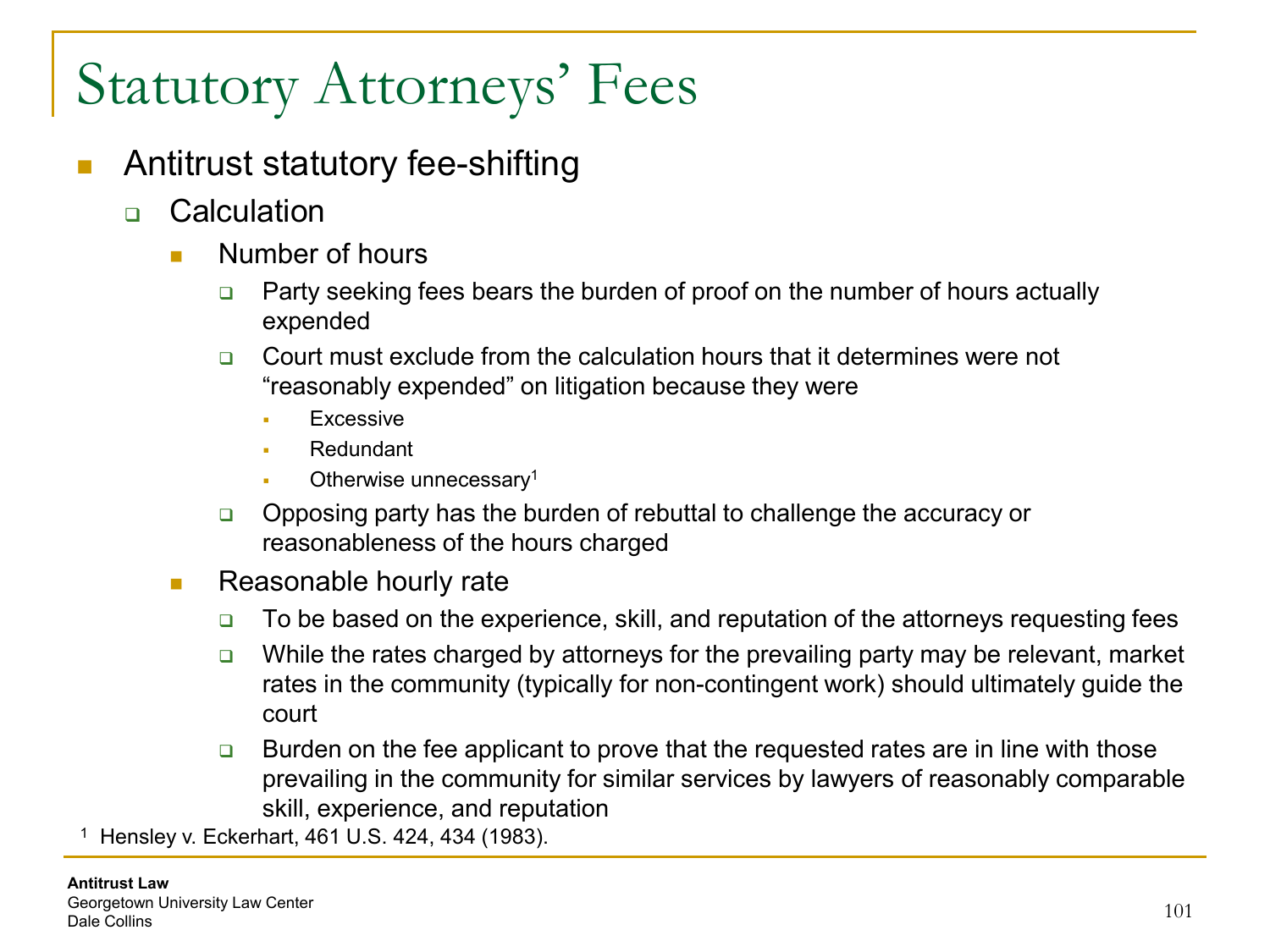# Statutory Attorneys' Fees

- Antitrust statutory fee-shifting
  - Calculation
    - Number of hours
      - Party seeking fees bears the burden of proof on the number of hours actually expended
      - Court must exclude from the calculation hours that it determines were not "reasonably expended" on litigation because they were
        - Excessive
        - Redundant
        - Otherwise unnecessary[1]
      - Opposing party has the burden of rebuttal to challenge the accuracy or reasonableness of the hours charged
    - Reasonable hourly rate
      - To be based on the experience, skill, and reputation of the attorneys requesting fees
      - While the rates charged by attorneys for the prevailing party may be relevant, market rates in the community (typically for non-contingent work) should ultimately guide the court
      - Burden on the fee applicant to prove that the requested rates are in line with those prevailing in the community for similar services by lawyers of reasonably comparable skill, experience, and reputation

[1] Hensley v. Eckerhart, 461 U.S. 424, 434 (1983).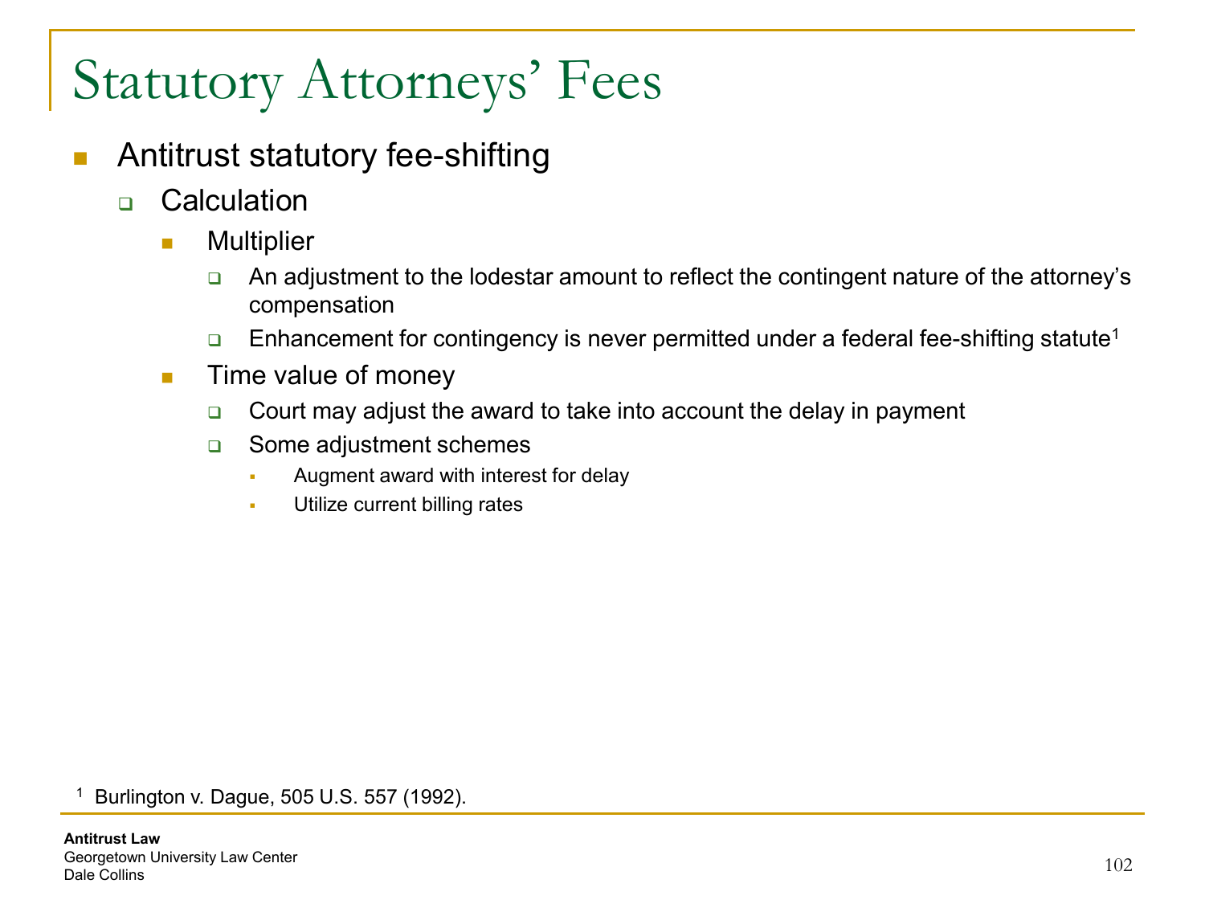# Statutory Attorneys' Fees

- Antitrust statutory fee-shifting
  - Calculation
    - Multiplier
      - An adjustment to the lodestar amount to reflect the contingent nature of the attorney's compensation
      - Enhancement for contingency is never permitted under a federal fee-shifting statute[1]
    - Time value of money
      - Court may adjust the award to take into account the delay in payment
      - Some adjustment schemes
        - Augment award with interest for delay
        - Utilize current billing rates

[1] Burlington v. Dague, 505 U.S. 557 (1992).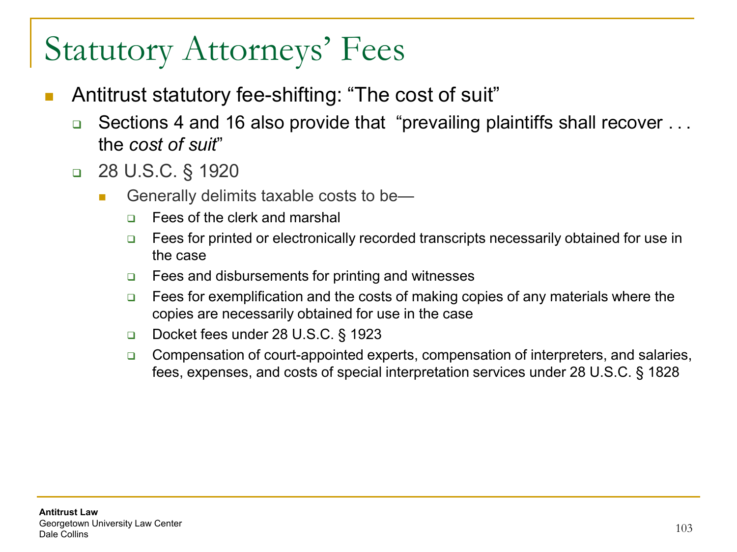# Statutory Attorneys' Fees

- Antitrust statutory fee-shifting: "The cost of suit"
  - Sections 4 and 16 also provide that "prevailing plaintiffs shall recover . . . the *cost of suit*"
  - 28 U.S.C. § 1920
    - Generally delimits taxable costs to be—
      - Fees of the clerk and marshal
      - Fees for printed or electronically recorded transcripts necessarily obtained for use in the case
      - Fees and disbursements for printing and witnesses
      - Fees for exemplification and the costs of making copies of any materials where the copies are necessarily obtained for use in the case
      - Docket fees under 28 U.S.C. § 1923
      - Compensation of court-appointed experts, compensation of interpreters, and salaries, fees, expenses, and costs of special interpretation services under 28 U.S.C. § 1828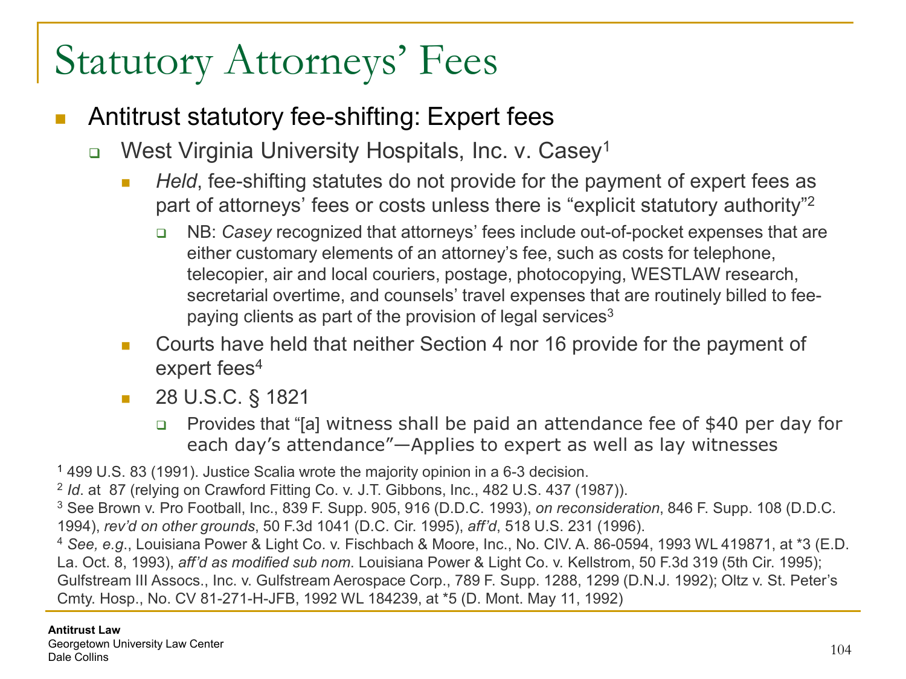# Statutory Attorneys' Fees

- Antitrust statutory fee-shifting: Expert fees
  - West Virginia University Hospitals, Inc. v. Casey[1]
    - *Held*, fee-shifting statutes do not provide for the payment of expert fees as part of attorneys' fees or costs unless there is "explicit statutory authority"[2]
      - NB: *Casey* recognized that attorneys' fees include out-of-pocket expenses that are either customary elements of an attorney's fee, such as costs for telephone, telecopier, air and local couriers, postage, photocopying, WESTLAW research, secretarial overtime, and counsels' travel expenses that are routinely billed to fee-paying clients as part of the provision of legal services[3]
    - Courts have held that neither Section 4 nor 16 provide for the payment of expert fees[4]
    - 28 U.S.C. § 1821
      - Provides that "[a] witness shall be paid an attendance fee of $40 per day for each day's attendance"—Applies to expert as well as lay witnesses

[1] 499 U.S. 83 (1991). Justice Scalia wrote the majority opinion in a 6-3 decision.

[2] *Id*. at 87 (relying on Crawford Fitting Co. v. J.T. Gibbons, Inc., 482 U.S. 437 (1987)).

[3] See Brown v. Pro Football, Inc., 839 F. Supp. 905, 916 (D.D.C. 1993), *on reconsideration*, 846 F. Supp. 108 (D.D.C. 1994), *rev'd on other grounds*, 50 F.3d 1041 (D.C. Cir. 1995), *aff'd*, 518 U.S. 231 (1996).

[4] *See, e.g*., Louisiana Power & Light Co. v. Fischbach & Moore, Inc., No. CIV. A. 86-0594, 1993 WL 419871, at *3 (E.D. La. Oct. 8, 1993), *aff'd as modified sub nom*. Louisiana Power & Light Co. v. Kellstrom, 50 F.3d 319 (5th Cir. 1995); Gulfstream III Assocs., Inc. v. Gulfstream Aerospace Corp., 789 F. Supp. 1288, 1299 (D.N.J. 1992); Oltz v. St. Peter's Cmty. Hosp., No. CV 81-271-H-JFB, 1992 WL 184239, at *5 (D. Mont. May 11, 1992)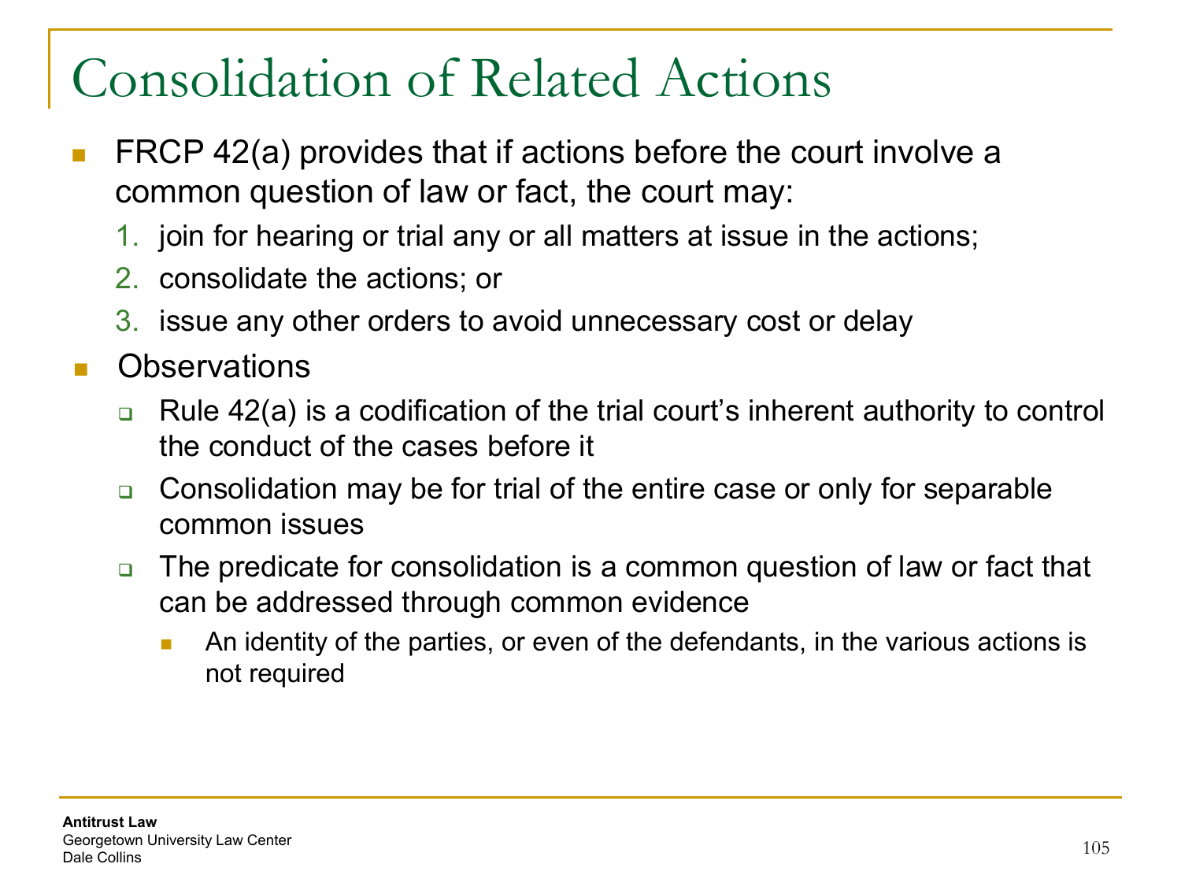# Consolidation of Related Actions

- FRCP 42(a) provides that if actions before the court involve a common question of law or fact, the court may:
  1. join for hearing or trial any or all matters at issue in the actions;
  2. consolidate the actions; or
  3. issue any other orders to avoid unnecessary cost or delay
- Observations
  - Rule 42(a) is a codification of the trial court's inherent authority to control the conduct of the cases before it
  - Consolidation may be for trial of the entire case or only for separable common issues
  - The predicate for consolidation is a common question of law or fact that can be addressed through common evidence
    - An identity of the parties, or even of the defendants, in the various actions is not required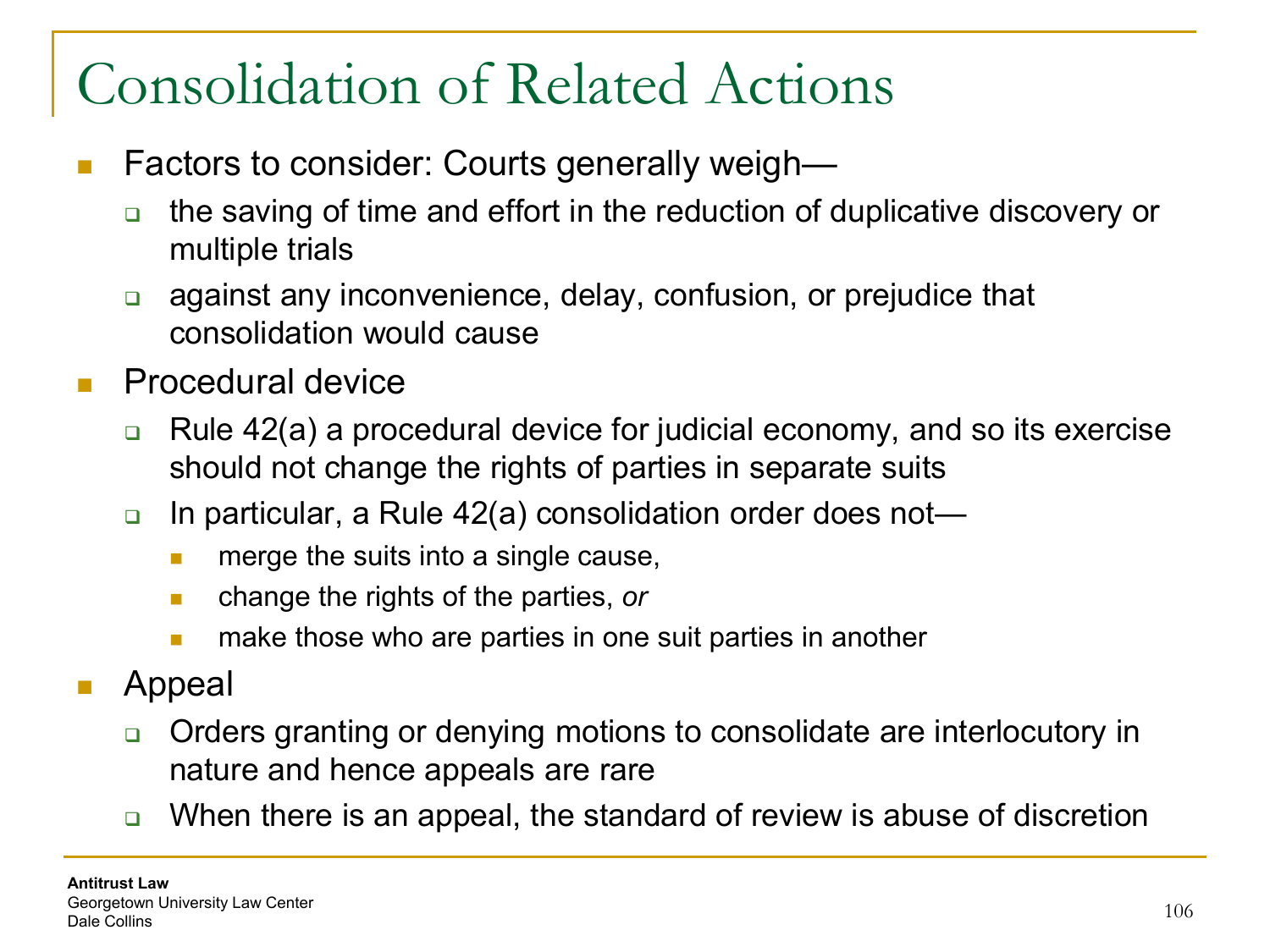# Consolidation of Related Actions

- Factors to consider: Courts generally weigh—
  - the saving of time and effort in the reduction of duplicative discovery or multiple trials
  - against any inconvenience, delay, confusion, or prejudice that consolidation would cause
- Procedural device
  - Rule 42(a) a procedural device for judicial economy, and so its exercise should not change the rights of parties in separate suits
  - In particular, a Rule 42(a) consolidation order does not—
    - merge the suits into a single cause,
    - change the rights of the parties, *or*
    - make those who are parties in one suit parties in another
- Appeal
  - Orders granting or denying motions to consolidate are interlocutory in nature and hence appeals are rare
  - When there is an appeal, the standard of review is abuse of discretion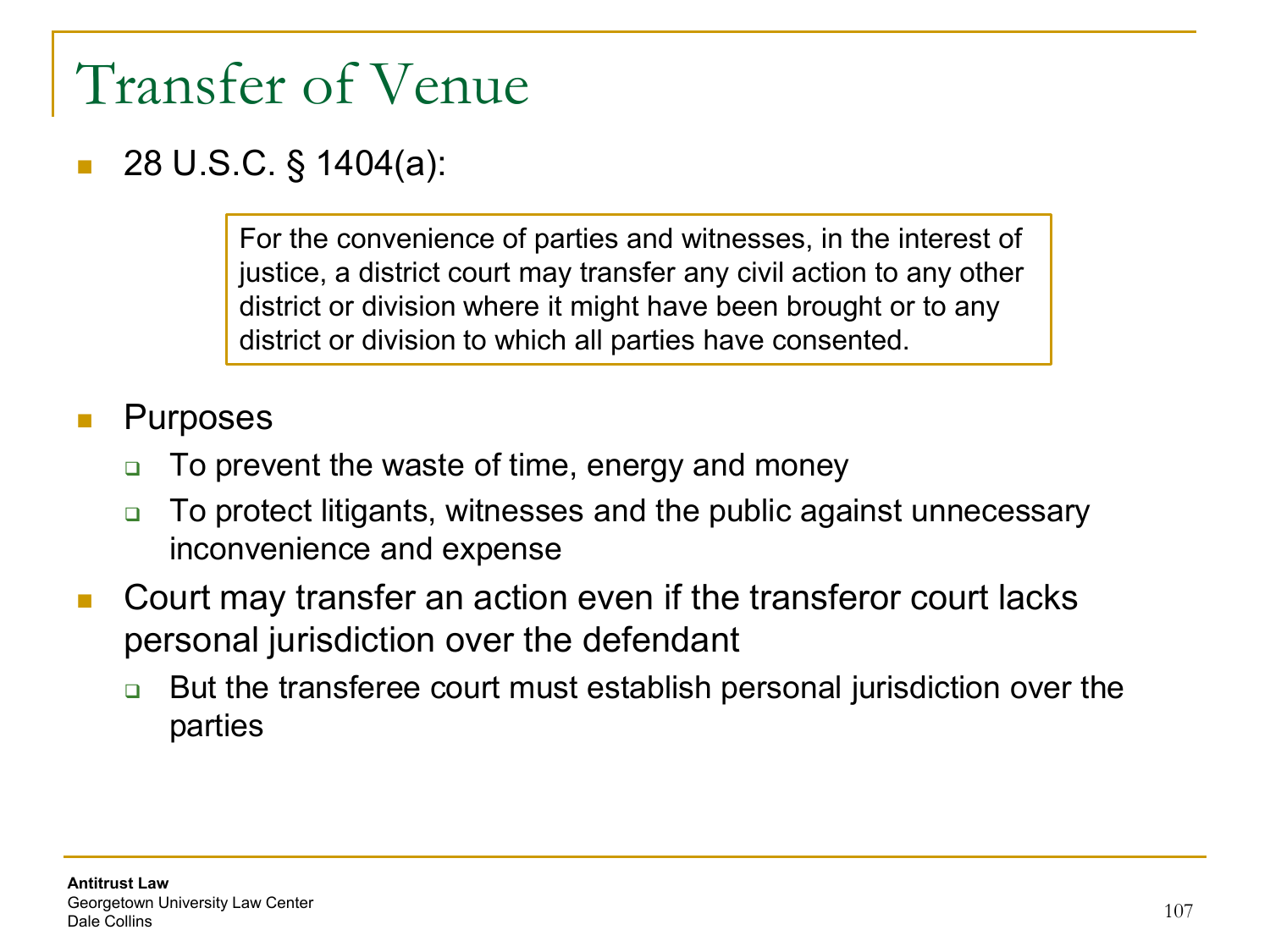# Transfer of Venue

- 28 U.S.C. § 1404(a):

> For the convenience of parties and witnesses, in the interest of justice, a district court may transfer any civil action to any other district or division where it might have been brought or to any district or division to which all parties have consented.

- Purposes
  - To prevent the waste of time, energy and money
  - To protect litigants, witnesses and the public against unnecessary inconvenience and expense
- Court may transfer an action even if the transferor court lacks personal jurisdiction over the defendant
  - But the transferee court must establish personal jurisdiction over the parties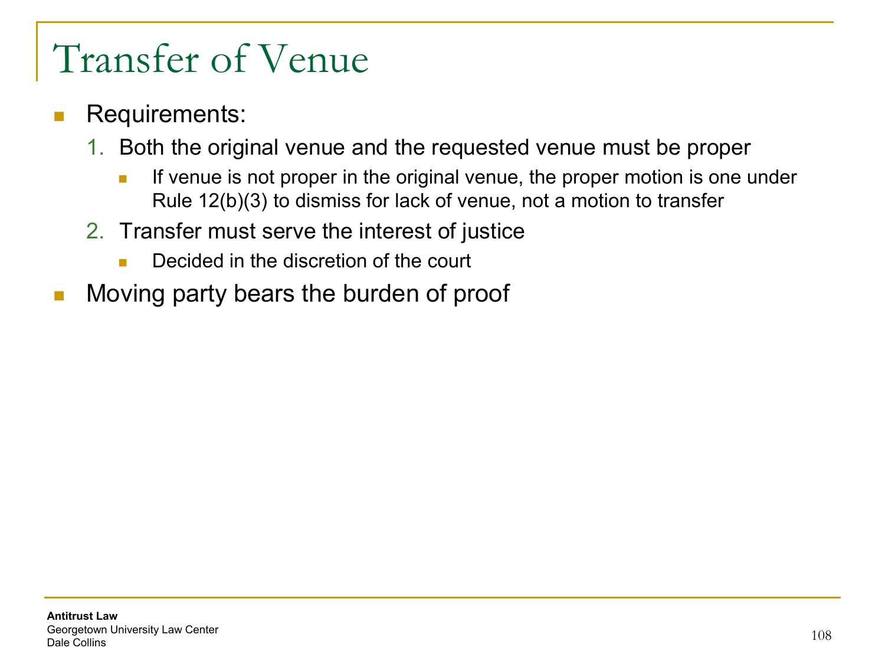# Transfer of Venue

- Requirements:
  1. Both the original venue and the requested venue must be proper
     - If venue is not proper in the original venue, the proper motion is one under Rule 12(b)(3) to dismiss for lack of venue, not a motion to transfer
  2. Transfer must serve the interest of justice
     - Decided in the discretion of the court
- Moving party bears the burden of proof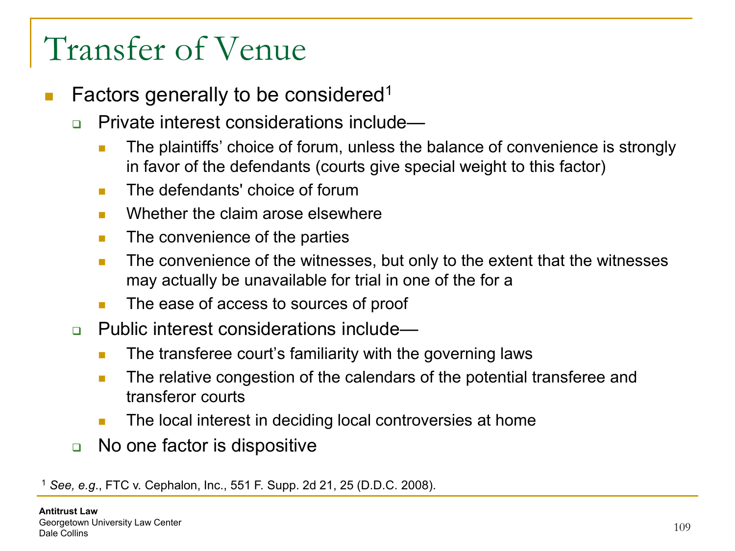# Transfer of Venue

- Factors generally to be considered[1]
  - Private interest considerations include—
    - The plaintiffs' choice of forum, unless the balance of convenience is strongly in favor of the defendants (courts give special weight to this factor)
    - The defendants' choice of forum
    - Whether the claim arose elsewhere
    - The convenience of the parties
    - The convenience of the witnesses, but only to the extent that the witnesses may actually be unavailable for trial in one of the for a
    - The ease of access to sources of proof
  - Public interest considerations include—
    - The transferee court's familiarity with the governing laws
    - The relative congestion of the calendars of the potential transferee and transferor courts
    - The local interest in deciding local controversies at home
  - No one factor is dispositive

[1] *See, e.g.*, FTC v. Cephalon, Inc., 551 F. Supp. 2d 21, 25 (D.D.C. 2008).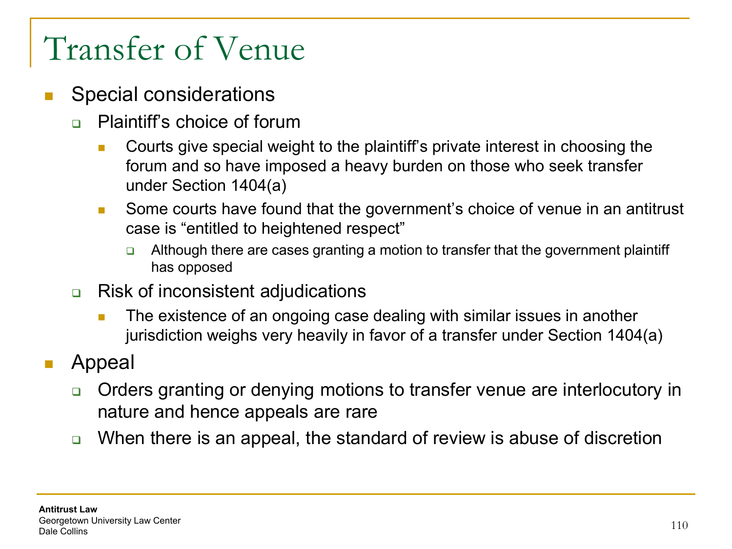# Transfer of Venue

- Special considerations
  - Plaintiff's choice of forum
    - Courts give special weight to the plaintiff's private interest in choosing the forum and so have imposed a heavy burden on those who seek transfer under Section 1404(a)
    - Some courts have found that the government's choice of venue in an antitrust case is "entitled to heightened respect"
      - Although there are cases granting a motion to transfer that the government plaintiff has opposed
  - Risk of inconsistent adjudications
    - The existence of an ongoing case dealing with similar issues in another jurisdiction weighs very heavily in favor of a transfer under Section 1404(a)
- Appeal
  - Orders granting or denying motions to transfer venue are interlocutory in nature and hence appeals are rare
  - When there is an appeal, the standard of review is abuse of discretion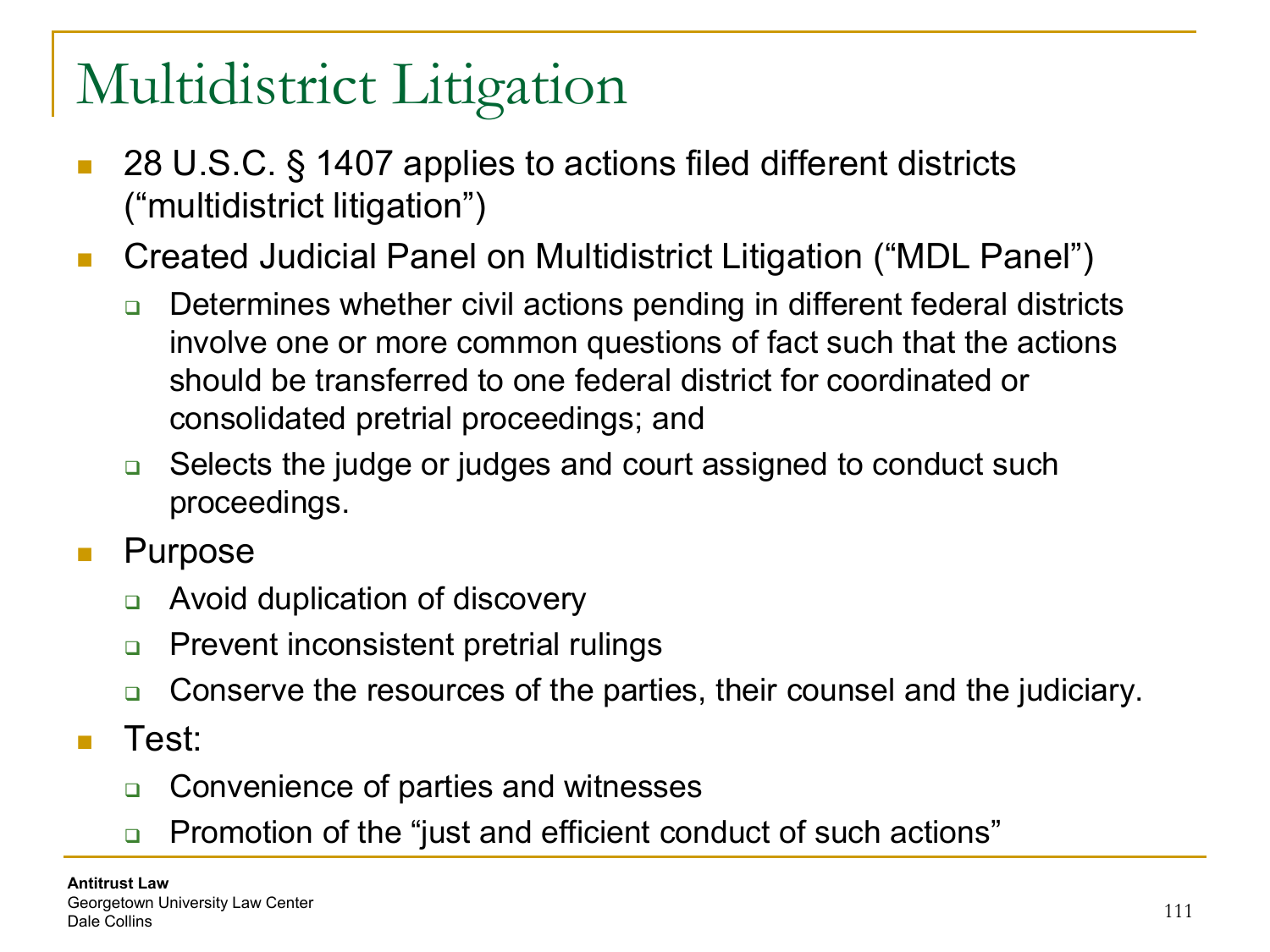# Multidistrict Litigation

- 28 U.S.C. § 1407 applies to actions filed different districts ("multidistrict litigation")
- Created Judicial Panel on Multidistrict Litigation ("MDL Panel")
  - Determines whether civil actions pending in different federal districts involve one or more common questions of fact such that the actions should be transferred to one federal district for coordinated or consolidated pretrial proceedings; and
  - Selects the judge or judges and court assigned to conduct such proceedings.
- Purpose
  - Avoid duplication of discovery
  - Prevent inconsistent pretrial rulings
  - Conserve the resources of the parties, their counsel and the judiciary.
- Test:
  - Convenience of parties and witnesses
  - Promotion of the "just and efficient conduct of such actions"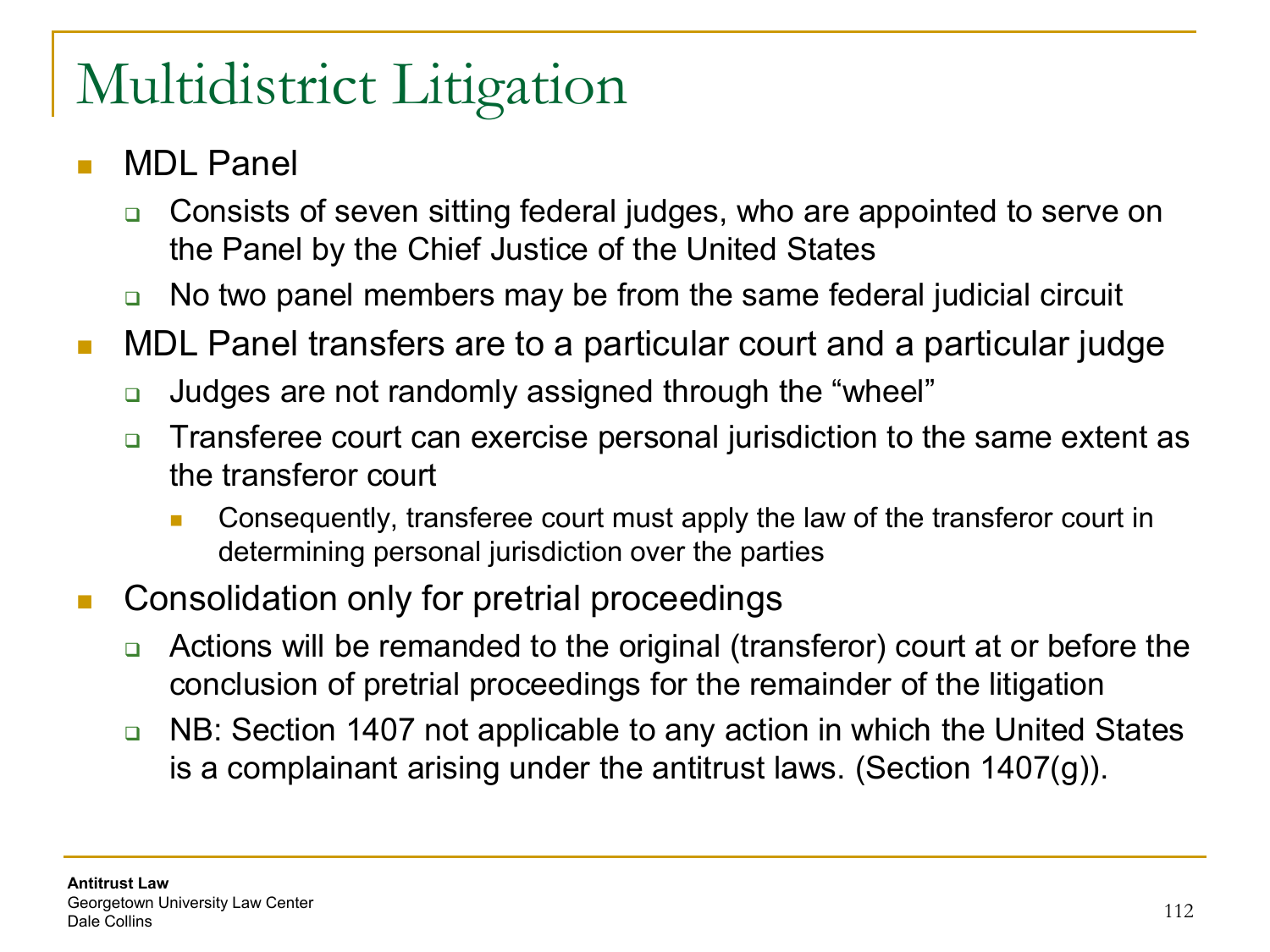# Multidistrict Litigation

- MDL Panel
  - Consists of seven sitting federal judges, who are appointed to serve on the Panel by the Chief Justice of the United States
  - No two panel members may be from the same federal judicial circuit
- MDL Panel transfers are to a particular court and a particular judge
  - Judges are not randomly assigned through the "wheel"
  - Transferee court can exercise personal jurisdiction to the same extent as the transferor court
    - Consequently, transferee court must apply the law of the transferor court in determining personal jurisdiction over the parties
- Consolidation only for pretrial proceedings
  - Actions will be remanded to the original (transferor) court at or before the conclusion of pretrial proceedings for the remainder of the litigation
  - NB: Section 1407 not applicable to any action in which the United States is a complainant arising under the antitrust laws. (Section 1407(g)).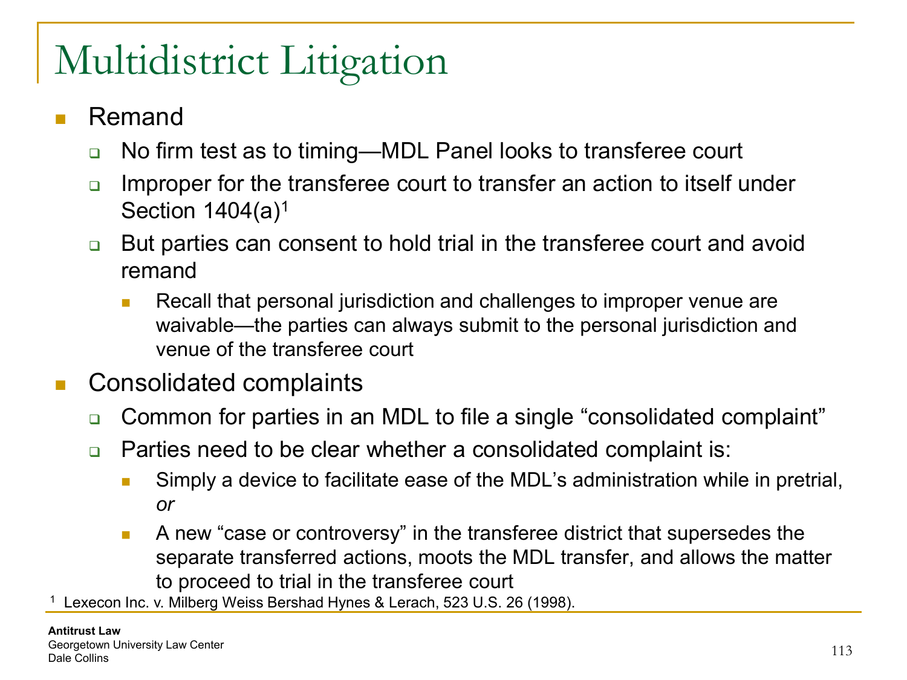# Multidistrict Litigation

- Remand
  - No firm test as to timing—MDL Panel looks to transferee court
  - Improper for the transferee court to transfer an action to itself under Section 1404(a)[1]
  - But parties can consent to hold trial in the transferee court and avoid remand
    - Recall that personal jurisdiction and challenges to improper venue are waivable—the parties can always submit to the personal jurisdiction and venue of the transferee court
- Consolidated complaints
  - Common for parties in an MDL to file a single "consolidated complaint"
  - Parties need to be clear whether a consolidated complaint is:
    - Simply a device to facilitate ease of the MDL's administration while in pretrial, *or*
    - A new "case or controversy" in the transferee district that supersedes the separate transferred actions, moots the MDL transfer, and allows the matter to proceed to trial in the transferee court

[1] Lexecon Inc. v. Milberg Weiss Bershad Hynes & Lerach, 523 U.S. 26 (1998).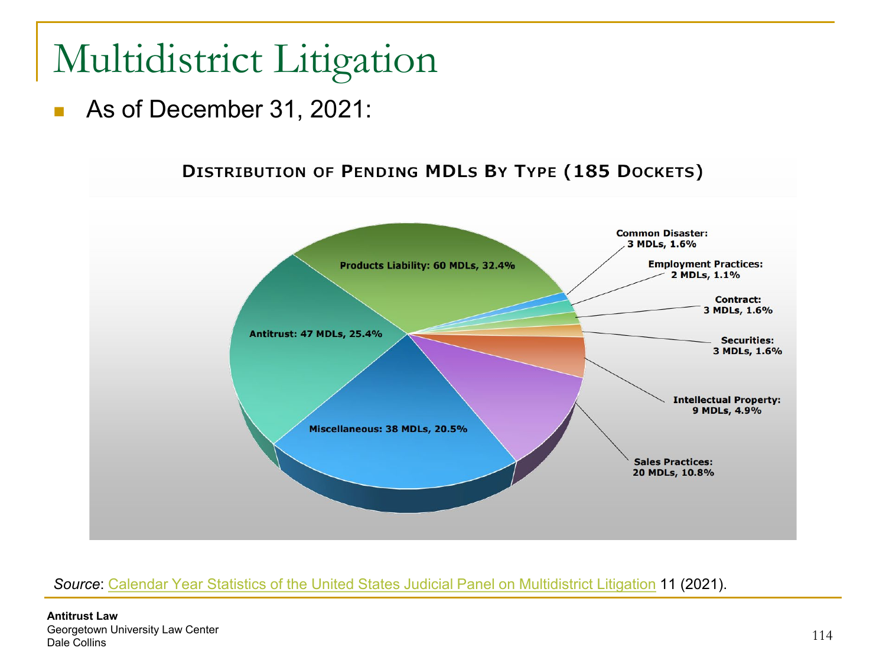# Multidistrict Litigation

- As of December 31, 2021:

**DISTRIBUTION OF PENDING MDLS BY TYPE (185 DOCKETS)**

| Type | MDLs | Percent |
|---|---|---|
| Products Liability | 60 | 32.4% |
| Antitrust | 47 | 25.4% |
| Miscellaneous | 38 | 20.5% |
| Sales Practices | 20 | 10.8% |
| Intellectual Property | 9 | 4.9% |
| Securities | 3 | 1.6% |
| Contract | 3 | 1.6% |
| Employment Practices | 2 | 1.1% |
| Common Disaster | 3 | 1.6% |

*Source*: Calendar Year Statistics of the United States Judicial Panel on Multidistrict Litigation 11 (2021).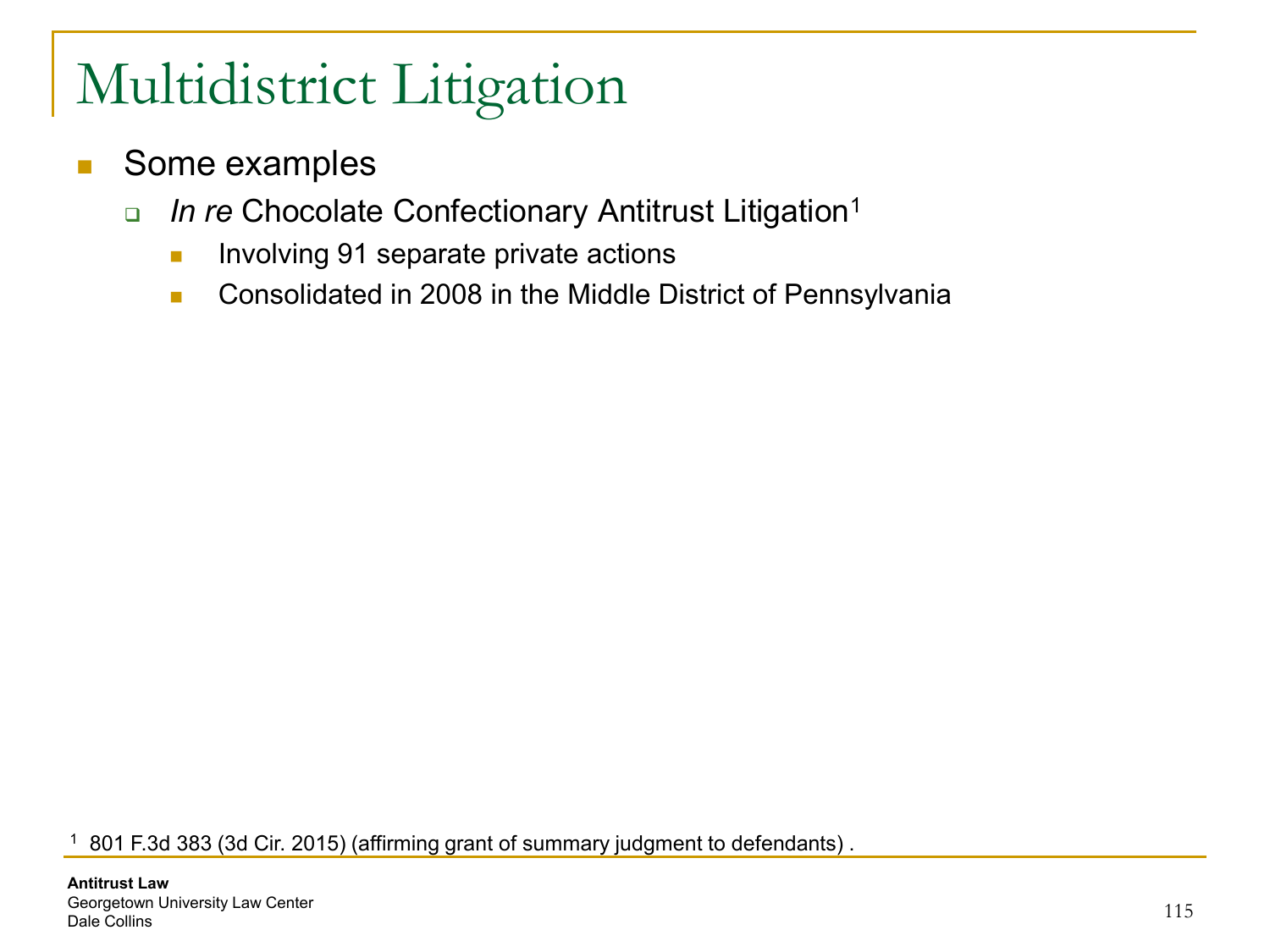# Multidistrict Litigation

- Some examples
  - *In re* Chocolate Confectionary Antitrust Litigation[1]
    - Involving 91 separate private actions
    - Consolidated in 2008 in the Middle District of Pennsylvania

[1] 801 F.3d 383 (3d Cir. 2015) (affirming grant of summary judgment to defendants) .

**Antitrust Law**
Georgetown University Law Center
Dale Collins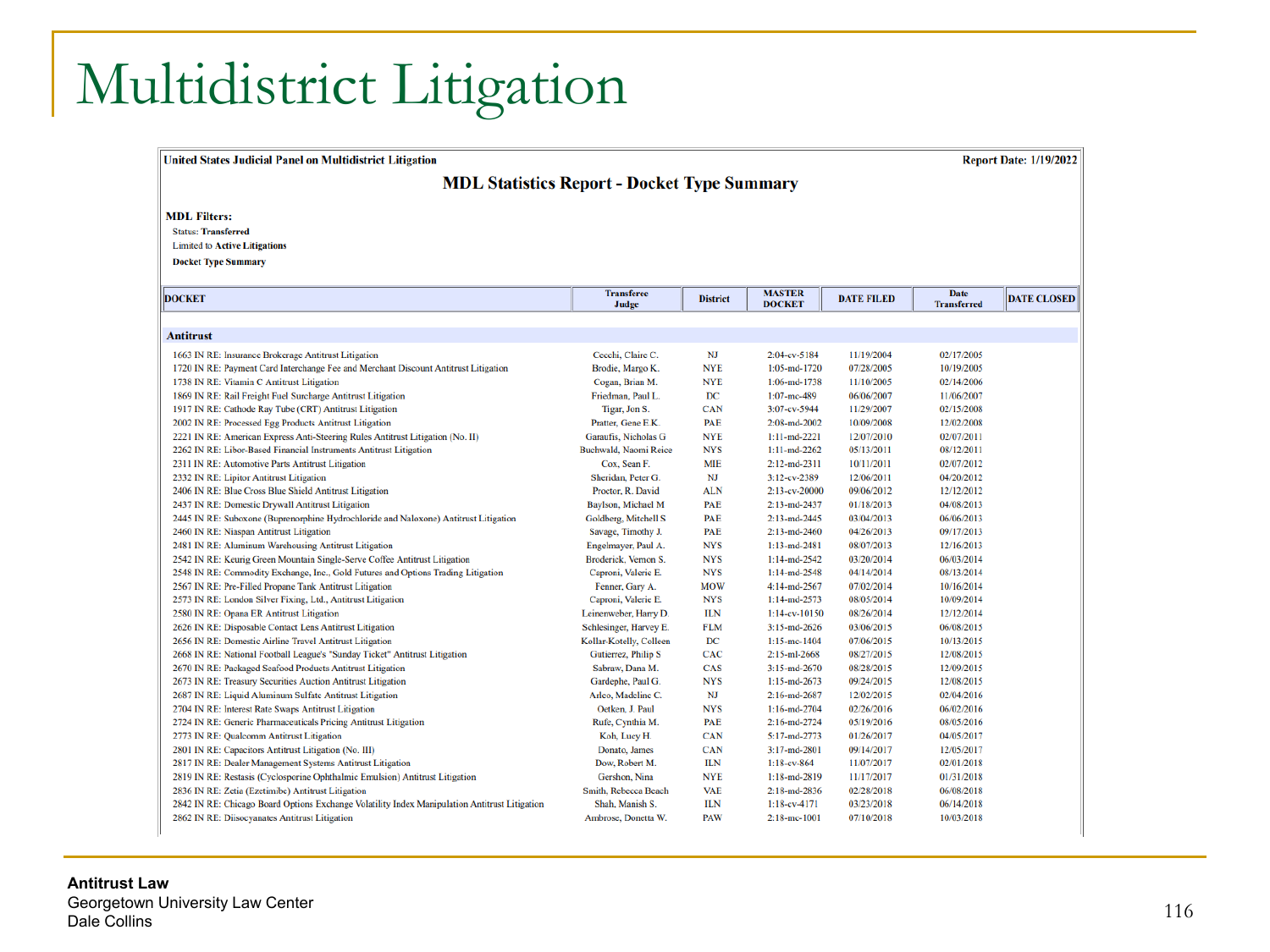# Multidistrict Litigation

United States Judicial Panel on Multidistrict Litigation

Report Date: 1/19/2022

## MDL Statistics Report - Docket Type Summary

**MDL Filters:**

Status: **Transferred**

Limited to **Active Litigations**

**Docket Type Summary**

| DOCKET | Transferee Judge | District | MASTER DOCKET | DATE FILED | Date Transferred | DATE CLOSED |
|---|---|---|---|---|---|---|
| **Antitrust** | | | | | | |
| 1663 IN RE: Insurance Brokerage Antitrust Litigation | Cecchi, Claire C. | NJ | 2:04-cv-5184 | 11/19/2004 | 02/17/2005 | |
| 1720 IN RE: Payment Card Interchange Fee and Merchant Discount Antitrust Litigation | Brodie, Margo K. | NYE | 1:05-md-1720 | 07/28/2005 | 10/19/2005 | |
| 1738 IN RE: Vitamin C Antitrust Litigation | Cogan, Brian M. | NYE | 1:06-md-1738 | 11/10/2005 | 02/14/2006 | |
| 1869 IN RE: Rail Freight Fuel Surcharge Antitrust Litigation | Friedman, Paul L. | DC | 1:07-mc-489 | 06/06/2007 | 11/06/2007 | |
| 1917 IN RE: Cathode Ray Tube (CRT) Antitrust Litigation | Tigar, Jon S. | CAN | 3:07-cv-5944 | 11/29/2007 | 02/15/2008 | |
| 2002 IN RE: Processed Egg Products Antitrust Litigation | Pratter, Gene E.K. | PAE | 2:08-md-2002 | 10/09/2008 | 12/02/2008 | |
| 2221 IN RE: American Express Anti-Steering Rules Antitrust Litigation (No. II) | Garaufis, Nicholas G | NYE | 1:11-md-2221 | 12/07/2010 | 02/07/2011 | |
| 2262 IN RE: Libor-Based Financial Instruments Antitrust Litigation | Buchwald, Naomi Reice | NYS | 1:11-md-2262 | 05/13/2011 | 08/12/2011 | |
| 2311 IN RE: Automotive Parts Antitrust Litigation | Cox, Sean F. | MIE | 2:12-md-2311 | 10/11/2011 | 02/07/2012 | |
| 2332 IN RE: Lipitor Antitrust Litigation | Sheridan, Peter G. | NJ | 3:12-cv-2389 | 12/06/2011 | 04/20/2012 | |
| 2406 IN RE: Blue Cross Blue Shield Antitrust Litigation | Proctor, R. David | ALN | 2:13-cv-20000 | 09/06/2012 | 12/12/2012 | |
| 2437 IN RE: Domestic Drywall Antitrust Litigation | Baylson, Michael M | PAE | 2:13-md-2437 | 01/18/2013 | 04/08/2013 | |
| 2445 IN RE: Suboxone (Buprenorphine Hydrochloride and Naloxone) Antitrust Litigation | Goldberg, Mitchell S | PAE | 2:13-md-2445 | 03/04/2013 | 06/06/2013 | |
| 2460 IN RE: Niaspan Antitrust Litigation | Savage, Timothy J. | PAE | 2:13-md-2460 | 04/26/2013 | 09/17/2013 | |
| 2481 IN RE: Aluminum Warehousing Antitrust Litigation | Engelmayer, Paul A. | NYS | 1:13-md-2481 | 08/07/2013 | 12/16/2013 | |
| 2542 IN RE: Keurig Green Mountain Single-Serve Coffee Antitrust Litigation | Broderick, Vernon S. | NYS | 1:14-md-2542 | 03/20/2014 | 06/03/2014 | |
| 2548 IN RE: Commodity Exchange, Inc., Gold Futures and Options Trading Litigation | Caproni, Valerie E. | NYS | 1:14-md-2548 | 04/14/2014 | 08/13/2014 | |
| 2567 IN RE: Pre-Filled Propane Tank Antitrust Litigation | Fenner, Gary A. | MOW | 4:14-md-2567 | 07/02/2014 | 10/16/2014 | |
| 2573 IN RE: London Silver Fixing, Ltd., Antitrust Litigation | Caproni, Valerie E. | NYS | 1:14-md-2573 | 08/05/2014 | 10/09/2014 | |
| 2580 IN RE: Opana ER Antitrust Litigation | Leinenweber, Harry D. | ILN | 1:14-cv-10150 | 08/26/2014 | 12/12/2014 | |
| 2626 IN RE: Disposable Contact Lens Antitrust Litigation | Schlesinger, Harvey E. | FLM | 3:15-md-2626 | 03/06/2015 | 06/08/2015 | |
| 2656 IN RE: Domestic Airline Travel Antitrust Litigation | Kollar-Kotelly, Colleen | DC | 1:15-mc-1404 | 07/06/2015 | 10/13/2015 | |
| 2668 IN RE: National Football League's "Sunday Ticket" Antitrust Litigation | Gutierrez, Philip S | CAC | 2:15-ml-2668 | 08/27/2015 | 12/08/2015 | |
| 2670 IN RE: Packaged Seafood Products Antitrust Litigation | Sabraw, Dana M. | CAS | 3:15-md-2670 | 08/28/2015 | 12/09/2015 | |
| 2673 IN RE: Treasury Securities Auction Antitrust Litigation | Gardephe, Paul G. | NYS | 1:15-md-2673 | 09/24/2015 | 12/08/2015 | |
| 2687 IN RE: Liquid Aluminum Sulfate Antitrust Litigation | Arleo, Madeline C. | NJ | 2:16-md-2687 | 12/02/2015 | 02/04/2016 | |
| 2704 IN RE: Interest Rate Swaps Antitrust Litigation | Oetken, J. Paul | NYS | 1:16-md-2704 | 02/26/2016 | 06/02/2016 | |
| 2724 IN RE: Generic Pharmaceuticals Pricing Antitrust Litigation | Rufe, Cynthia M. | PAE | 2:16-md-2724 | 05/19/2016 | 08/05/2016 | |
| 2773 IN RE: Qualcomm Antitrust Litigation | Koh, Lucy H. | CAN | 5:17-md-2773 | 01/26/2017 | 04/05/2017 | |
| 2801 IN RE: Capacitors Antitrust Litigation (No. III) | Donato, James | CAN | 3:17-md-2801 | 09/14/2017 | 12/05/2017 | |
| 2817 IN RE: Dealer Management Systems Antitrust Litigation | Dow, Robert M. | ILN | 1:18-cv-864 | 11/07/2017 | 02/01/2018 | |
| 2819 IN RE: Restasis (Cyclosporine Ophthalmic Emulsion) Antitrust Litigation | Gershon, Nina | NYE | 1:18-md-2819 | 11/17/2017 | 01/31/2018 | |
| 2836 IN RE: Zetia (Ezetimibe) Antitrust Litigation | Smith, Rebecca Beach | VAE | 2:18-md-2836 | 02/28/2018 | 06/08/2018 | |
| 2842 IN RE: Chicago Board Options Exchange Volatility Index Manipulation Antitrust Litigation | Shah, Manish S. | ILN | 1:18-cv-4171 | 03/23/2018 | 06/14/2018 | |
| 2862 IN RE: Diisocyanates Antitrust Litigation | Ambrose, Donetta W. | PAW | 2:18-mc-1001 | 07/10/2018 | 10/03/2018 | |

**Antitrust Law**
Georgetown University Law Center
Dale Collins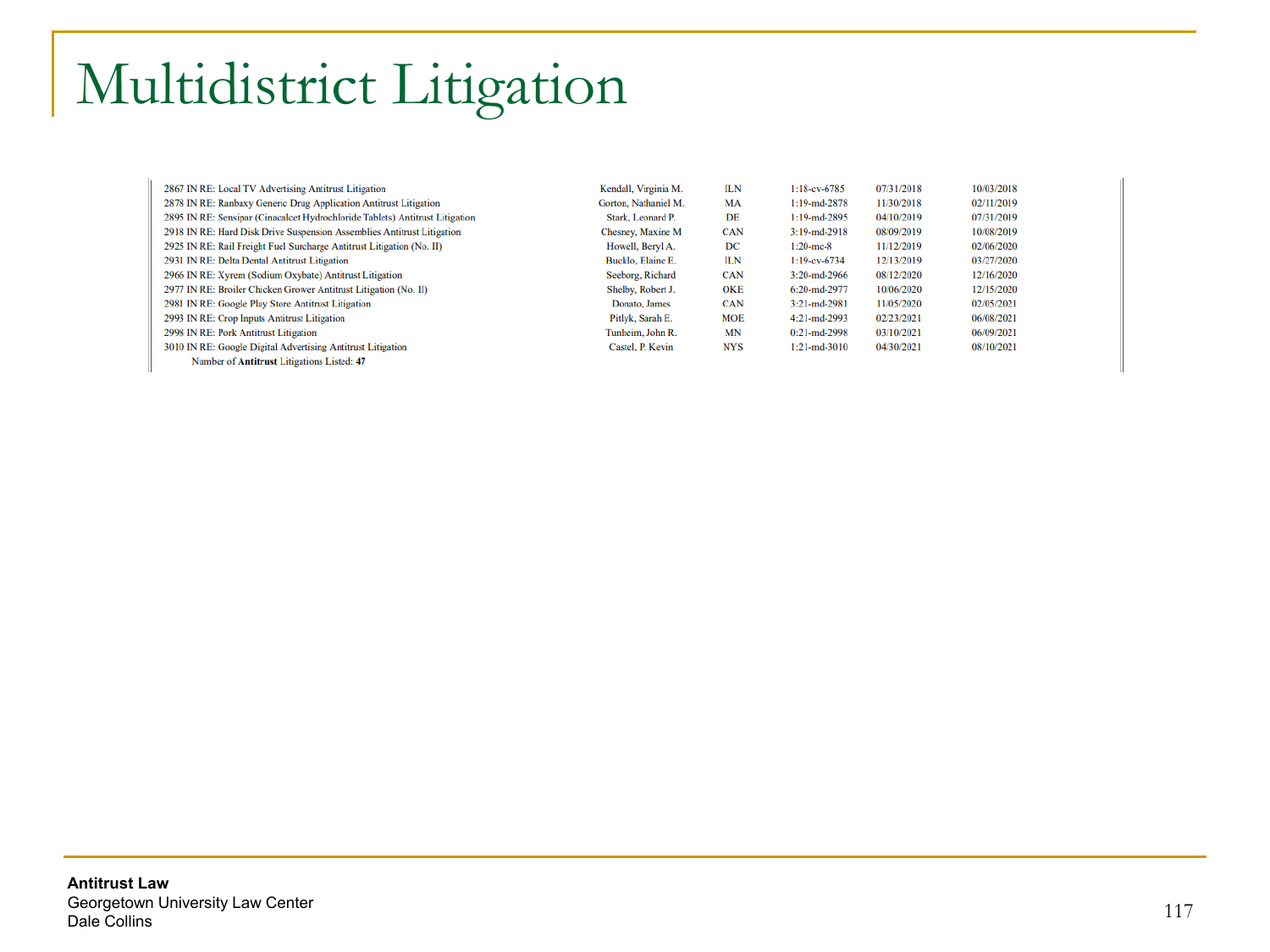# Multidistrict Litigation

| | | | | | |
|---|---|---|---|---|---|
| 2867 IN RE: Local TV Advertising Antitrust Litigation | Kendall, Virginia M. | ILN | 1:18-cv-6785 | 07/31/2018 | 10/03/2018 |
| 2878 IN RE: Ranbaxy Generic Drug Application Antitrust Litigation | Gorton, Nathaniel M. | MA | 1:19-md-2878 | 11/30/2018 | 02/11/2019 |
| 2895 IN RE: Sensipar (Cinacalcet Hydrochloride Tablets) Antitrust Litigation | Stark, Leonard P. | DE | 1:19-md-2895 | 04/10/2019 | 07/31/2019 |
| 2918 IN RE: Hard Disk Drive Suspension Assemblies Antitrust Litigation | Chesney, Maxine M | CAN | 3:19-md-2918 | 08/09/2019 | 10/08/2019 |
| 2925 IN RE: Rail Freight Fuel Surcharge Antitrust Litigation (No. II) | Howell, Beryl A. | DC | 1:20-mc-8 | 11/12/2019 | 02/06/2020 |
| 2931 IN RE: Delta Dental Antitrust Litigation | Bucklo, Elaine E. | ILN | 1:19-cv-6734 | 12/13/2019 | 03/27/2020 |
| 2966 IN RE: Xyrem (Sodium Oxybate) Antitrust Litigation | Seeborg, Richard | CAN | 3:20-md-2966 | 08/12/2020 | 12/16/2020 |
| 2977 IN RE: Broiler Chicken Grower Antitrust Litigation (No. II) | Shelby, Robert J. | OKE | 6:20-md-2977 | 10/06/2020 | 12/15/2020 |
| 2981 IN RE: Google Play Store Antitrust Litigation | Donato, James | CAN | 3:21-md-2981 | 11/05/2020 | 02/05/2021 |
| 2993 IN RE: Crop Inputs Antitrust Litigation | Pitlyk, Sarah E. | MOE | 4:21-md-2993 | 02/23/2021 | 06/08/2021 |
| 2998 IN RE: Pork Antitrust Litigation | Tunheim, John R. | MN | 0:21-md-2998 | 03/10/2021 | 06/09/2021 |
| 3010 IN RE: Google Digital Advertising Antitrust Litigation | Castel, P. Kevin | NYS | 1:21-md-3010 | 04/30/2021 | 08/10/2021 |

Number of **Antitrust** Litigations Listed: **47**